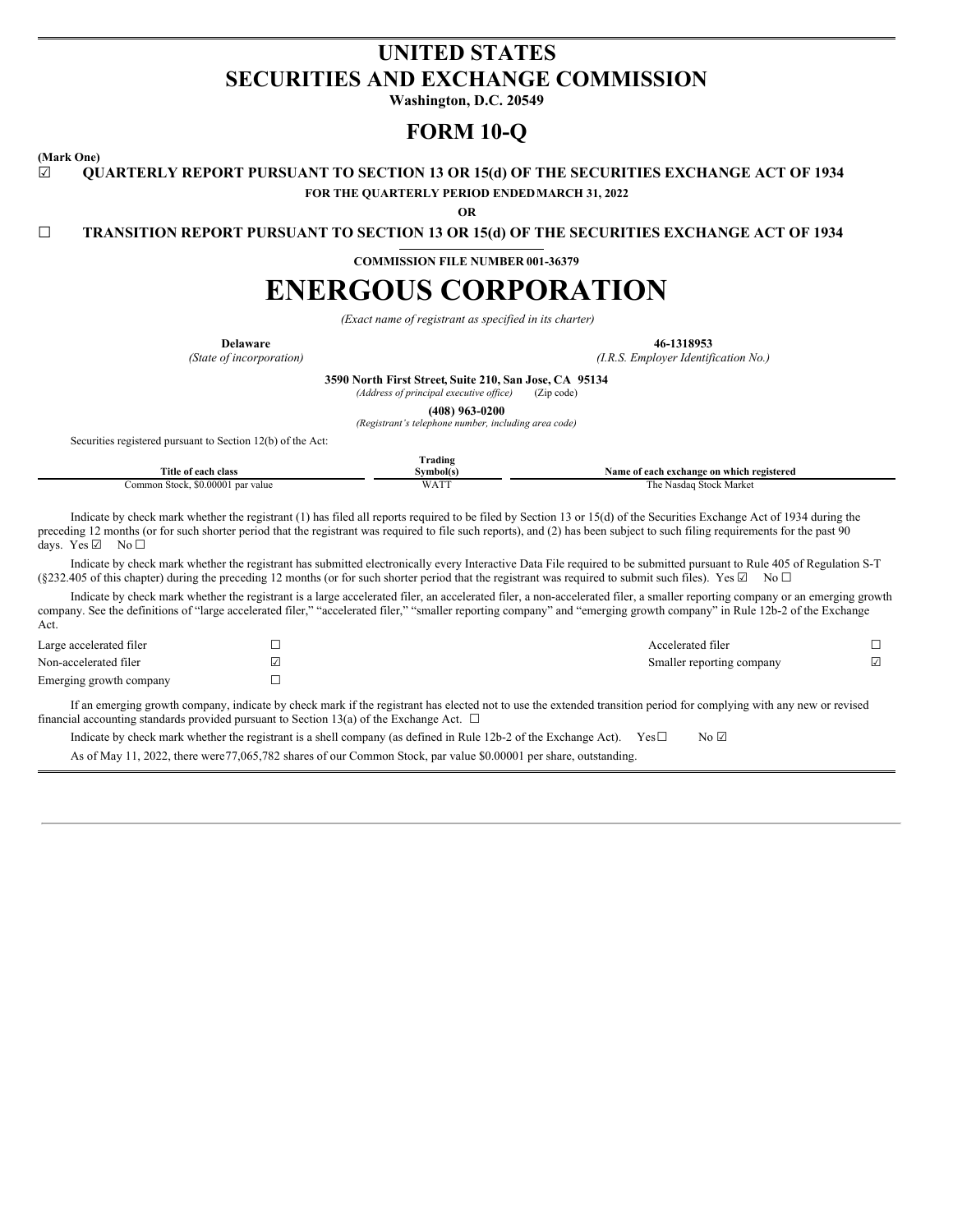# UNITED STATES
# SECURITIES AND EXCHANGE COMMISSION

**Washington, D.C. 20549**

# FORM 10-Q

**(Mark One)**

☑ **QUARTERLY REPORT PURSUANT TO SECTION 13 OR 15(d) OF THE SECURITIES EXCHANGE ACT OF 1934**

**FOR THE QUARTERLY PERIOD ENDED MARCH 31, 2022**

**OR**

☐ **TRANSITION REPORT PURSUANT TO SECTION 13 OR 15(d) OF THE SECURITIES EXCHANGE ACT OF 1934**

**COMMISSION FILE NUMBER 001-36379**

# ENERGOUS CORPORATION

*(Exact name of registrant as specified in its charter)*

| **Delaware** | **46-1318953** |
|---|---|
| *(State of incorporation)* | *(I.R.S. Employer Identification No.)* |

**3590 North First Street, Suite 210, San Jose, CA 95134**
*(Address of principal executive office)* (Zip code)

**(408) 963-0200**
*(Registrant's telephone number, including area code)*

Securities registered pursuant to Section 12(b) of the Act:

| Title of each class | Trading Symbol(s) | Name of each exchange on which registered |
|---|---|---|
| Common Stock, $0.00001 par value | WATT | The Nasdaq Stock Market |

Indicate by check mark whether the registrant (1) has filed all reports required to be filed by Section 13 or 15(d) of the Securities Exchange Act of 1934 during the preceding 12 months (or for such shorter period that the registrant was required to file such reports), and (2) has been subject to such filing requirements for the past 90 days. Yes ☑ No ☐

Indicate by check mark whether the registrant has submitted electronically every Interactive Data File required to be submitted pursuant to Rule 405 of Regulation S-T (§232.405 of this chapter) during the preceding 12 months (or for such shorter period that the registrant was required to submit such files). Yes ☑ No ☐

Indicate by check mark whether the registrant is a large accelerated filer, an accelerated filer, a non-accelerated filer, a smaller reporting company or an emerging growth company. See the definitions of "large accelerated filer," "accelerated filer," "smaller reporting company" and "emerging growth company" in Rule 12b-2 of the Exchange Act.

| | | | |
|---|---|---|---|
| Large accelerated filer | ☐ | Accelerated filer | ☐ |
| Non-accelerated filer | ☑ | Smaller reporting company | ☑ |
| Emerging growth company | ☐ | | |

If an emerging growth company, indicate by check mark if the registrant has elected not to use the extended transition period for complying with any new or revised financial accounting standards provided pursuant to Section 13(a) of the Exchange Act. ☐

Indicate by check mark whether the registrant is a shell company (as defined in Rule 12b-2 of the Exchange Act). Yes ☐ No ☑

As of May 11, 2022, there were 77,065,782 shares of our Common Stock, par value $0.00001 per share, outstanding.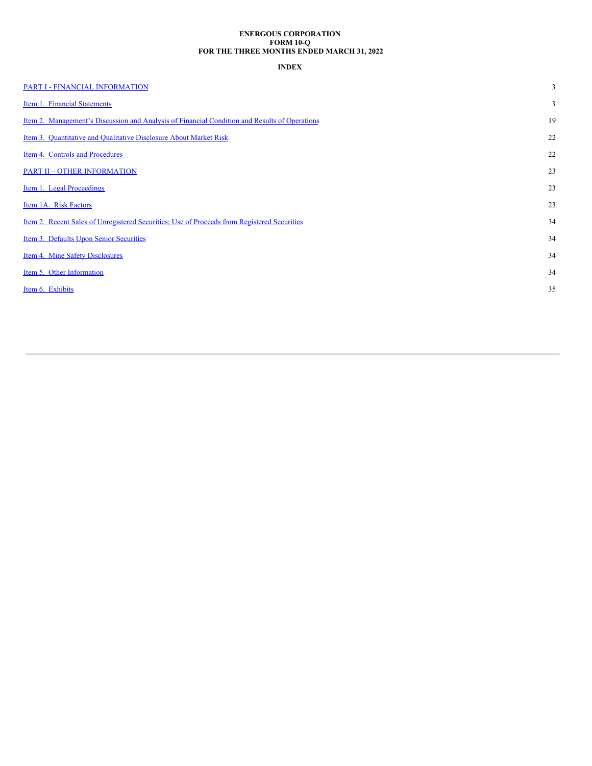**ENERGOUS CORPORATION**
**FORM 10-Q**
**FOR THE THREE MONTHS ENDED MARCH 31, 2022**

**INDEX**

| | |
|---|---|
| PART I - FINANCIAL INFORMATION | 3 |
| Item 1. Financial Statements | 3 |
| Item 2. Management's Discussion and Analysis of Financial Condition and Results of Operations | 19 |
| Item 3. Quantitative and Qualitative Disclosure About Market Risk | 22 |
| Item 4. Controls and Procedures | 22 |
| PART II – OTHER INFORMATION | 23 |
| Item 1. Legal Proceedings | 23 |
| Item 1A. Risk Factors | 23 |
| Item 2. Recent Sales of Unregistered Securities; Use of Proceeds from Registered Securities | 34 |
| Item 3. Defaults Upon Senior Securities | 34 |
| Item 4. Mine Safety Disclosures | 34 |
| Item 5. Other Information | 34 |
| Item 6. Exhibits | 35 |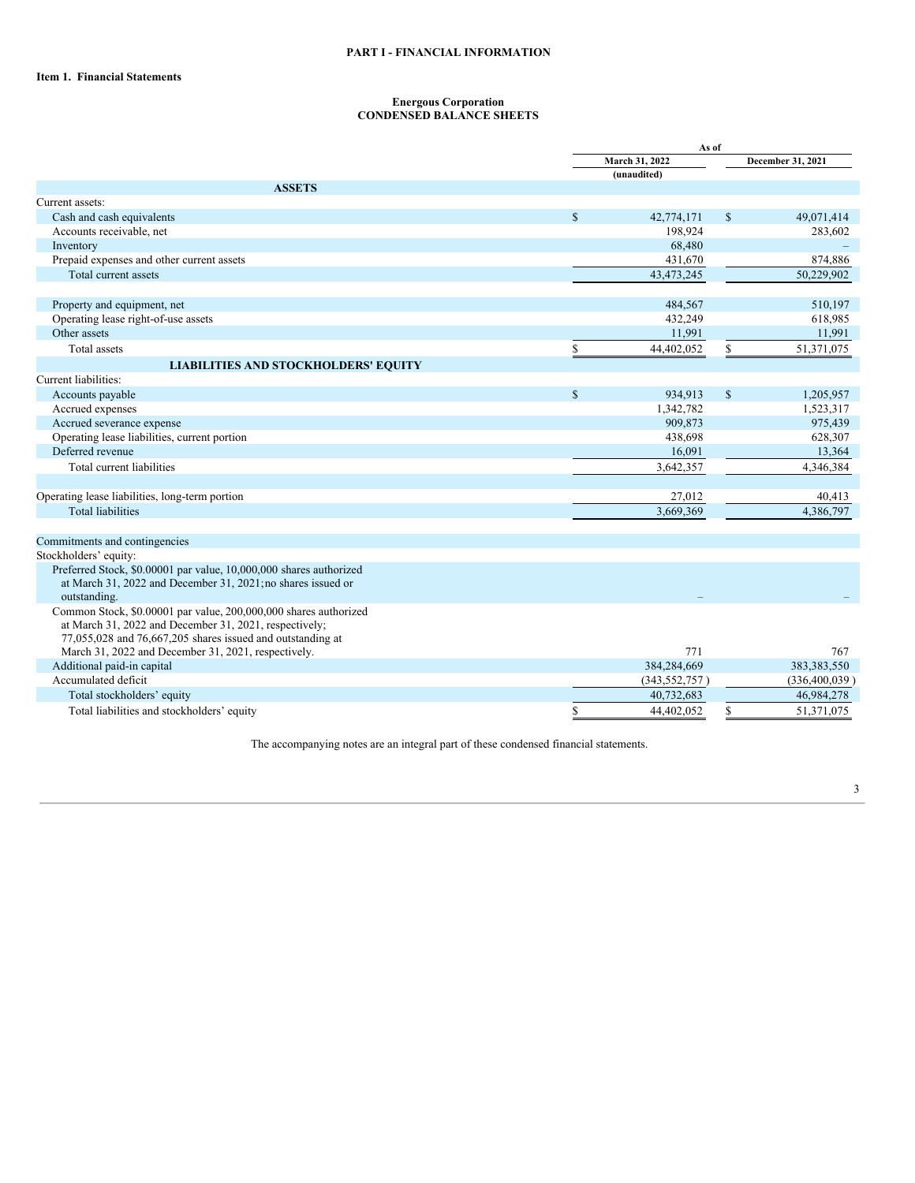# PART I - FINANCIAL INFORMATION

## Item 1. Financial Statements

### Energous Corporation
### CONDENSED BALANCE SHEETS

| | As of | |
|---|---|---|
| | March 31, 2022 (unaudited) | December 31, 2021 |
| **ASSETS** | | |
| Current assets: | | |
| Cash and cash equivalents | $ 42,774,171 | $ 49,071,414 |
| Accounts receivable, net | 198,924 | 283,602 |
| Inventory | 68,480 | – |
| Prepaid expenses and other current assets | 431,670 | 874,886 |
| Total current assets | 43,473,245 | 50,229,902 |
| | | |
| Property and equipment, net | 484,567 | 510,197 |
| Operating lease right-of-use assets | 432,249 | 618,985 |
| Other assets | 11,991 | 11,991 |
| Total assets | $ 44,402,052 | $ 51,371,075 |
| **LIABILITIES AND STOCKHOLDERS' EQUITY** | | |
| Current liabilities: | | |
| Accounts payable | $ 934,913 | $ 1,205,957 |
| Accrued expenses | 1,342,782 | 1,523,317 |
| Accrued severance expense | 909,873 | 975,439 |
| Operating lease liabilities, current portion | 438,698 | 628,307 |
| Deferred revenue | 16,091 | 13,364 |
| Total current liabilities | 3,642,357 | 4,346,384 |
| | | |
| Operating lease liabilities, long-term portion | 27,012 | 40,413 |
| Total liabilities | 3,669,369 | 4,386,797 |
| | | |
| Commitments and contingencies | | |
| Stockholders' equity: | | |
| Preferred Stock, $0.00001 par value, 10,000,000 shares authorized at March 31, 2022 and December 31, 2021;no shares issued or outstanding. | – | – |
| Common Stock, $0.00001 par value, 200,000,000 shares authorized at March 31, 2022 and December 31, 2021, respectively; 77,055,028 and 76,667,205 shares issued and outstanding at March 31, 2022 and December 31, 2021, respectively. | 771 | 767 |
| Additional paid-in capital | 384,284,669 | 383,383,550 |
| Accumulated deficit | (343,552,757) | (336,400,039) |
| Total stockholders' equity | 40,732,683 | 46,984,278 |
| Total liabilities and stockholders' equity | $ 44,402,052 | $ 51,371,075 |

The accompanying notes are an integral part of these condensed financial statements.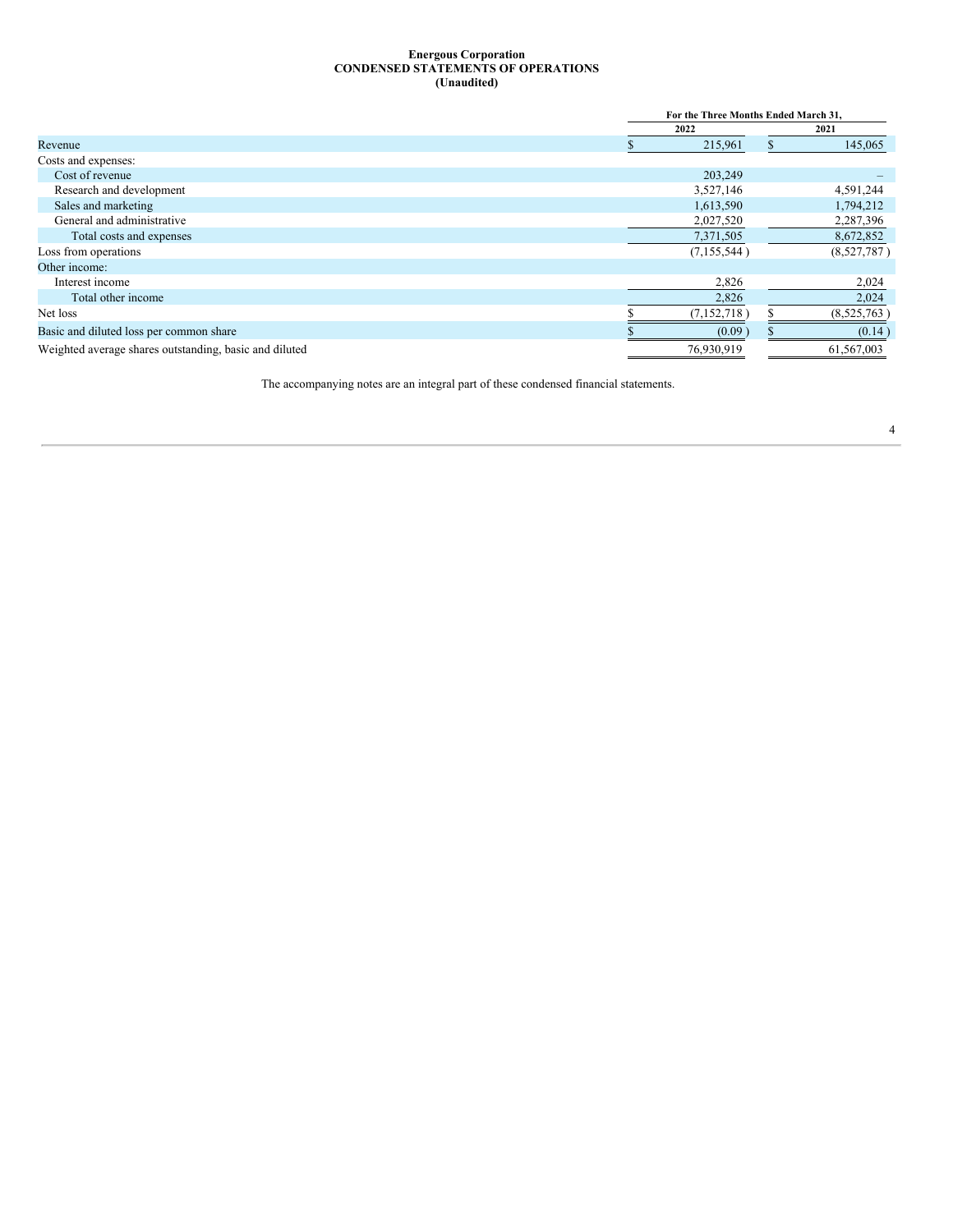**Energous Corporation**
**CONDENSED STATEMENTS OF OPERATIONS**
**(Unaudited)**

| | For the Three Months Ended March 31, | |
|---|---|---|
| | 2022 | 2021 |
| Revenue | $ 215,961 | $ 145,065 |
| Costs and expenses: | | |
| Cost of revenue | 203,249 | – |
| Research and development | 3,527,146 | 4,591,244 |
| Sales and marketing | 1,613,590 | 1,794,212 |
| General and administrative | 2,027,520 | 2,287,396 |
| Total costs and expenses | 7,371,505 | 8,672,852 |
| Loss from operations | (7,155,544 ) | (8,527,787 ) |
| Other income: | | |
| Interest income | 2,826 | 2,024 |
| Total other income | 2,826 | 2,024 |
| Net loss | $ (7,152,718 ) | $ (8,525,763 ) |
| Basic and diluted loss per common share | $ (0.09 ) | $ (0.14 ) |
| Weighted average shares outstanding, basic and diluted | 76,930,919 | 61,567,003 |

The accompanying notes are an integral part of these condensed financial statements.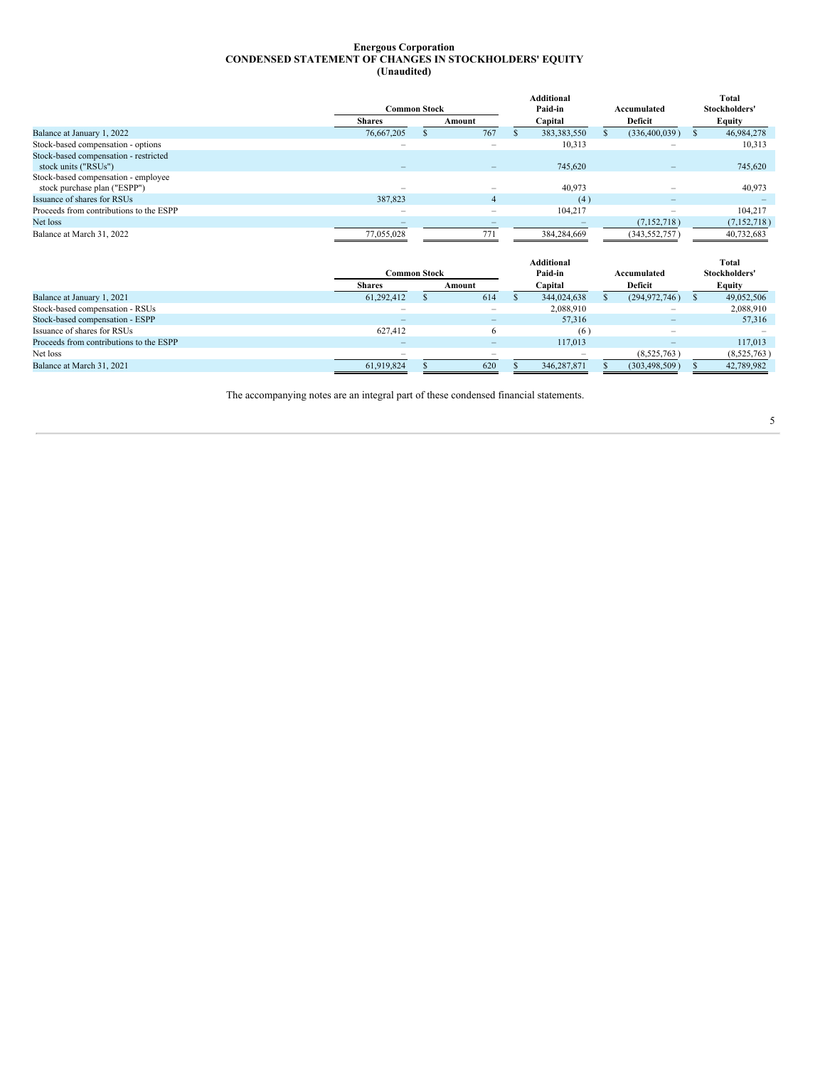**Energous Corporation**
**CONDENSED STATEMENT OF CHANGES IN STOCKHOLDERS' EQUITY**
**(Unaudited)**

| | Common Stock | | Additional Paid-in | Accumulated | Total Stockholders' |
|---|---|---|---|---|---|
| | Shares | Amount | Capital | Deficit | Equity |
| Balance at January 1, 2022 | 76,667,205 | $ 767 | $ 383,383,550 | $ (336,400,039) | $ 46,984,278 |
| Stock-based compensation - options | – | – | 10,313 | – | 10,313 |
| Stock-based compensation - restricted stock units ("RSUs") | – | – | 745,620 | – | 745,620 |
| Stock-based compensation - employee stock purchase plan ("ESPP") | – | – | 40,973 | – | 40,973 |
| Issuance of shares for RSUs | 387,823 | 4 | (4) | – | – |
| Proceeds from contributions to the ESPP | – | – | 104,217 | – | 104,217 |
| Net loss | – | – | – | (7,152,718) | (7,152,718) |
| Balance at March 31, 2022 | 77,055,028 | 771 | 384,284,669 | (343,552,757) | 40,732,683 |

| | Common Stock | | Additional Paid-in | Accumulated | Total Stockholders' |
|---|---|---|---|---|---|
| | Shares | Amount | Capital | Deficit | Equity |
| Balance at January 1, 2021 | 61,292,412 | $ 614 | $ 344,024,638 | $ (294,972,746) | $ 49,052,506 |
| Stock-based compensation - RSUs | – | – | 2,088,910 | – | 2,088,910 |
| Stock-based compensation - ESPP | – | – | 57,316 | – | 57,316 |
| Issuance of shares for RSUs | 627,412 | 6 | (6) | – | – |
| Proceeds from contributions to the ESPP | – | – | 117,013 | – | 117,013 |
| Net loss | – | – | – | (8,525,763) | (8,525,763) |
| Balance at March 31, 2021 | 61,919,824 | $ 620 | $ 346,287,871 | $ (303,498,509) | $ 42,789,982 |

The accompanying notes are an integral part of these condensed financial statements.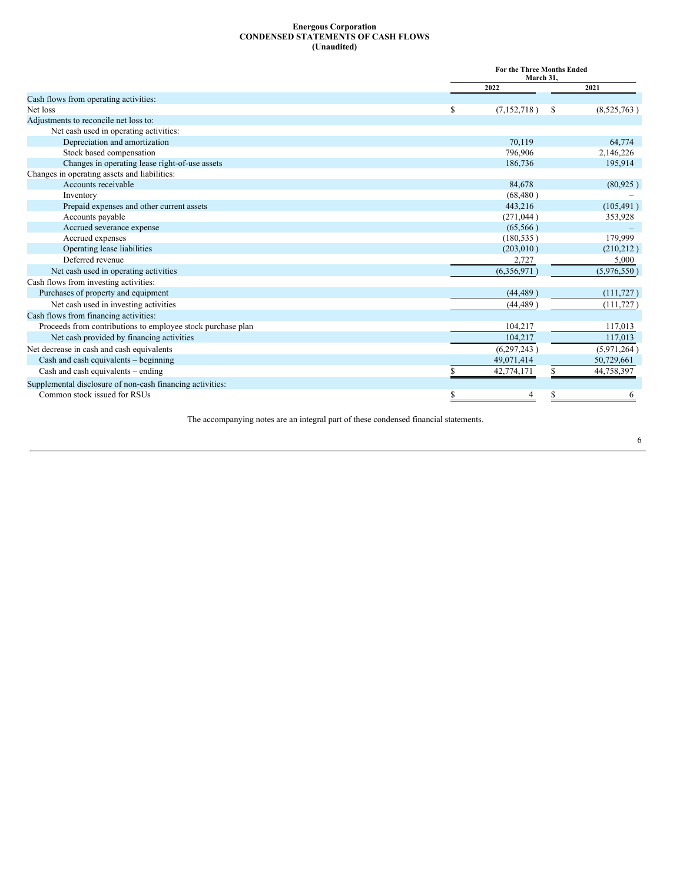**Energous Corporation**
**CONDENSED STATEMENTS OF CASH FLOWS**
**(Unaudited)**

| | For the Three Months Ended March 31, | |
|---|---|---|
| | 2022 | 2021 |
| Cash flows from operating activities: | | |
| Net loss | $ (7,152,718) | $ (8,525,763) |
| Adjustments to reconcile net loss to: | | |
| Net cash used in operating activities: | | |
| Depreciation and amortization | 70,119 | 64,774 |
| Stock based compensation | 796,906 | 2,146,226 |
| Changes in operating lease right-of-use assets | 186,736 | 195,914 |
| Changes in operating assets and liabilities: | | |
| Accounts receivable | 84,678 | (80,925) |
| Inventory | (68,480) | – |
| Prepaid expenses and other current assets | 443,216 | (105,491) |
| Accounts payable | (271,044) | 353,928 |
| Accrued severance expense | (65,566) | – |
| Accrued expenses | (180,535) | 179,999 |
| Operating lease liabilities | (203,010) | (210,212) |
| Deferred revenue | 2,727 | 5,000 |
| Net cash used in operating activities | (6,356,971) | (5,976,550) |
| Cash flows from investing activities: | | |
| Purchases of property and equipment | (44,489) | (111,727) |
| Net cash used in investing activities | (44,489) | (111,727) |
| Cash flows from financing activities: | | |
| Proceeds from contributions to employee stock purchase plan | 104,217 | 117,013 |
| Net cash provided by financing activities | 104,217 | 117,013 |
| Net decrease in cash and cash equivalents | (6,297,243) | (5,971,264) |
| Cash and cash equivalents – beginning | 49,071,414 | 50,729,661 |
| Cash and cash equivalents – ending | $ 42,774,171 | $ 44,758,397 |
| Supplemental disclosure of non-cash financing activities: | | |
| Common stock issued for RSUs | $ 4 | $ 6 |

The accompanying notes are an integral part of these condensed financial statements.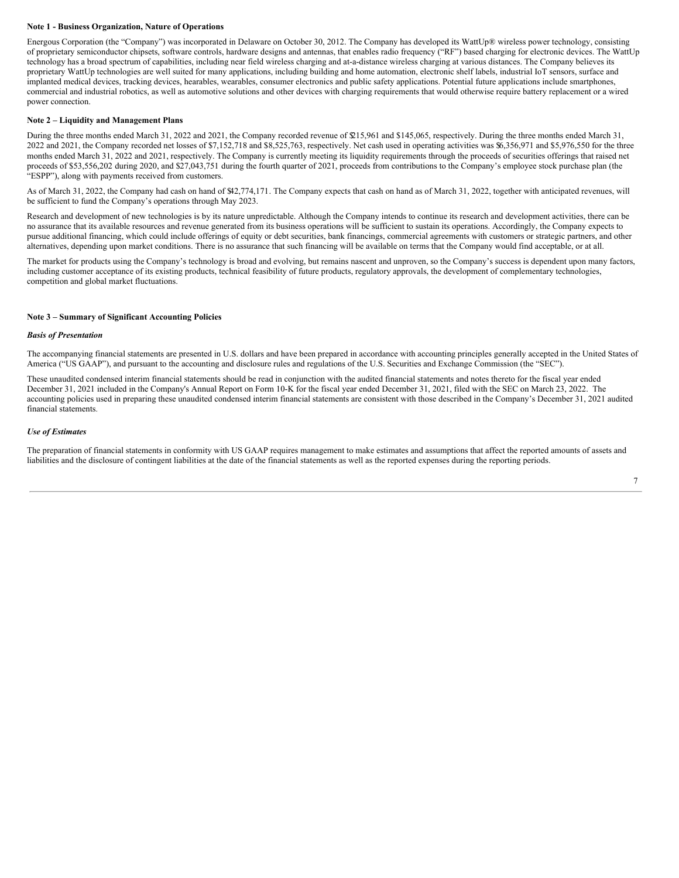**Note 1 - Business Organization, Nature of Operations**

Energous Corporation (the "Company") was incorporated in Delaware on October 30, 2012. The Company has developed its WattUp® wireless power technology, consisting of proprietary semiconductor chipsets, software controls, hardware designs and antennas, that enables radio frequency ("RF") based charging for electronic devices. The WattUp technology has a broad spectrum of capabilities, including near field wireless charging and at-a-distance wireless charging at various distances. The Company believes its proprietary WattUp technologies are well suited for many applications, including building and home automation, electronic shelf labels, industrial IoT sensors, surface and implanted medical devices, tracking devices, hearables, wearables, consumer electronics and public safety applications. Potential future applications include smartphones, commercial and industrial robotics, as well as automotive solutions and other devices with charging requirements that would otherwise require battery replacement or a wired power connection.

**Note 2 – Liquidity and Management Plans**

During the three months ended March 31, 2022 and 2021, the Company recorded revenue of $215,961 and $145,065, respectively. During the three months ended March 31, 2022 and 2021, the Company recorded net losses of $7,152,718 and $8,525,763, respectively. Net cash used in operating activities was $6,356,971 and $5,976,550 for the three months ended March 31, 2022 and 2021, respectively. The Company is currently meeting its liquidity requirements through the proceeds of securities offerings that raised net proceeds of $53,556,202 during 2020, and $27,043,751 during the fourth quarter of 2021, proceeds from contributions to the Company's employee stock purchase plan (the "ESPP"), along with payments received from customers.

As of March 31, 2022, the Company had cash on hand of $42,774,171. The Company expects that cash on hand as of March 31, 2022, together with anticipated revenues, will be sufficient to fund the Company's operations through May 2023.

Research and development of new technologies is by its nature unpredictable. Although the Company intends to continue its research and development activities, there can be no assurance that its available resources and revenue generated from its business operations will be sufficient to sustain its operations. Accordingly, the Company expects to pursue additional financing, which could include offerings of equity or debt securities, bank financings, commercial agreements with customers or strategic partners, and other alternatives, depending upon market conditions. There is no assurance that such financing will be available on terms that the Company would find acceptable, or at all.

The market for products using the Company's technology is broad and evolving, but remains nascent and unproven, so the Company's success is dependent upon many factors, including customer acceptance of its existing products, technical feasibility of future products, regulatory approvals, the development of complementary technologies, competition and global market fluctuations.

**Note 3 – Summary of Significant Accounting Policies**

***Basis of Presentation***

The accompanying financial statements are presented in U.S. dollars and have been prepared in accordance with accounting principles generally accepted in the United States of America ("US GAAP"), and pursuant to the accounting and disclosure rules and regulations of the U.S. Securities and Exchange Commission (the "SEC").

These unaudited condensed interim financial statements should be read in conjunction with the audited financial statements and notes thereto for the fiscal year ended December 31, 2021 included in the Company's Annual Report on Form 10-K for the fiscal year ended December 31, 2021, filed with the SEC on March 23, 2022. The accounting policies used in preparing these unaudited condensed interim financial statements are consistent with those described in the Company's December 31, 2021 audited financial statements.

***Use of Estimates***

The preparation of financial statements in conformity with US GAAP requires management to make estimates and assumptions that affect the reported amounts of assets and liabilities and the disclosure of contingent liabilities at the date of the financial statements as well as the reported expenses during the reporting periods.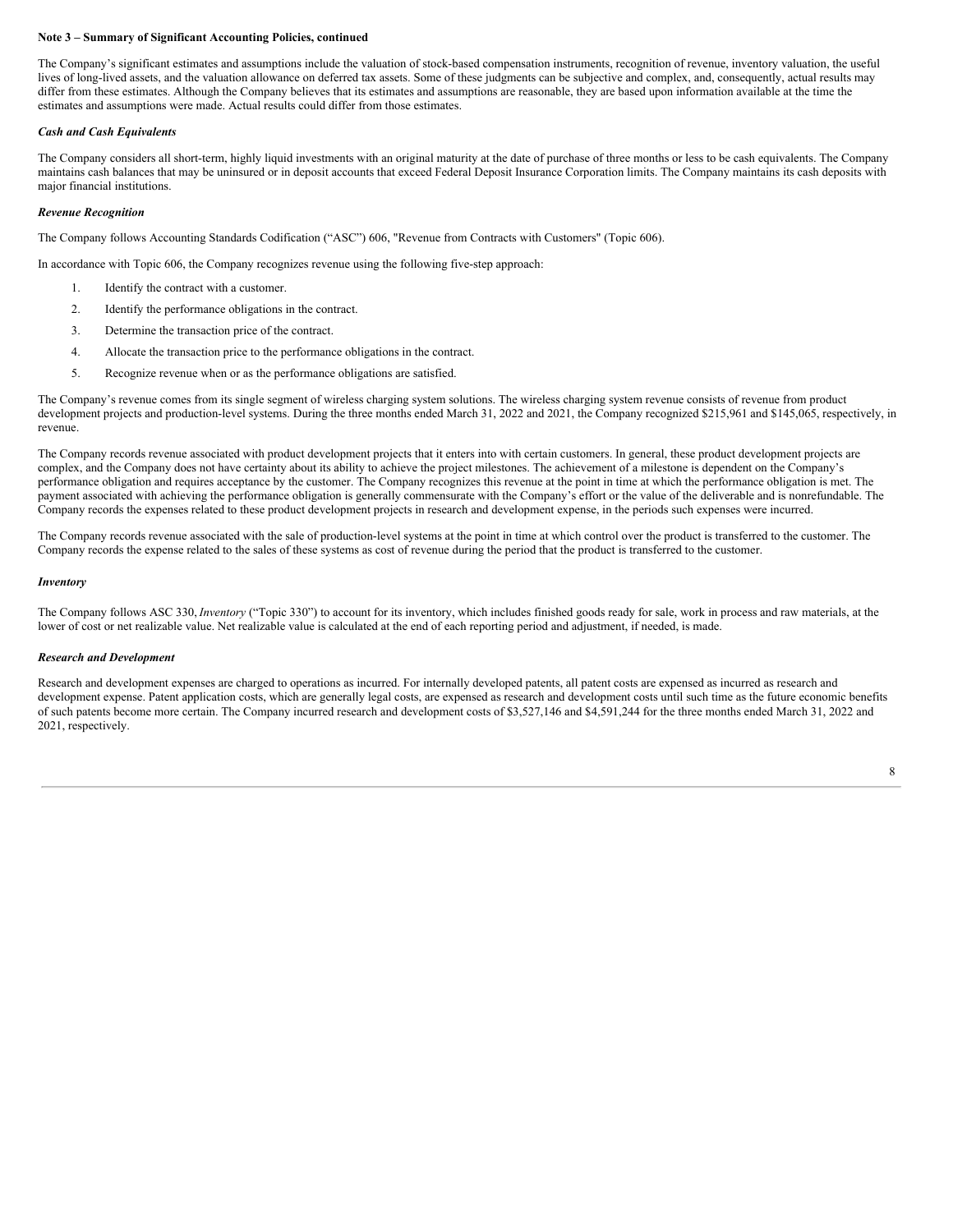**Note 3 – Summary of Significant Accounting Policies, continued**

The Company's significant estimates and assumptions include the valuation of stock-based compensation instruments, recognition of revenue, inventory valuation, the useful lives of long-lived assets, and the valuation allowance on deferred tax assets. Some of these judgments can be subjective and complex, and, consequently, actual results may differ from these estimates. Although the Company believes that its estimates and assumptions are reasonable, they are based upon information available at the time the estimates and assumptions were made. Actual results could differ from those estimates.

***Cash and Cash Equivalents***

The Company considers all short-term, highly liquid investments with an original maturity at the date of purchase of three months or less to be cash equivalents. The Company maintains cash balances that may be uninsured or in deposit accounts that exceed Federal Deposit Insurance Corporation limits. The Company maintains its cash deposits with major financial institutions.

***Revenue Recognition***

The Company follows Accounting Standards Codification ("ASC") 606, "Revenue from Contracts with Customers" (Topic 606).

In accordance with Topic 606, the Company recognizes revenue using the following five-step approach:

1. Identify the contract with a customer.
2. Identify the performance obligations in the contract.
3. Determine the transaction price of the contract.
4. Allocate the transaction price to the performance obligations in the contract.
5. Recognize revenue when or as the performance obligations are satisfied.

The Company's revenue comes from its single segment of wireless charging system solutions. The wireless charging system revenue consists of revenue from product development projects and production-level systems. During the three months ended March 31, 2022 and 2021, the Company recognized $215,961 and $145,065, respectively, in revenue.

The Company records revenue associated with product development projects that it enters into with certain customers. In general, these product development projects are complex, and the Company does not have certainty about its ability to achieve the project milestones. The achievement of a milestone is dependent on the Company's performance obligation and requires acceptance by the customer. The Company recognizes this revenue at the point in time at which the performance obligation is met. The payment associated with achieving the performance obligation is generally commensurate with the Company's effort or the value of the deliverable and is nonrefundable. The Company records the expenses related to these product development projects in research and development expense, in the periods such expenses were incurred.

The Company records revenue associated with the sale of production-level systems at the point in time at which control over the product is transferred to the customer. The Company records the expense related to the sales of these systems as cost of revenue during the period that the product is transferred to the customer.

***Inventory***

The Company follows ASC 330, *Inventory* ("Topic 330") to account for its inventory, which includes finished goods ready for sale, work in process and raw materials, at the lower of cost or net realizable value. Net realizable value is calculated at the end of each reporting period and adjustment, if needed, is made.

***Research and Development***

Research and development expenses are charged to operations as incurred. For internally developed patents, all patent costs are expensed as incurred as research and development expense. Patent application costs, which are generally legal costs, are expensed as research and development costs until such time as the future economic benefits of such patents become more certain. The Company incurred research and development costs of $3,527,146 and $4,591,244 for the three months ended March 31, 2022 and 2021, respectively.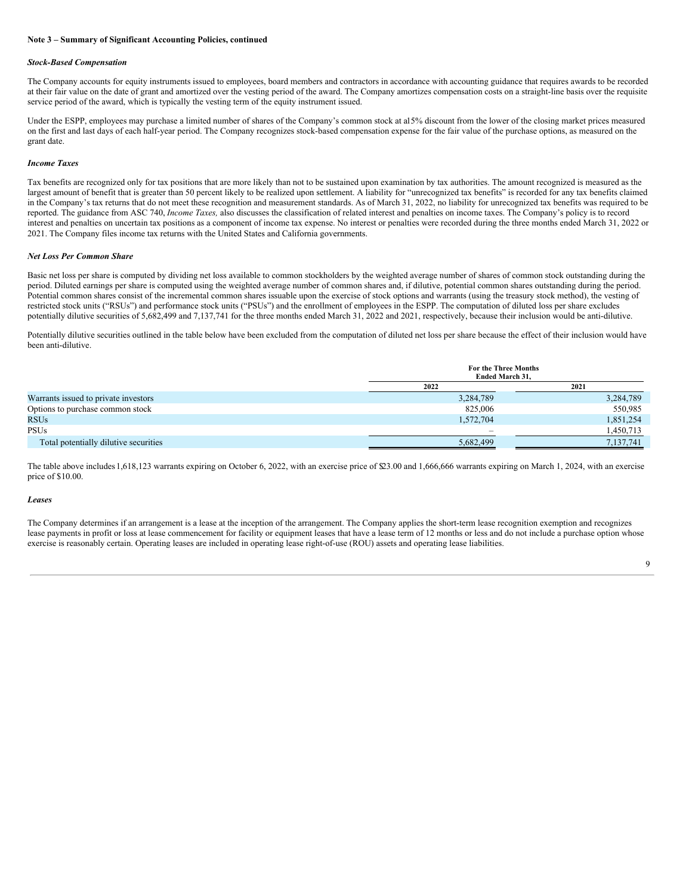**Note 3 – Summary of Significant Accounting Policies, continued**

***Stock-Based Compensation***

The Company accounts for equity instruments issued to employees, board members and contractors in accordance with accounting guidance that requires awards to be recorded at their fair value on the date of grant and amortized over the vesting period of the award. The Company amortizes compensation costs on a straight-line basis over the requisite service period of the award, which is typically the vesting term of the equity instrument issued.

Under the ESPP, employees may purchase a limited number of shares of the Company's common stock at a 15% discount from the lower of the closing market prices measured on the first and last days of each half-year period. The Company recognizes stock-based compensation expense for the fair value of the purchase options, as measured on the grant date.

***Income Taxes***

Tax benefits are recognized only for tax positions that are more likely than not to be sustained upon examination by tax authorities. The amount recognized is measured as the largest amount of benefit that is greater than 50 percent likely to be realized upon settlement. A liability for "unrecognized tax benefits" is recorded for any tax benefits claimed in the Company's tax returns that do not meet these recognition and measurement standards. As of March 31, 2022, no liability for unrecognized tax benefits was required to be reported. The guidance from ASC 740, *Income Taxes,* also discusses the classification of related interest and penalties on income taxes. The Company's policy is to record interest and penalties on uncertain tax positions as a component of income tax expense. No interest or penalties were recorded during the three months ended March 31, 2022 or 2021. The Company files income tax returns with the United States and California governments.

***Net Loss Per Common Share***

Basic net loss per share is computed by dividing net loss available to common stockholders by the weighted average number of shares of common stock outstanding during the period. Diluted earnings per share is computed using the weighted average number of common shares and, if dilutive, potential common shares outstanding during the period. Potential common shares consist of the incremental common shares issuable upon the exercise of stock options and warrants (using the treasury stock method), the vesting of restricted stock units ("RSUs") and performance stock units ("PSUs") and the enrollment of employees in the ESPP. The computation of diluted loss per share excludes potentially dilutive securities of 5,682,499 and 7,137,741 for the three months ended March 31, 2022 and 2021, respectively, because their inclusion would be anti-dilutive.

Potentially dilutive securities outlined in the table below have been excluded from the computation of diluted net loss per share because the effect of their inclusion would have been anti-dilutive.

| | For the Three Months Ended March 31, | |
|---|---|---|
| | 2022 | 2021 |
| Warrants issued to private investors | 3,284,789 | 3,284,789 |
| Options to purchase common stock | 825,006 | 550,985 |
| RSUs | 1,572,704 | 1,851,254 |
| PSUs | – | 1,450,713 |
| Total potentially dilutive securities | 5,682,499 | 7,137,741 |

The table above includes 1,618,123 warrants expiring on October 6, 2022, with an exercise price of $23.00 and 1,666,666 warrants expiring on March 1, 2024, with an exercise price of $10.00.

***Leases***

The Company determines if an arrangement is a lease at the inception of the arrangement. The Company applies the short-term lease recognition exemption and recognizes lease payments in profit or loss at lease commencement for facility or equipment leases that have a lease term of 12 months or less and do not include a purchase option whose exercise is reasonably certain. Operating leases are included in operating lease right-of-use (ROU) assets and operating lease liabilities.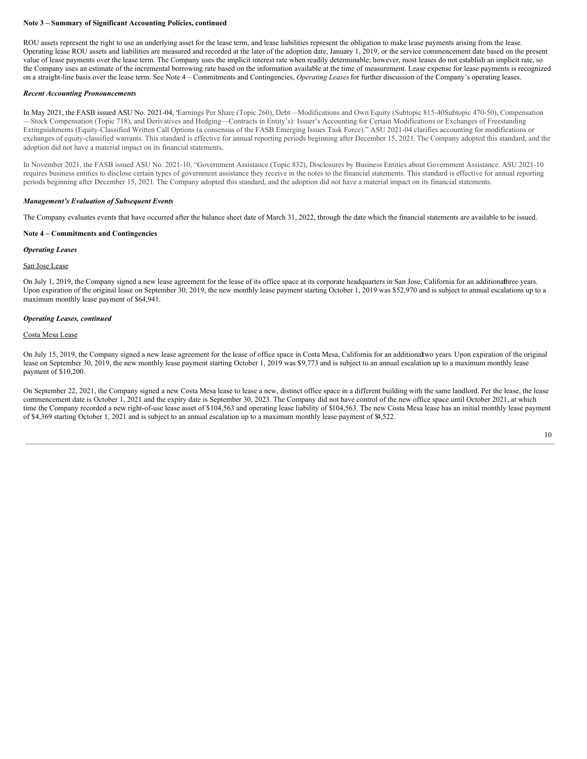**Note 3 – Summary of Significant Accounting Policies, continued**

ROU assets represent the right to use an underlying asset for the lease term, and lease liabilities represent the obligation to make lease payments arising from the lease. Operating lease ROU assets and liabilities are measured and recorded at the later of the adoption date, January 1, 2019, or the service commencement date based on the present value of lease payments over the lease term. The Company uses the implicit interest rate when readily determinable; however, most leases do not establish an implicit rate, so the Company uses an estimate of the incremental borrowing rate based on the information available at the time of measurement. Lease expense for lease payments is recognized on a straight-line basis over the lease term. See Note 4 – Commitments and Contingencies, *Operating Leases* for further discussion of the Company's operating leases.

***Recent Accounting Pronouncements***

In May 2021, the FASB issued ASU No. 2021-04, "Earnings Per Share (Topic 260), Debt—Modifications and Own Equity (Subtopic 815-40Subtopic 470-50), Compensation—Stock Compensation (Topic 718), and Derivatives and Hedging—Contracts in Entity's): Issuer's Accounting for Certain Modifications or Exchanges of Freestanding Extinguishments (Equity-Classified Written Call Options (a consensus of the FASB Emerging Issues Task Force)." ASU 2021-04 clarifies accounting for modifications or exchanges of equity-classified warrants. This standard is effective for annual reporting periods beginning after December 15, 2021. The Company adopted this standard, and the adoption did not have a material impact on its financial statements.

In November 2021, the FASB issued ASU No. 2021-10, "Government Assistance (Topic 832), Disclosures by Business Entities about Government Assistance. ASU 2021-10 requires business entities to disclose certain types of government assistance they receive in the notes to the financial statements. This standard is effective for annual reporting periods beginning after December 15, 2021. The Company adopted this standard, and the adoption did not have a material impact on its financial statements.

***Management's Evaluation of Subsequent Events***

The Company evaluates events that have occurred after the balance sheet date of March 31, 2022, through the date which the financial statements are available to be issued.

**Note 4 – Commitments and Contingencies**

***Operating Leases***

San Jose Lease

On July 1, 2019, the Company signed a new lease agreement for the lease of its office space at its corporate headquarters in San Jose, California for an additional three years. Upon expiration of the original lease on September 30, 2019, the new monthly lease payment starting October 1, 2019 was $52,970 and is subject to annual escalations up to a maximum monthly lease payment of $64,941.

***Operating Leases, continued***

Costa Mesa Lease

On July 15, 2019, the Company signed a new lease agreement for the lease of office space in Costa Mesa, California for an additional two years. Upon expiration of the original lease on September 30, 2019, the new monthly lease payment starting October 1, 2019 was $9,773 and is subject to an annual escalation up to a maximum monthly lease payment of $10,200.

On September 22, 2021, the Company signed a new Costa Mesa lease to lease a new, distinct office space in a different building with the same landlord. Per the lease, the lease commencement date is October 1, 2021 and the expiry date is September 30, 2023. The Company did not have control of the new office space until October 2021, at which time the Company recorded a new right-of-use lease asset of $104,563 and operating lease liability of $104,563. The new Costa Mesa lease has an initial monthly lease payment of $4,369 starting October 1, 2021 and is subject to an annual escalation up to a maximum monthly lease payment of $4,522.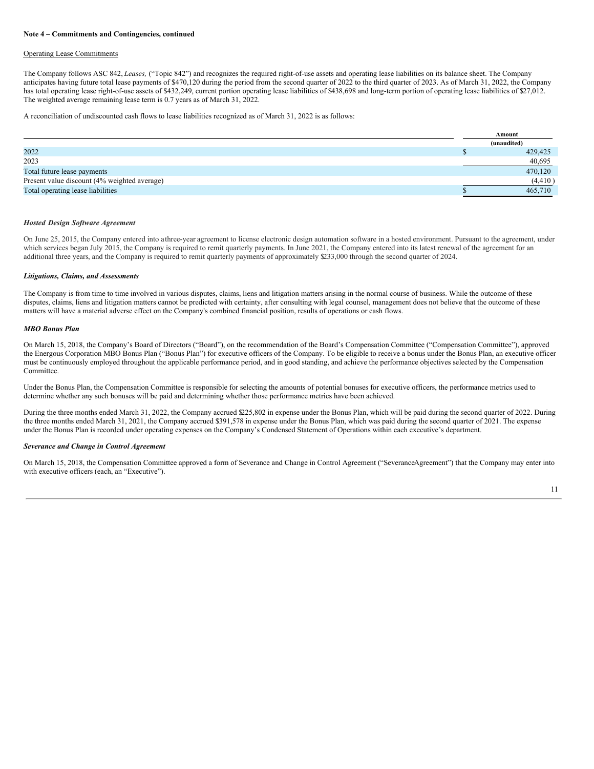**Note 4 – Commitments and Contingencies, continued**

Operating Lease Commitments

The Company follows ASC 842, *Leases,* ("Topic 842") and recognizes the required right-of-use assets and operating lease liabilities on its balance sheet. The Company anticipates having future total lease payments of $470,120 during the period from the second quarter of 2022 to the third quarter of 2023. As of March 31, 2022, the Company has total operating lease right-of-use assets of $432,249, current portion operating lease liabilities of $438,698 and long-term portion of operating lease liabilities of $27,012. The weighted average remaining lease term is 0.7 years as of March 31, 2022.

A reconciliation of undiscounted cash flows to lease liabilities recognized as of March 31, 2022 is as follows:

| | Amount (unaudited) |
|---|---|
| 2022 | $ 429,425 |
| 2023 | 40,695 |
| Total future lease payments | 470,120 |
| Present value discount (4% weighted average) | (4,410 ) |
| Total operating lease liabilities | $ 465,710 |

***Hosted Design Software Agreement***

On June 25, 2015, the Company entered into a three-year agreement to license electronic design automation software in a hosted environment. Pursuant to the agreement, under which services began July 2015, the Company is required to remit quarterly payments. In June 2021, the Company entered into its latest renewal of the agreement for an additional three years, and the Company is required to remit quarterly payments of approximately $233,000 through the second quarter of 2024.

***Litigations, Claims, and Assessments***

The Company is from time to time involved in various disputes, claims, liens and litigation matters arising in the normal course of business. While the outcome of these disputes, claims, liens and litigation matters cannot be predicted with certainty, after consulting with legal counsel, management does not believe that the outcome of these matters will have a material adverse effect on the Company's combined financial position, results of operations or cash flows.

***MBO Bonus Plan***

On March 15, 2018, the Company's Board of Directors ("Board"), on the recommendation of the Board's Compensation Committee ("Compensation Committee"), approved the Energous Corporation MBO Bonus Plan ("Bonus Plan") for executive officers of the Company. To be eligible to receive a bonus under the Bonus Plan, an executive officer must be continuously employed throughout the applicable performance period, and in good standing, and achieve the performance objectives selected by the Compensation Committee.

Under the Bonus Plan, the Compensation Committee is responsible for selecting the amounts of potential bonuses for executive officers, the performance metrics used to determine whether any such bonuses will be paid and determining whether those performance metrics have been achieved.

During the three months ended March 31, 2022, the Company accrued $225,802 in expense under the Bonus Plan, which will be paid during the second quarter of 2022. During the three months ended March 31, 2021, the Company accrued $391,578 in expense under the Bonus Plan, which was paid during the second quarter of 2021. The expense under the Bonus Plan is recorded under operating expenses on the Company's Condensed Statement of Operations within each executive's department.

***Severance and Change in Control Agreement***

On March 15, 2018, the Compensation Committee approved a form of Severance and Change in Control Agreement ("Severance Agreement") that the Company may enter into with executive officers (each, an "Executive").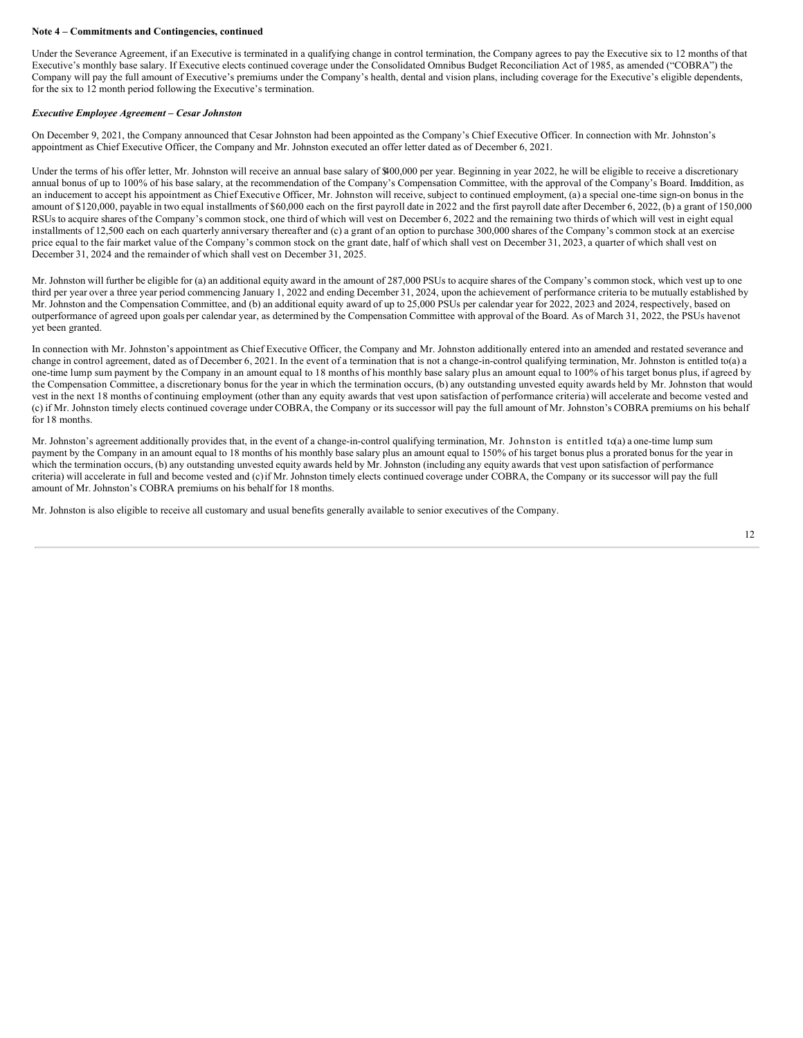**Note 4 – Commitments and Contingencies, continued**

Under the Severance Agreement, if an Executive is terminated in a qualifying change in control termination, the Company agrees to pay the Executive six to 12 months of that Executive's monthly base salary. If Executive elects continued coverage under the Consolidated Omnibus Budget Reconciliation Act of 1985, as amended ("COBRA") the Company will pay the full amount of Executive's premiums under the Company's health, dental and vision plans, including coverage for the Executive's eligible dependents, for the six to 12 month period following the Executive's termination.

***Executive Employee Agreement – Cesar Johnston***

On December 9, 2021, the Company announced that Cesar Johnston had been appointed as the Company's Chief Executive Officer. In connection with Mr. Johnston's appointment as Chief Executive Officer, the Company and Mr. Johnston executed an offer letter dated as of December 6, 2021.

Under the terms of his offer letter, Mr. Johnston will receive an annual base salary of $400,000 per year. Beginning in year 2022, he will be eligible to receive a discretionary annual bonus of up to 100% of his base salary, at the recommendation of the Company's Compensation Committee, with the approval of the Company's Board. In addition, as an inducement to accept his appointment as Chief Executive Officer, Mr. Johnston will receive, subject to continued employment, (a) a special one-time sign-on bonus in the amount of $120,000, payable in two equal installments of $60,000 each on the first payroll date in 2022 and the first payroll date after December 6, 2022, (b) a grant of 150,000 RSUs to acquire shares of the Company's common stock, one third of which will vest on December 6, 2022 and the remaining two thirds of which will vest in eight equal installments of 12,500 each on each quarterly anniversary thereafter and (c) a grant of an option to purchase 300,000 shares of the Company's common stock at an exercise price equal to the fair market value of the Company's common stock on the grant date, half of which shall vest on December 31, 2023, a quarter of which shall vest on December 31, 2024 and the remainder of which shall vest on December 31, 2025.

Mr. Johnston will further be eligible for (a) an additional equity award in the amount of 287,000 PSUs to acquire shares of the Company's common stock, which vest up to one third per year over a three year period commencing January 1, 2022 and ending December 31, 2024, upon the achievement of performance criteria to be mutually established by Mr. Johnston and the Compensation Committee, and (b) an additional equity award of up to 25,000 PSUs per calendar year for 2022, 2023 and 2024, respectively, based on outperformance of agreed upon goals per calendar year, as determined by the Compensation Committee with approval of the Board. As of March 31, 2022, the PSUs have not yet been granted.

In connection with Mr. Johnston's appointment as Chief Executive Officer, the Company and Mr. Johnston additionally entered into an amended and restated severance and change in control agreement, dated as of December 6, 2021. In the event of a termination that is not a change-in-control qualifying termination, Mr. Johnston is entitled to (a) a one-time lump sum payment by the Company in an amount equal to 18 months of his monthly base salary plus an amount equal to 100% of his target bonus plus, if agreed by the Compensation Committee, a discretionary bonus for the year in which the termination occurs, (b) any outstanding unvested equity awards held by Mr. Johnston that would vest in the next 18 months of continuing employment (other than any equity awards that vest upon satisfaction of performance criteria) will accelerate and become vested and (c) if Mr. Johnston timely elects continued coverage under COBRA, the Company or its successor will pay the full amount of Mr. Johnston's COBRA premiums on his behalf for 18 months.

Mr. Johnston's agreement additionally provides that, in the event of a change-in-control qualifying termination, Mr. Johnston is entitled to (a) a one-time lump sum payment by the Company in an amount equal to 18 months of his monthly base salary plus an amount equal to 150% of his target bonus plus a prorated bonus for the year in which the termination occurs, (b) any outstanding unvested equity awards held by Mr. Johnston (including any equity awards that vest upon satisfaction of performance criteria) will accelerate in full and become vested and (c) if Mr. Johnston timely elects continued coverage under COBRA, the Company or its successor will pay the full amount of Mr. Johnston's COBRA premiums on his behalf for 18 months.

Mr. Johnston is also eligible to receive all customary and usual benefits generally available to senior executives of the Company.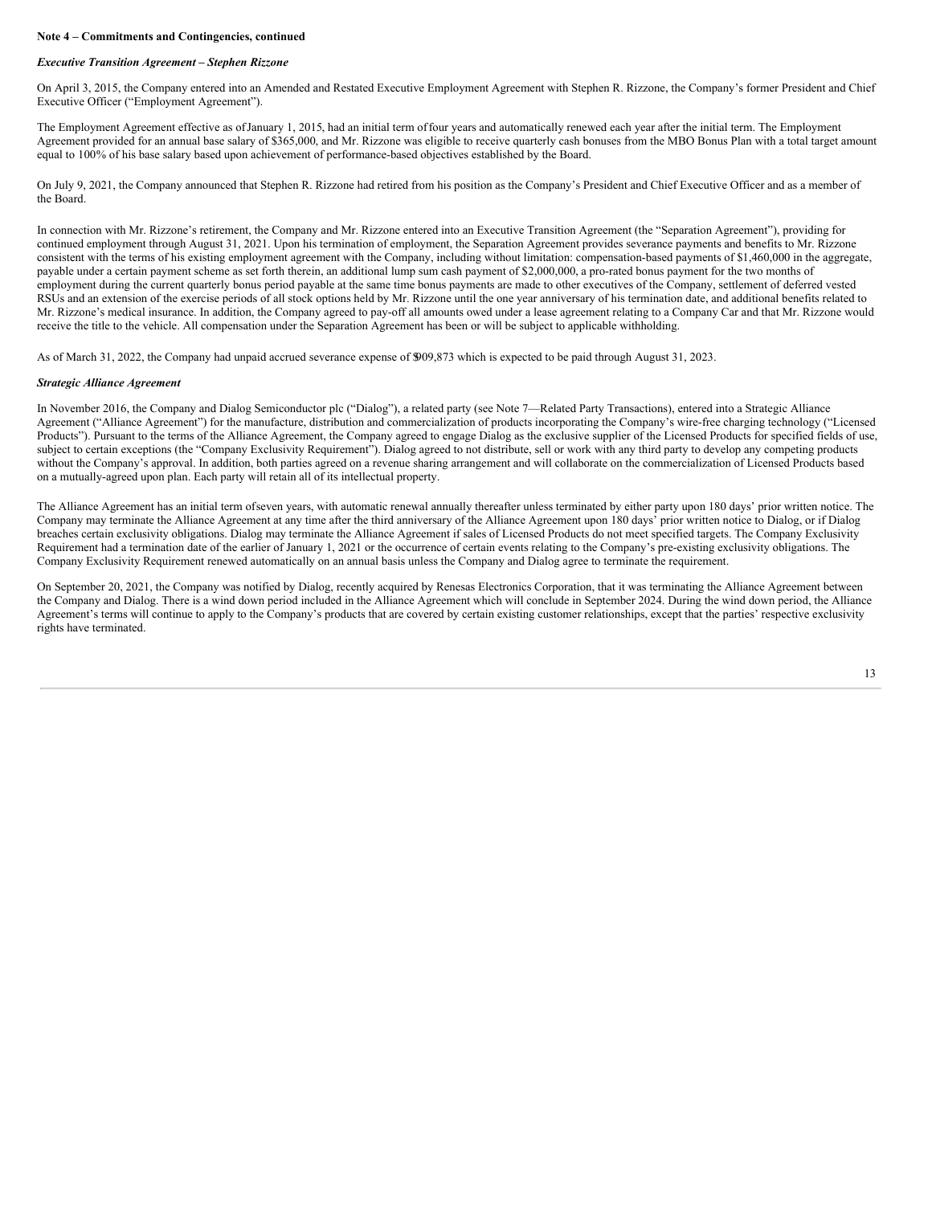**Note 4 – Commitments and Contingencies, continued**

***Executive Transition Agreement – Stephen Rizzone***

On April 3, 2015, the Company entered into an Amended and Restated Executive Employment Agreement with Stephen R. Rizzone, the Company's former President and Chief Executive Officer ("Employment Agreement").

The Employment Agreement effective as of January 1, 2015, had an initial term of four years and automatically renewed each year after the initial term. The Employment Agreement provided for an annual base salary of $365,000, and Mr. Rizzone was eligible to receive quarterly cash bonuses from the MBO Bonus Plan with a total target amount equal to 100% of his base salary based upon achievement of performance-based objectives established by the Board.

On July 9, 2021, the Company announced that Stephen R. Rizzone had retired from his position as the Company's President and Chief Executive Officer and as a member of the Board.

In connection with Mr. Rizzone's retirement, the Company and Mr. Rizzone entered into an Executive Transition Agreement (the "Separation Agreement"), providing for continued employment through August 31, 2021. Upon his termination of employment, the Separation Agreement provides severance payments and benefits to Mr. Rizzone consistent with the terms of his existing employment agreement with the Company, including without limitation: compensation-based payments of $1,460,000 in the aggregate, payable under a certain payment scheme as set forth therein, an additional lump sum cash payment of $2,000,000, a pro-rated bonus payment for the two months of employment during the current quarterly bonus period payable at the same time bonus payments are made to other executives of the Company, settlement of deferred vested RSUs and an extension of the exercise periods of all stock options held by Mr. Rizzone until the one year anniversary of his termination date, and additional benefits related to Mr. Rizzone's medical insurance. In addition, the Company agreed to pay-off all amounts owed under a lease agreement relating to a Company Car and that Mr. Rizzone would receive the title to the vehicle. All compensation under the Separation Agreement has been or will be subject to applicable withholding.

As of March 31, 2022, the Company had unpaid accrued severance expense of $909,873 which is expected to be paid through August 31, 2023.

***Strategic Alliance Agreement***

In November 2016, the Company and Dialog Semiconductor plc ("Dialog"), a related party (see Note 7—Related Party Transactions), entered into a Strategic Alliance Agreement ("Alliance Agreement") for the manufacture, distribution and commercialization of products incorporating the Company's wire-free charging technology ("Licensed Products"). Pursuant to the terms of the Alliance Agreement, the Company agreed to engage Dialog as the exclusive supplier of the Licensed Products for specified fields of use, subject to certain exceptions (the "Company Exclusivity Requirement"). Dialog agreed to not distribute, sell or work with any third party to develop any competing products without the Company's approval. In addition, both parties agreed on a revenue sharing arrangement and will collaborate on the commercialization of Licensed Products based on a mutually-agreed upon plan. Each party will retain all of its intellectual property.

The Alliance Agreement has an initial term of seven years, with automatic renewal annually thereafter unless terminated by either party upon 180 days' prior written notice. The Company may terminate the Alliance Agreement at any time after the third anniversary of the Alliance Agreement upon 180 days' prior written notice to Dialog, or if Dialog breaches certain exclusivity obligations. Dialog may terminate the Alliance Agreement if sales of Licensed Products do not meet specified targets. The Company Exclusivity Requirement had a termination date of the earlier of January 1, 2021 or the occurrence of certain events relating to the Company's pre-existing exclusivity obligations. The Company Exclusivity Requirement renewed automatically on an annual basis unless the Company and Dialog agree to terminate the requirement.

On September 20, 2021, the Company was notified by Dialog, recently acquired by Renesas Electronics Corporation, that it was terminating the Alliance Agreement between the Company and Dialog. There is a wind down period included in the Alliance Agreement which will conclude in September 2024. During the wind down period, the Alliance Agreement's terms will continue to apply to the Company's products that are covered by certain existing customer relationships, except that the parties' respective exclusivity rights have terminated.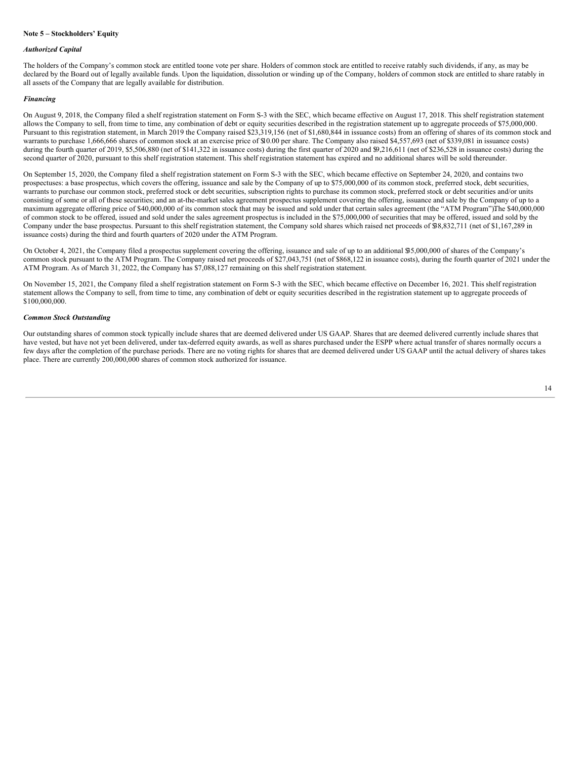**Note 5 – Stockholders' Equity**

***Authorized Capital***

The holders of the Company's common stock are entitled toone vote per share. Holders of common stock are entitled to receive ratably such dividends, if any, as may be declared by the Board out of legally available funds. Upon the liquidation, dissolution or winding up of the Company, holders of common stock are entitled to share ratably in all assets of the Company that are legally available for distribution.

***Financing***

On August 9, 2018, the Company filed a shelf registration statement on Form S-3 with the SEC, which became effective on August 17, 2018. This shelf registration statement allows the Company to sell, from time to time, any combination of debt or equity securities described in the registration statement up to aggregate proceeds of $75,000,000. Pursuant to this registration statement, in March 2019 the Company raised $23,319,156 (net of $1,680,844 in issuance costs) from an offering of shares of its common stock and warrants to purchase 1,666,666 shares of common stock at an exercise price of $10.00 per share. The Company also raised $4,557,693 (net of $339,081 in issuance costs) during the fourth quarter of 2019, $5,506,880 (net of $141,322 in issuance costs) during the first quarter of 2020 and $9,216,611 (net of $236,528 in issuance costs) during the second quarter of 2020, pursuant to this shelf registration statement. This shelf registration statement has expired and no additional shares will be sold thereunder.

On September 15, 2020, the Company filed a shelf registration statement on Form S-3 with the SEC, which became effective on September 24, 2020, and contains two prospectuses: a base prospectus, which covers the offering, issuance and sale by the Company of up to $75,000,000 of its common stock, preferred stock, debt securities, warrants to purchase our common stock, preferred stock or debt securities, subscription rights to purchase its common stock, preferred stock or debt securities and/or units consisting of some or all of these securities; and an at-the-market sales agreement prospectus supplement covering the offering, issuance and sale by the Company of up to a maximum aggregate offering price of $40,000,000 of its common stock that may be issued and sold under that certain sales agreement (the "ATM Program").The $40,000,000 of common stock to be offered, issued and sold under the sales agreement prospectus is included in the $75,000,000 of securities that may be offered, issued and sold by the Company under the base prospectus. Pursuant to this shelf registration statement, the Company sold shares which raised net proceeds of $38,832,711 (net of $1,167,289 in issuance costs) during the third and fourth quarters of 2020 under the ATM Program.

On October 4, 2021, the Company filed a prospectus supplement covering the offering, issuance and sale of up to an additional $35,000,000 of shares of the Company's common stock pursuant to the ATM Program. The Company raised net proceeds of $27,043,751 (net of $868,122 in issuance costs), during the fourth quarter of 2021 under the ATM Program. As of March 31, 2022, the Company has $7,088,127 remaining on this shelf registration statement.

On November 15, 2021, the Company filed a shelf registration statement on Form S-3 with the SEC, which became effective on December 16, 2021. This shelf registration statement allows the Company to sell, from time to time, any combination of debt or equity securities described in the registration statement up to aggregate proceeds of $100,000,000.

***Common Stock Outstanding***

Our outstanding shares of common stock typically include shares that are deemed delivered under US GAAP. Shares that are deemed delivered currently include shares that have vested, but have not yet been delivered, under tax-deferred equity awards, as well as shares purchased under the ESPP where actual transfer of shares normally occurs a few days after the completion of the purchase periods. There are no voting rights for shares that are deemed delivered under US GAAP until the actual delivery of shares takes place. There are currently 200,000,000 shares of common stock authorized for issuance.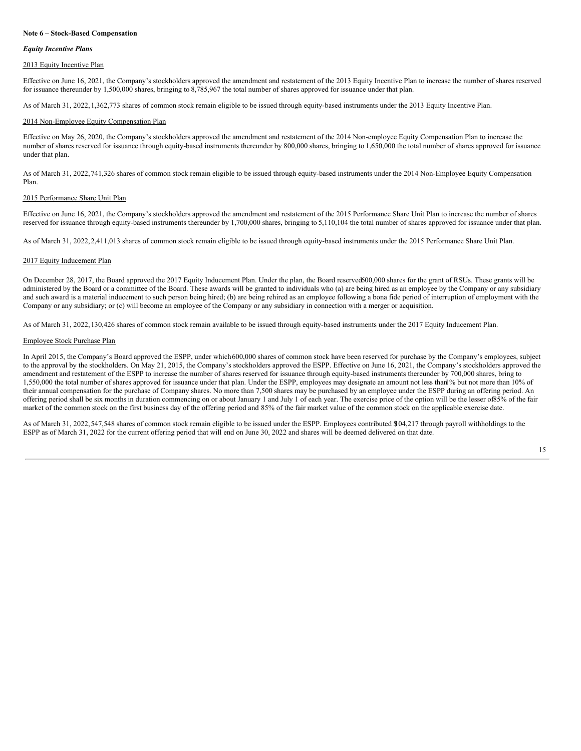**Note 6 – Stock-Based Compensation**

***Equity Incentive Plans***

2013 Equity Incentive Plan

Effective on June 16, 2021, the Company's stockholders approved the amendment and restatement of the 2013 Equity Incentive Plan to increase the number of shares reserved for issuance thereunder by 1,500,000 shares, bringing to 8,785,967 the total number of shares approved for issuance under that plan.

As of March 31, 2022, 1,362,773 shares of common stock remain eligible to be issued through equity-based instruments under the 2013 Equity Incentive Plan.

2014 Non-Employee Equity Compensation Plan

Effective on May 26, 2020, the Company's stockholders approved the amendment and restatement of the 2014 Non-employee Equity Compensation Plan to increase the number of shares reserved for issuance through equity-based instruments thereunder by 800,000 shares, bringing to 1,650,000 the total number of shares approved for issuance under that plan.

As of March 31, 2022, 741,326 shares of common stock remain eligible to be issued through equity-based instruments under the 2014 Non-Employee Equity Compensation Plan.

2015 Performance Share Unit Plan

Effective on June 16, 2021, the Company's stockholders approved the amendment and restatement of the 2015 Performance Share Unit Plan to increase the number of shares reserved for issuance through equity-based instruments thereunder by 1,700,000 shares, bringing to 5,110,104 the total number of shares approved for issuance under that plan.

As of March 31, 2022, 2,411,013 shares of common stock remain eligible to be issued through equity-based instruments under the 2015 Performance Share Unit Plan.

2017 Equity Inducement Plan

On December 28, 2017, the Board approved the 2017 Equity Inducement Plan. Under the plan, the Board reserved 600,000 shares for the grant of RSUs. These grants will be administered by the Board or a committee of the Board. These awards will be granted to individuals who (a) are being hired as an employee by the Company or any subsidiary and such award is a material inducement to such person being hired; (b) are being rehired as an employee following a bona fide period of interruption of employment with the Company or any subsidiary; or (c) will become an employee of the Company or any subsidiary in connection with a merger or acquisition.

As of March 31, 2022, 130,426 shares of common stock remain available to be issued through equity-based instruments under the 2017 Equity Inducement Plan.

Employee Stock Purchase Plan

In April 2015, the Company's Board approved the ESPP, under which 600,000 shares of common stock have been reserved for purchase by the Company's employees, subject to the approval by the stockholders. On May 21, 2015, the Company's stockholders approved the ESPP. Effective on June 16, 2021, the Company's stockholders approved the amendment and restatement of the ESPP to increase the number of shares reserved for issuance through equity-based instruments thereunder by 700,000 shares, bring to 1,550,000 the total number of shares approved for issuance under that plan. Under the ESPP, employees may designate an amount not less than 1% but not more than 10% of their annual compensation for the purchase of Company shares. No more than 7,500 shares may be purchased by an employee under the ESPP during an offering period. An offering period shall be six months in duration commencing on or about January 1 and July 1 of each year. The exercise price of the option will be the lesser of 85% of the fair market of the common stock on the first business day of the offering period and 85% of the fair market value of the common stock on the applicable exercise date.

As of March 31, 2022, 547,548 shares of common stock remain eligible to be issued under the ESPP. Employees contributed $104,217 through payroll withholdings to the ESPP as of March 31, 2022 for the current offering period that will end on June 30, 2022 and shares will be deemed delivered on that date.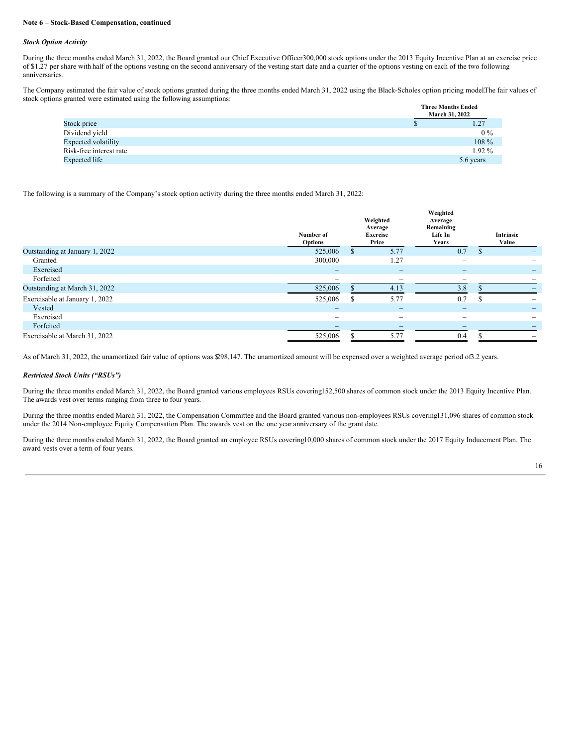**Note 6 – Stock-Based Compensation, continued**

***Stock Option Activity***

During the three months ended March 31, 2022, the Board granted our Chief Executive Officer300,000 stock options under the 2013 Equity Incentive Plan at an exercise price of $1.27 per share with half of the options vesting on the second anniversary of the vesting start date and a quarter of the options vesting on each of the two following anniversaries.

The Company estimated the fair value of stock options granted during the three months ended March 31, 2022 using the Black-Scholes option pricing model.The fair values of stock options granted were estimated using the following assumptions:

| | Three Months Ended March 31, 2022 |
|---|---|
| Stock price | $ 1.27 |
| Dividend yield | 0 % |
| Expected volatility | 108 % |
| Risk-free interest rate | 1.92 % |
| Expected life | 5.6 years |

The following is a summary of the Company's stock option activity during the three months ended March 31, 2022:

| | Number of Options | Weighted Average Exercise Price | Weighted Average Remaining Life In Years | Intrinsic Value |
|---|---|---|---|---|
| Outstanding at January 1, 2022 | 525,006 | $ 5.77 | 0.7 | $ – |
| Granted | 300,000 | 1.27 | – | – |
| Exercised | – | – | – | – |
| Forfeited | – | – | – | – |
| Outstanding at March 31, 2022 | 825,006 | $ 4.13 | 3.8 | $ – |
| Exercisable at January 1, 2022 | 525,006 | $ 5.77 | 0.7 | $ – |
| Vested | – | – | – | – |
| Exercised | – | – | – | – |
| Forfeited | – | – | – | – |
| Exercisable at March 31, 2022 | 525,006 | $ 5.77 | 0.4 | $ – |

As of March 31, 2022, the unamortized fair value of options was $298,147. The unamortized amount will be expensed over a weighted average period of3.2 years.

***Restricted Stock Units ("RSUs")***

During the three months ended March 31, 2022, the Board granted various employees RSUs covering152,500 shares of common stock under the 2013 Equity Incentive Plan. The awards vest over terms ranging from three to four years.

During the three months ended March 31, 2022, the Compensation Committee and the Board granted various non-employees RSUs covering131,096 shares of common stock under the 2014 Non-employee Equity Compensation Plan. The awards vest on the one year anniversary of the grant date.

During the three months ended March 31, 2022, the Board granted an employee RSUs covering10,000 shares of common stock under the 2017 Equity Inducement Plan. The award vests over a term of four years.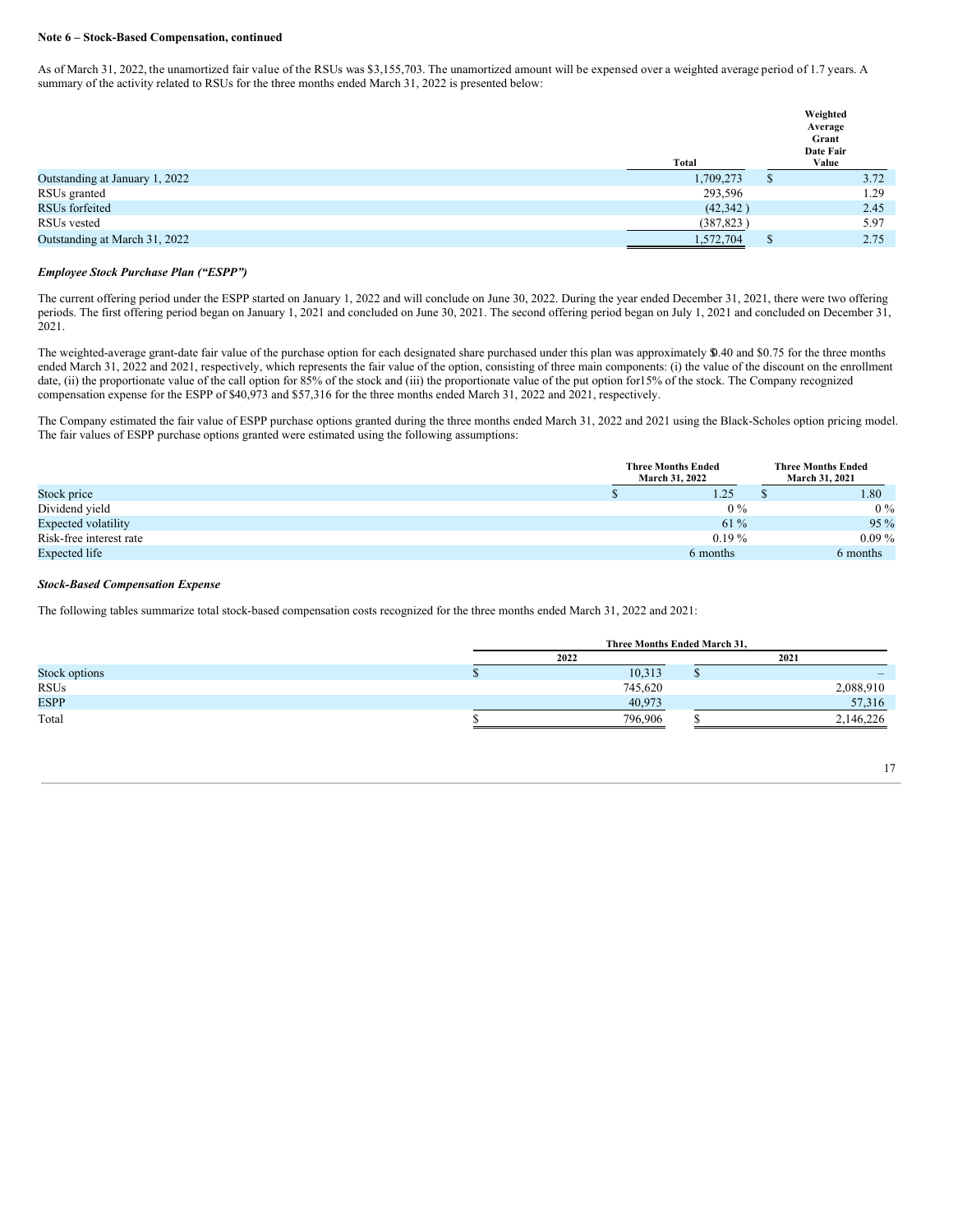**Note 6 – Stock-Based Compensation, continued**

As of March 31, 2022, the unamortized fair value of the RSUs was $3,155,703. The unamortized amount will be expensed over a weighted average period of 1.7 years. A summary of the activity related to RSUs for the three months ended March 31, 2022 is presented below:

| | Total | Weighted Average Grant Date Fair Value |
|---|---|---|
| Outstanding at January 1, 2022 | 1,709,273 | $ 3.72 |
| RSUs granted | 293,596 | 1.29 |
| RSUs forfeited | (42,342 ) | 2.45 |
| RSUs vested | (387,823 ) | 5.97 |
| Outstanding at March 31, 2022 | 1,572,704 | $ 2.75 |

***Employee Stock Purchase Plan ("ESPP")***

The current offering period under the ESPP started on January 1, 2022 and will conclude on June 30, 2022. During the year ended December 31, 2021, there were two offering periods. The first offering period began on January 1, 2021 and concluded on June 30, 2021. The second offering period began on July 1, 2021 and concluded on December 31, 2021.

The weighted-average grant-date fair value of the purchase option for each designated share purchased under this plan was approximately $0.40 and $0.75 for the three months ended March 31, 2022 and 2021, respectively, which represents the fair value of the option, consisting of three main components: (i) the value of the discount on the enrollment date, (ii) the proportionate value of the call option for 85% of the stock and (iii) the proportionate value of the put option for15% of the stock. The Company recognized compensation expense for the ESPP of $40,973 and $57,316 for the three months ended March 31, 2022 and 2021, respectively.

The Company estimated the fair value of ESPP purchase options granted during the three months ended March 31, 2022 and 2021 using the Black-Scholes option pricing model. The fair values of ESPP purchase options granted were estimated using the following assumptions:

| | Three Months Ended March 31, 2022 | Three Months Ended March 31, 2021 |
|---|---|---|
| Stock price | $ 1.25 | $ 1.80 |
| Dividend yield | 0 % | 0 % |
| Expected volatility | 61 % | 95 % |
| Risk-free interest rate | 0.19 % | 0.09 % |
| Expected life | 6 months | 6 months |

***Stock-Based Compensation Expense***

The following tables summarize total stock-based compensation costs recognized for the three months ended March 31, 2022 and 2021:

| | Three Months Ended March 31, | |
|---|---|---|
| | 2022 | 2021 |
| Stock options | $ 10,313 | $ – |
| RSUs | 745,620 | 2,088,910 |
| ESPP | 40,973 | 57,316 |
| Total | $ 796,906 | $ 2,146,226 |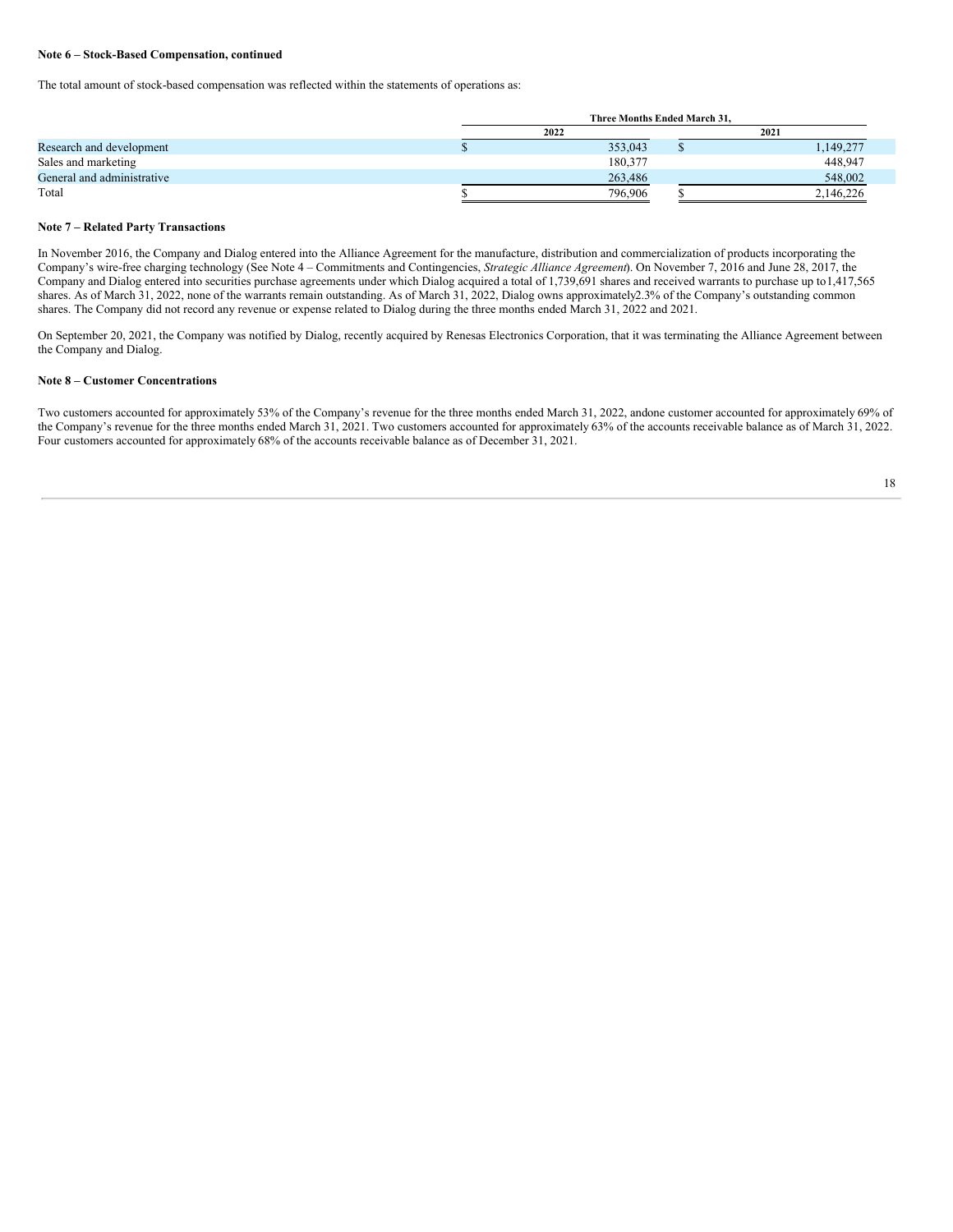**Note 6 – Stock-Based Compensation, continued**

The total amount of stock-based compensation was reflected within the statements of operations as:

| | Three Months Ended March 31, | |
|---|---|---|
| | 2022 | 2021 |
| Research and development | $ 353,043 | $ 1,149,277 |
| Sales and marketing | 180,377 | 448,947 |
| General and administrative | 263,486 | 548,002 |
| Total | $ 796,906 | $ 2,146,226 |

**Note 7 – Related Party Transactions**

In November 2016, the Company and Dialog entered into the Alliance Agreement for the manufacture, distribution and commercialization of products incorporating the Company's wire-free charging technology (See Note 4 – Commitments and Contingencies, *Strategic Alliance Agreement*). On November 7, 2016 and June 28, 2017, the Company and Dialog entered into securities purchase agreements under which Dialog acquired a total of 1,739,691 shares and received warrants to purchase up to1,417,565 shares. As of March 31, 2022, none of the warrants remain outstanding. As of March 31, 2022, Dialog owns approximately2.3% of the Company's outstanding common shares. The Company did not record any revenue or expense related to Dialog during the three months ended March 31, 2022 and 2021.

On September 20, 2021, the Company was notified by Dialog, recently acquired by Renesas Electronics Corporation, that it was terminating the Alliance Agreement between the Company and Dialog.

**Note 8 – Customer Concentrations**

Two customers accounted for approximately 53% of the Company's revenue for the three months ended March 31, 2022, andone customer accounted for approximately 69% of the Company's revenue for the three months ended March 31, 2021. Two customers accounted for approximately 63% of the accounts receivable balance as of March 31, 2022. Four customers accounted for approximately 68% of the accounts receivable balance as of December 31, 2021.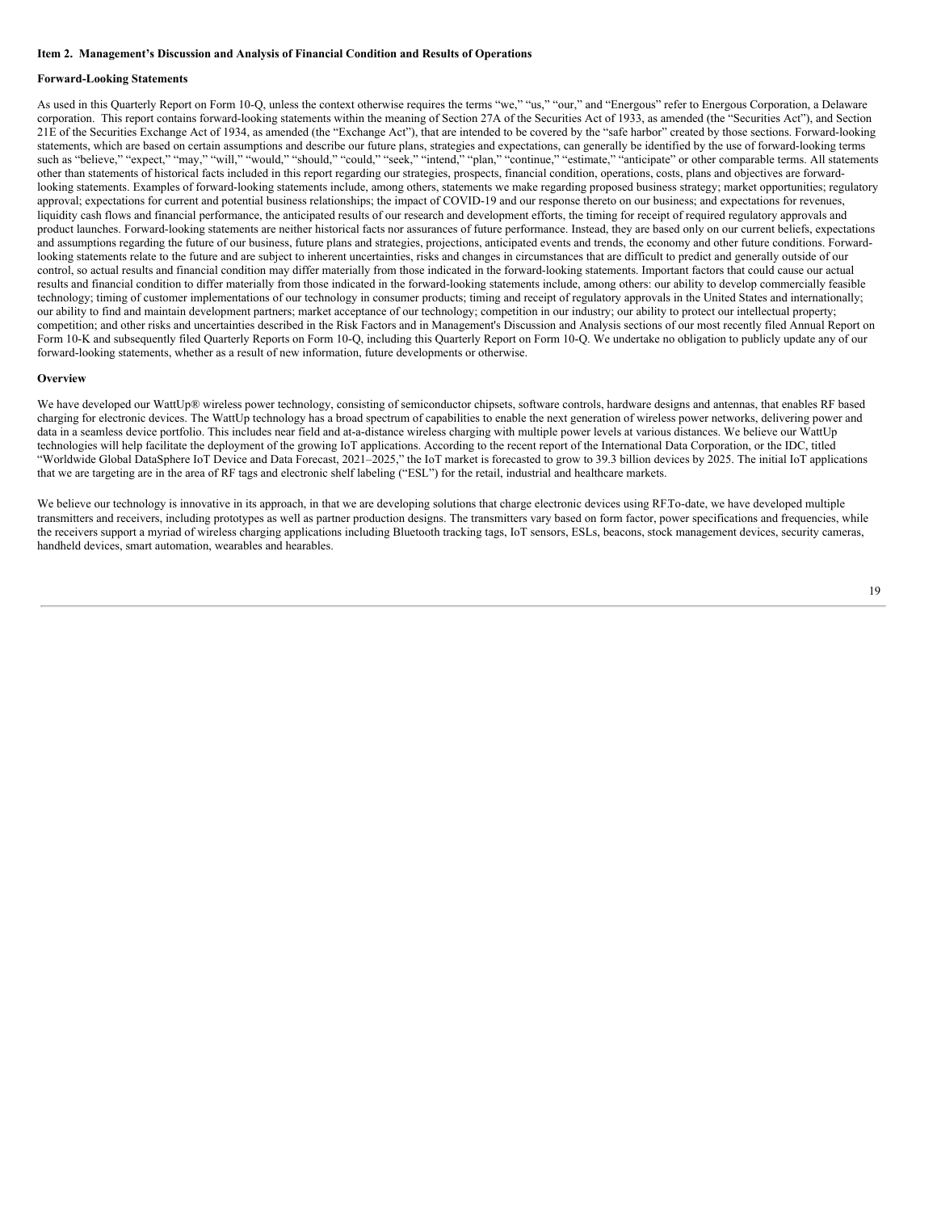**Item 2. Management's Discussion and Analysis of Financial Condition and Results of Operations**

**Forward-Looking Statements**

As used in this Quarterly Report on Form 10-Q, unless the context otherwise requires the terms "we," "us," "our," and "Energous" refer to Energous Corporation, a Delaware corporation. This report contains forward-looking statements within the meaning of Section 27A of the Securities Act of 1933, as amended (the "Securities Act"), and Section 21E of the Securities Exchange Act of 1934, as amended (the "Exchange Act"), that are intended to be covered by the "safe harbor" created by those sections. Forward-looking statements, which are based on certain assumptions and describe our future plans, strategies and expectations, can generally be identified by the use of forward-looking terms such as "believe," "expect," "may," "will," "would," "should," "could," "seek," "intend," "plan," "continue," "estimate," "anticipate" or other comparable terms. All statements other than statements of historical facts included in this report regarding our strategies, prospects, financial condition, operations, costs, plans and objectives are forward-looking statements. Examples of forward-looking statements include, among others, statements we make regarding proposed business strategy; market opportunities; regulatory approval; expectations for current and potential business relationships; the impact of COVID-19 and our response thereto on our business; and expectations for revenues, liquidity cash flows and financial performance, the anticipated results of our research and development efforts, the timing for receipt of required regulatory approvals and product launches. Forward-looking statements are neither historical facts nor assurances of future performance. Instead, they are based only on our current beliefs, expectations and assumptions regarding the future of our business, future plans and strategies, projections, anticipated events and trends, the economy and other future conditions. Forward-looking statements relate to the future and are subject to inherent uncertainties, risks and changes in circumstances that are difficult to predict and generally outside of our control, so actual results and financial condition may differ materially from those indicated in the forward-looking statements. Important factors that could cause our actual results and financial condition to differ materially from those indicated in the forward-looking statements include, among others: our ability to develop commercially feasible technology; timing of customer implementations of our technology in consumer products; timing and receipt of regulatory approvals in the United States and internationally; our ability to find and maintain development partners; market acceptance of our technology; competition in our industry; our ability to protect our intellectual property; competition; and other risks and uncertainties described in the Risk Factors and in Management's Discussion and Analysis sections of our most recently filed Annual Report on Form 10-K and subsequently filed Quarterly Reports on Form 10-Q, including this Quarterly Report on Form 10-Q. We undertake no obligation to publicly update any of our forward-looking statements, whether as a result of new information, future developments or otherwise.

**Overview**

We have developed our WattUp® wireless power technology, consisting of semiconductor chipsets, software controls, hardware designs and antennas, that enables RF based charging for electronic devices. The WattUp technology has a broad spectrum of capabilities to enable the next generation of wireless power networks, delivering power and data in a seamless device portfolio. This includes near field and at-a-distance wireless charging with multiple power levels at various distances. We believe our WattUp technologies will help facilitate the deployment of the growing IoT applications. According to the recent report of the International Data Corporation, or the IDC, titled "Worldwide Global DataSphere IoT Device and Data Forecast, 2021–2025," the IoT market is forecasted to grow to 39.3 billion devices by 2025. The initial IoT applications that we are targeting are in the area of RF tags and electronic shelf labeling ("ESL") for the retail, industrial and healthcare markets.

We believe our technology is innovative in its approach, in that we are developing solutions that charge electronic devices using RF.To-date, we have developed multiple transmitters and receivers, including prototypes as well as partner production designs. The transmitters vary based on form factor, power specifications and frequencies, while the receivers support a myriad of wireless charging applications including Bluetooth tracking tags, IoT sensors, ESLs, beacons, stock management devices, security cameras, handheld devices, smart automation, wearables and hearables.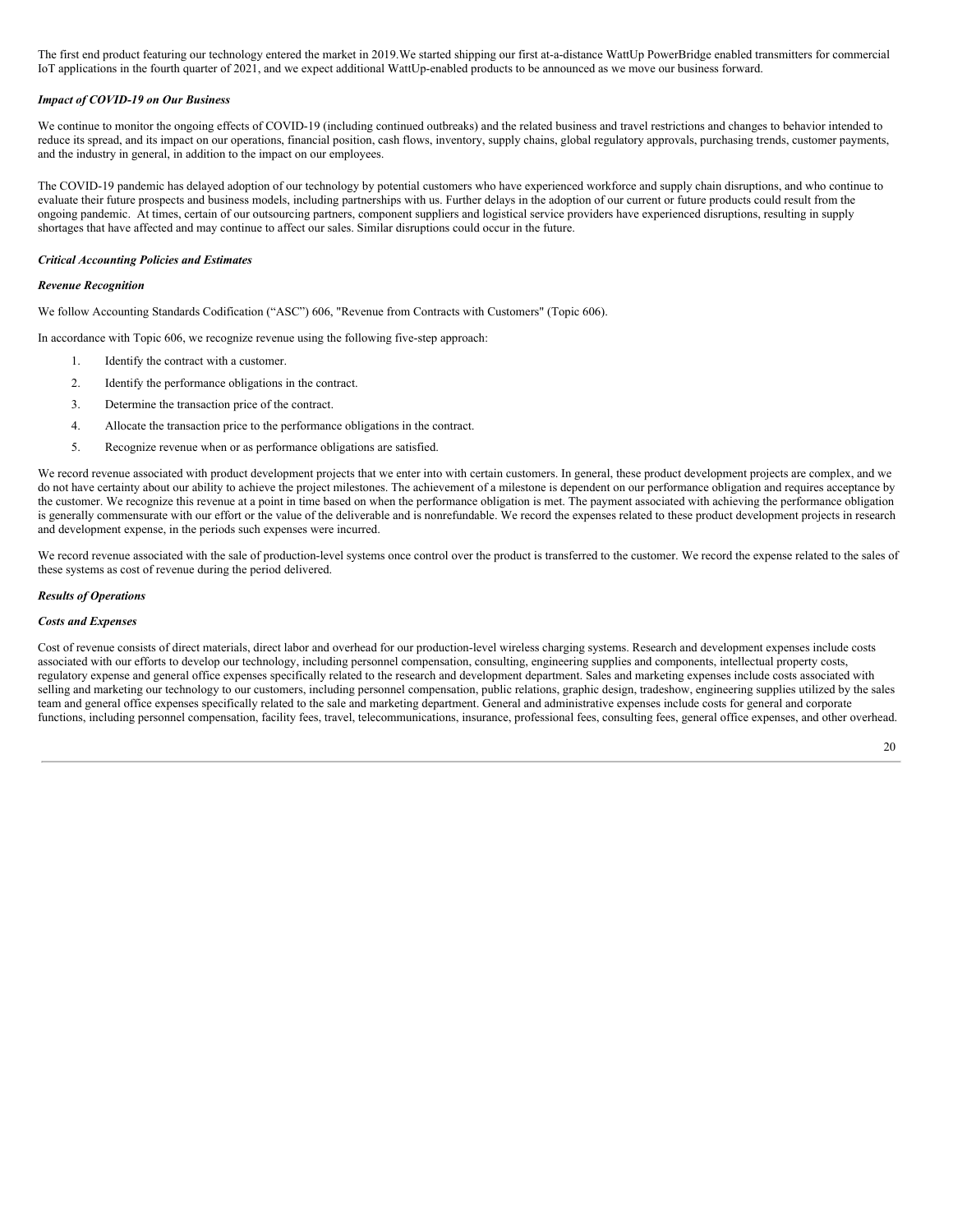The first end product featuring our technology entered the market in 2019.We started shipping our first at-a-distance WattUp PowerBridge enabled transmitters for commercial IoT applications in the fourth quarter of 2021, and we expect additional WattUp-enabled products to be announced as we move our business forward.

***Impact of COVID-19 on Our Business***

We continue to monitor the ongoing effects of COVID-19 (including continued outbreaks) and the related business and travel restrictions and changes to behavior intended to reduce its spread, and its impact on our operations, financial position, cash flows, inventory, supply chains, global regulatory approvals, purchasing trends, customer payments, and the industry in general, in addition to the impact on our employees.

The COVID-19 pandemic has delayed adoption of our technology by potential customers who have experienced workforce and supply chain disruptions, and who continue to evaluate their future prospects and business models, including partnerships with us. Further delays in the adoption of our current or future products could result from the ongoing pandemic. At times, certain of our outsourcing partners, component suppliers and logistical service providers have experienced disruptions, resulting in supply shortages that have affected and may continue to affect our sales. Similar disruptions could occur in the future.

***Critical Accounting Policies and Estimates***

***Revenue Recognition***

We follow Accounting Standards Codification ("ASC") 606, "Revenue from Contracts with Customers" (Topic 606).

In accordance with Topic 606, we recognize revenue using the following five-step approach:

1. Identify the contract with a customer.
2. Identify the performance obligations in the contract.
3. Determine the transaction price of the contract.
4. Allocate the transaction price to the performance obligations in the contract.
5. Recognize revenue when or as performance obligations are satisfied.

We record revenue associated with product development projects that we enter into with certain customers. In general, these product development projects are complex, and we do not have certainty about our ability to achieve the project milestones. The achievement of a milestone is dependent on our performance obligation and requires acceptance by the customer. We recognize this revenue at a point in time based on when the performance obligation is met. The payment associated with achieving the performance obligation is generally commensurate with our effort or the value of the deliverable and is nonrefundable. We record the expenses related to these product development projects in research and development expense, in the periods such expenses were incurred.

We record revenue associated with the sale of production-level systems once control over the product is transferred to the customer. We record the expense related to the sales of these systems as cost of revenue during the period delivered.

***Results of Operations***

***Costs and Expenses***

Cost of revenue consists of direct materials, direct labor and overhead for our production-level wireless charging systems. Research and development expenses include costs associated with our efforts to develop our technology, including personnel compensation, consulting, engineering supplies and components, intellectual property costs, regulatory expense and general office expenses specifically related to the research and development department. Sales and marketing expenses include costs associated with selling and marketing our technology to our customers, including personnel compensation, public relations, graphic design, tradeshow, engineering supplies utilized by the sales team and general office expenses specifically related to the sale and marketing department. General and administrative expenses include costs for general and corporate functions, including personnel compensation, facility fees, travel, telecommunications, insurance, professional fees, consulting fees, general office expenses, and other overhead.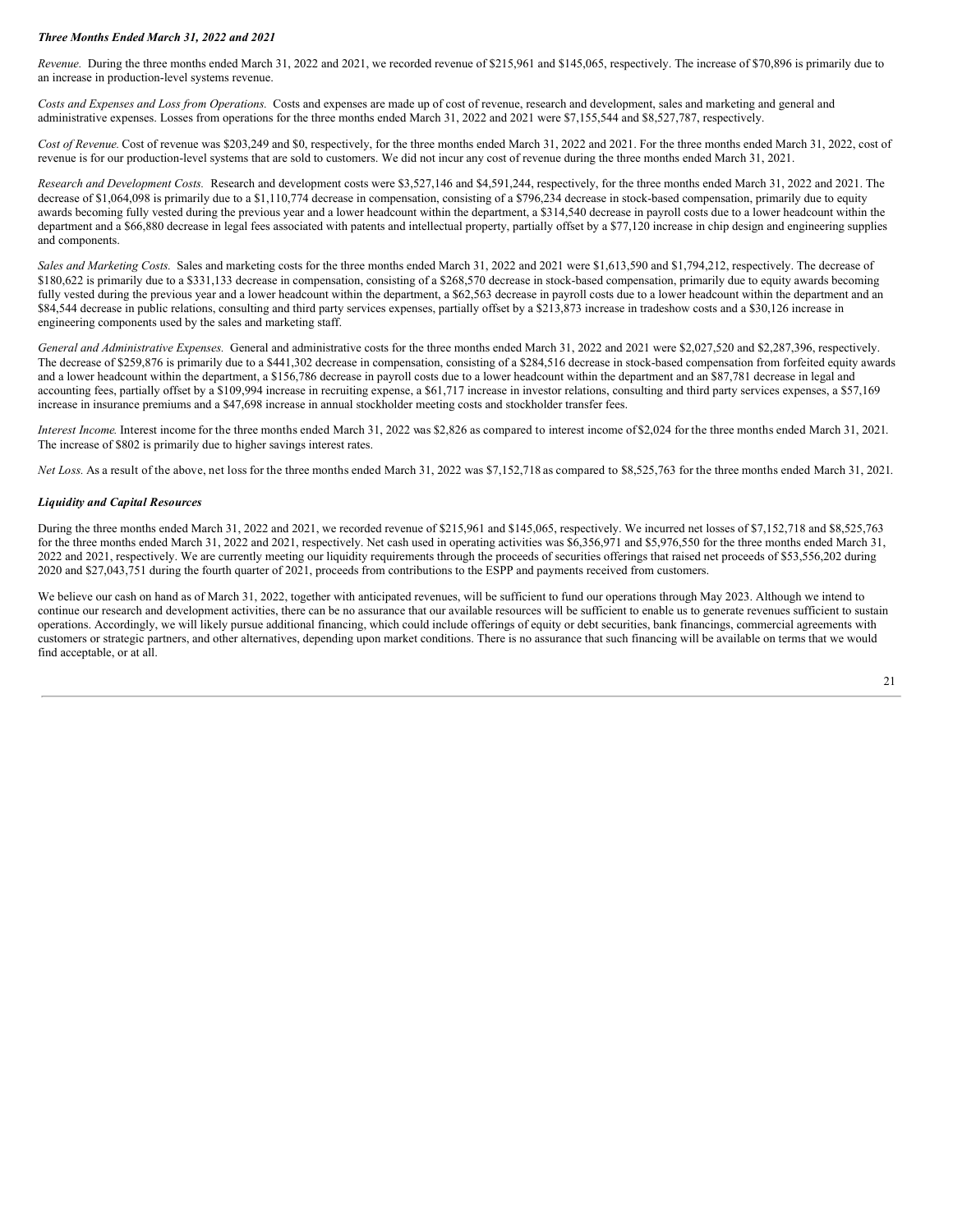***Three Months Ended March 31, 2022 and 2021***

*Revenue.* During the three months ended March 31, 2022 and 2021, we recorded revenue of $215,961 and $145,065, respectively. The increase of $70,896 is primarily due to an increase in production-level systems revenue.

*Costs and Expenses and Loss from Operations.* Costs and expenses are made up of cost of revenue, research and development, sales and marketing and general and administrative expenses. Losses from operations for the three months ended March 31, 2022 and 2021 were $7,155,544 and $8,527,787, respectively.

*Cost of Revenue.* Cost of revenue was $203,249 and $0, respectively, for the three months ended March 31, 2022 and 2021. For the three months ended March 31, 2022, cost of revenue is for our production-level systems that are sold to customers. We did not incur any cost of revenue during the three months ended March 31, 2021.

*Research and Development Costs.* Research and development costs were $3,527,146 and $4,591,244, respectively, for the three months ended March 31, 2022 and 2021. The decrease of $1,064,098 is primarily due to a $1,110,774 decrease in compensation, consisting of a $796,234 decrease in stock-based compensation, primarily due to equity awards becoming fully vested during the previous year and a lower headcount within the department, a $314,540 decrease in payroll costs due to a lower headcount within the department and a $66,880 decrease in legal fees associated with patents and intellectual property, partially offset by a $77,120 increase in chip design and engineering supplies and components.

*Sales and Marketing Costs.* Sales and marketing costs for the three months ended March 31, 2022 and 2021 were $1,613,590 and $1,794,212, respectively. The decrease of $180,622 is primarily due to a $331,133 decrease in compensation, consisting of a $268,570 decrease in stock-based compensation, primarily due to equity awards becoming fully vested during the previous year and a lower headcount within the department, a $62,563 decrease in payroll costs due to a lower headcount within the department and an $84,544 decrease in public relations, consulting and third party services expenses, partially offset by a $213,873 increase in tradeshow costs and a $30,126 increase in engineering components used by the sales and marketing staff.

*General and Administrative Expenses.* General and administrative costs for the three months ended March 31, 2022 and 2021 were $2,027,520 and $2,287,396, respectively. The decrease of $259,876 is primarily due to a $441,302 decrease in compensation, consisting of a $284,516 decrease in stock-based compensation from forfeited equity awards and a lower headcount within the department, a $156,786 decrease in payroll costs due to a lower headcount within the department and an $87,781 decrease in legal and accounting fees, partially offset by a $109,994 increase in recruiting expense, a $61,717 increase in investor relations, consulting and third party services expenses, a $57,169 increase in insurance premiums and a $47,698 increase in annual stockholder meeting costs and stockholder transfer fees.

*Interest Income.* Interest income for the three months ended March 31, 2022 was $2,826 as compared to interest income of $2,024 for the three months ended March 31, 2021. The increase of $802 is primarily due to higher savings interest rates.

*Net Loss.* As a result of the above, net loss for the three months ended March 31, 2022 was $7,152,718 as compared to $8,525,763 for the three months ended March 31, 2021.

***Liquidity and Capital Resources***

During the three months ended March 31, 2022 and 2021, we recorded revenue of $215,961 and $145,065, respectively. We incurred net losses of $7,152,718 and $8,525,763 for the three months ended March 31, 2022 and 2021, respectively. Net cash used in operating activities was $6,356,971 and $5,976,550 for the three months ended March 31, 2022 and 2021, respectively. We are currently meeting our liquidity requirements through the proceeds of securities offerings that raised net proceeds of $53,556,202 during 2020 and $27,043,751 during the fourth quarter of 2021, proceeds from contributions to the ESPP and payments received from customers.

We believe our cash on hand as of March 31, 2022, together with anticipated revenues, will be sufficient to fund our operations through May 2023. Although we intend to continue our research and development activities, there can be no assurance that our available resources will be sufficient to enable us to generate revenues sufficient to sustain operations. Accordingly, we will likely pursue additional financing, which could include offerings of equity or debt securities, bank financings, commercial agreements with customers or strategic partners, and other alternatives, depending upon market conditions. There is no assurance that such financing will be available on terms that we would find acceptable, or at all.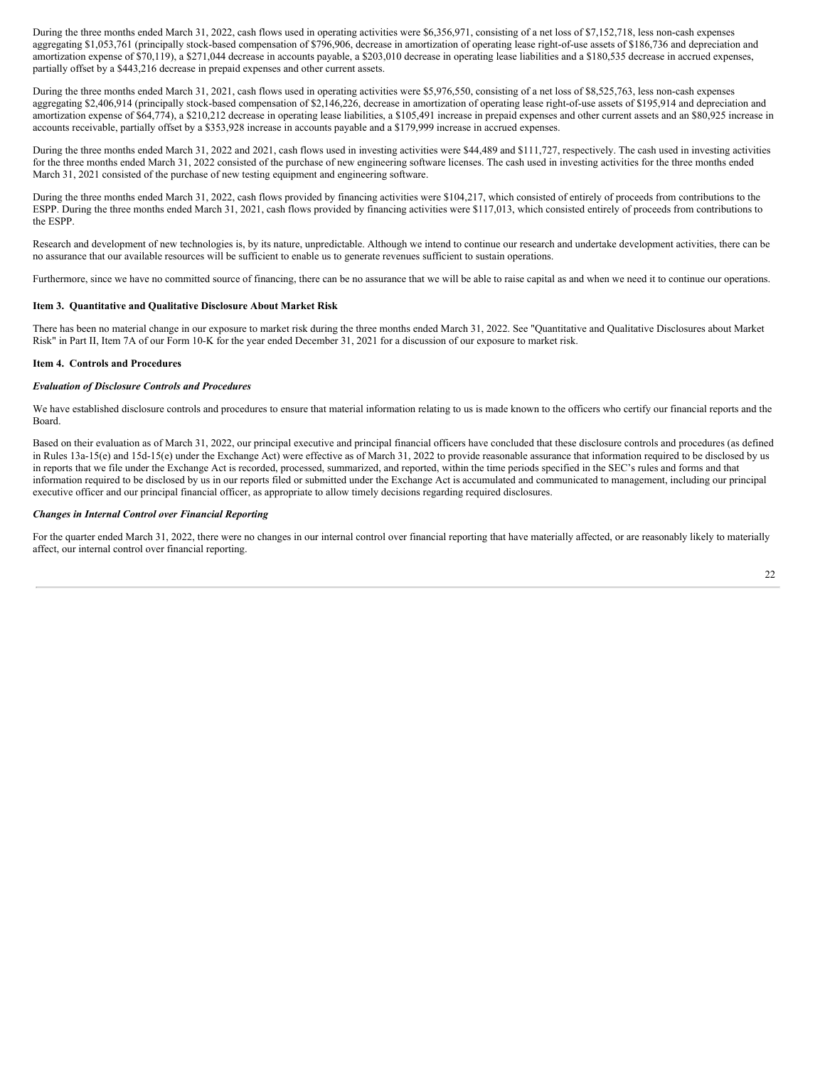During the three months ended March 31, 2022, cash flows used in operating activities were $6,356,971, consisting of a net loss of $7,152,718, less non-cash expenses aggregating $1,053,761 (principally stock-based compensation of $796,906, decrease in amortization of operating lease right-of-use assets of $186,736 and depreciation and amortization expense of $70,119), a $271,044 decrease in accounts payable, a $203,010 decrease in operating lease liabilities and a $180,535 decrease in accrued expenses, partially offset by a $443,216 decrease in prepaid expenses and other current assets.

During the three months ended March 31, 2021, cash flows used in operating activities were $5,976,550, consisting of a net loss of $8,525,763, less non-cash expenses aggregating $2,406,914 (principally stock-based compensation of $2,146,226, decrease in amortization of operating lease right-of-use assets of $195,914 and depreciation and amortization expense of $64,774), a $210,212 decrease in operating lease liabilities, a $105,491 increase in prepaid expenses and other current assets and an $80,925 increase in accounts receivable, partially offset by a $353,928 increase in accounts payable and a $179,999 increase in accrued expenses.

During the three months ended March 31, 2022 and 2021, cash flows used in investing activities were $44,489 and $111,727, respectively. The cash used in investing activities for the three months ended March 31, 2022 consisted of the purchase of new engineering software licenses. The cash used in investing activities for the three months ended March 31, 2021 consisted of the purchase of new testing equipment and engineering software.

During the three months ended March 31, 2022, cash flows provided by financing activities were $104,217, which consisted of entirely of proceeds from contributions to the ESPP. During the three months ended March 31, 2021, cash flows provided by financing activities were $117,013, which consisted entirely of proceeds from contributions to the ESPP.

Research and development of new technologies is, by its nature, unpredictable. Although we intend to continue our research and undertake development activities, there can be no assurance that our available resources will be sufficient to enable us to generate revenues sufficient to sustain operations.

Furthermore, since we have no committed source of financing, there can be no assurance that we will be able to raise capital as and when we need it to continue our operations.

## Item 3. Quantitative and Qualitative Disclosure About Market Risk

There has been no material change in our exposure to market risk during the three months ended March 31, 2022. See "Quantitative and Qualitative Disclosures about Market Risk" in Part II, Item 7A of our Form 10-K for the year ended December 31, 2021 for a discussion of our exposure to market risk.

## Item 4. Controls and Procedures

### *Evaluation of Disclosure Controls and Procedures*

We have established disclosure controls and procedures to ensure that material information relating to us is made known to the officers who certify our financial reports and the Board.

Based on their evaluation as of March 31, 2022, our principal executive and principal financial officers have concluded that these disclosure controls and procedures (as defined in Rules 13a-15(e) and 15d-15(e) under the Exchange Act) were effective as of March 31, 2022 to provide reasonable assurance that information required to be disclosed by us in reports that we file under the Exchange Act is recorded, processed, summarized, and reported, within the time periods specified in the SEC's rules and forms and that information required to be disclosed by us in our reports filed or submitted under the Exchange Act is accumulated and communicated to management, including our principal executive officer and our principal financial officer, as appropriate to allow timely decisions regarding required disclosures.

### *Changes in Internal Control over Financial Reporting*

For the quarter ended March 31, 2022, there were no changes in our internal control over financial reporting that have materially affected, or are reasonably likely to materially affect, our internal control over financial reporting.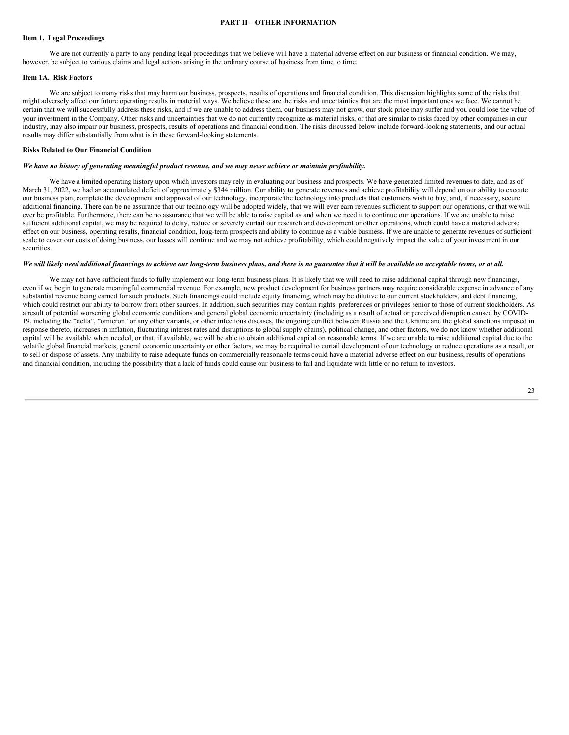## PART II – OTHER INFORMATION

### Item 1. Legal Proceedings

We are not currently a party to any pending legal proceedings that we believe will have a material adverse effect on our business or financial condition. We may, however, be subject to various claims and legal actions arising in the ordinary course of business from time to time.

### Item 1A. Risk Factors

We are subject to many risks that may harm our business, prospects, results of operations and financial condition. This discussion highlights some of the risks that might adversely affect our future operating results in material ways. We believe these are the risks and uncertainties that are the most important ones we face. We cannot be certain that we will successfully address these risks, and if we are unable to address them, our business may not grow, our stock price may suffer and you could lose the value of your investment in the Company. Other risks and uncertainties that we do not currently recognize as material risks, or that are similar to risks faced by other companies in our industry, may also impair our business, prospects, results of operations and financial condition. The risks discussed below include forward-looking statements, and our actual results may differ substantially from what is in these forward-looking statements.

#### Risks Related to Our Financial Condition

***We have no history of generating meaningful product revenue, and we may never achieve or maintain profitability.***

We have a limited operating history upon which investors may rely in evaluating our business and prospects. We have generated limited revenues to date, and as of March 31, 2022, we had an accumulated deficit of approximately $344 million. Our ability to generate revenues and achieve profitability will depend on our ability to execute our business plan, complete the development and approval of our technology, incorporate the technology into products that customers wish to buy, and, if necessary, secure additional financing. There can be no assurance that our technology will be adopted widely, that we will ever earn revenues sufficient to support our operations, or that we will ever be profitable. Furthermore, there can be no assurance that we will be able to raise capital as and when we need it to continue our operations. If we are unable to raise sufficient additional capital, we may be required to delay, reduce or severely curtail our research and development or other operations, which could have a material adverse effect on our business, operating results, financial condition, long-term prospects and ability to continue as a viable business. If we are unable to generate revenues of sufficient scale to cover our costs of doing business, our losses will continue and we may not achieve profitability, which could negatively impact the value of your investment in our securities.

***We will likely need additional financings to achieve our long-term business plans, and there is no guarantee that it will be available on acceptable terms, or at all.***

We may not have sufficient funds to fully implement our long-term business plans. It is likely that we will need to raise additional capital through new financings, even if we begin to generate meaningful commercial revenue. For example, new product development for business partners may require considerable expense in advance of any substantial revenue being earned for such products. Such financings could include equity financing, which may be dilutive to our current stockholders, and debt financing, which could restrict our ability to borrow from other sources. In addition, such securities may contain rights, preferences or privileges senior to those of current stockholders. As a result of potential worsening global economic conditions and general global economic uncertainty (including as a result of actual or perceived disruption caused by COVID-19, including the "delta", "omicron" or any other variants, or other infectious diseases, the ongoing conflict between Russia and the Ukraine and the global sanctions imposed in response thereto, increases in inflation, fluctuating interest rates and disruptions to global supply chains), political change, and other factors, we do not know whether additional capital will be available when needed, or that, if available, we will be able to obtain additional capital on reasonable terms. If we are unable to raise additional capital due to the volatile global financial markets, general economic uncertainty or other factors, we may be required to curtail development of our technology or reduce operations as a result, or to sell or dispose of assets. Any inability to raise adequate funds on commercially reasonable terms could have a material adverse effect on our business, results of operations and financial condition, including the possibility that a lack of funds could cause our business to fail and liquidate with little or no return to investors.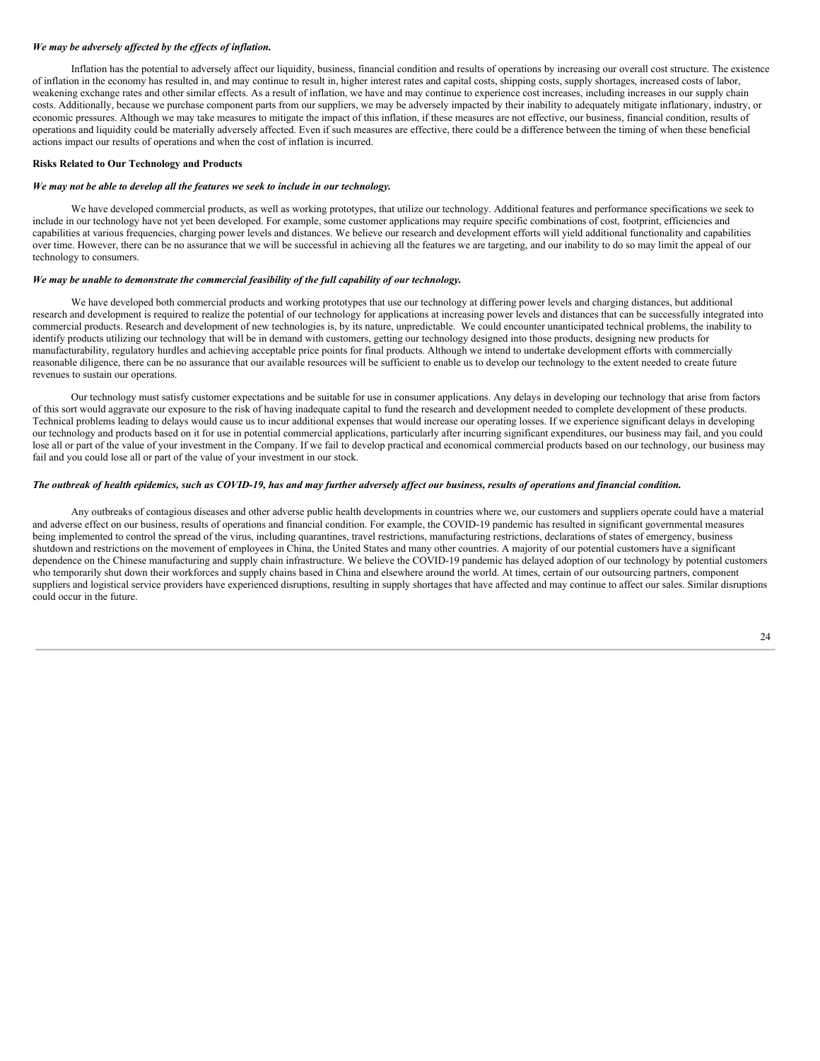***We may be adversely affected by the effects of inflation.***

Inflation has the potential to adversely affect our liquidity, business, financial condition and results of operations by increasing our overall cost structure. The existence of inflation in the economy has resulted in, and may continue to result in, higher interest rates and capital costs, shipping costs, supply shortages, increased costs of labor, weakening exchange rates and other similar effects. As a result of inflation, we have and may continue to experience cost increases, including increases in our supply chain costs. Additionally, because we purchase component parts from our suppliers, we may be adversely impacted by their inability to adequately mitigate inflationary, industry, or economic pressures. Although we may take measures to mitigate the impact of this inflation, if these measures are not effective, our business, financial condition, results of operations and liquidity could be materially adversely affected. Even if such measures are effective, there could be a difference between the timing of when these beneficial actions impact our results of operations and when the cost of inflation is incurred.

**Risks Related to Our Technology and Products**

***We may not be able to develop all the features we seek to include in our technology.***

We have developed commercial products, as well as working prototypes, that utilize our technology. Additional features and performance specifications we seek to include in our technology have not yet been developed. For example, some customer applications may require specific combinations of cost, footprint, efficiencies and capabilities at various frequencies, charging power levels and distances. We believe our research and development efforts will yield additional functionality and capabilities over time. However, there can be no assurance that we will be successful in achieving all the features we are targeting, and our inability to do so may limit the appeal of our technology to consumers.

***We may be unable to demonstrate the commercial feasibility of the full capability of our technology.***

We have developed both commercial products and working prototypes that use our technology at differing power levels and charging distances, but additional research and development is required to realize the potential of our technology for applications at increasing power levels and distances that can be successfully integrated into commercial products. Research and development of new technologies is, by its nature, unpredictable. We could encounter unanticipated technical problems, the inability to identify products utilizing our technology that will be in demand with customers, getting our technology designed into those products, designing new products for manufacturability, regulatory hurdles and achieving acceptable price points for final products. Although we intend to undertake development efforts with commercially reasonable diligence, there can be no assurance that our available resources will be sufficient to enable us to develop our technology to the extent needed to create future revenues to sustain our operations.

Our technology must satisfy customer expectations and be suitable for use in consumer applications. Any delays in developing our technology that arise from factors of this sort would aggravate our exposure to the risk of having inadequate capital to fund the research and development needed to complete development of these products. Technical problems leading to delays would cause us to incur additional expenses that would increase our operating losses. If we experience significant delays in developing our technology and products based on it for use in potential commercial applications, particularly after incurring significant expenditures, our business may fail, and you could lose all or part of the value of your investment in the Company. If we fail to develop practical and economical commercial products based on our technology, our business may fail and you could lose all or part of the value of your investment in our stock.

***The outbreak of health epidemics, such as COVID-19, has and may further adversely affect our business, results of operations and financial condition.***

Any outbreaks of contagious diseases and other adverse public health developments in countries where we, our customers and suppliers operate could have a material and adverse effect on our business, results of operations and financial condition. For example, the COVID-19 pandemic has resulted in significant governmental measures being implemented to control the spread of the virus, including quarantines, travel restrictions, manufacturing restrictions, declarations of states of emergency, business shutdown and restrictions on the movement of employees in China, the United States and many other countries. A majority of our potential customers have a significant dependence on the Chinese manufacturing and supply chain infrastructure. We believe the COVID-19 pandemic has delayed adoption of our technology by potential customers who temporarily shut down their workforces and supply chains based in China and elsewhere around the world. At times, certain of our outsourcing partners, component suppliers and logistical service providers have experienced disruptions, resulting in supply shortages that have affected and may continue to affect our sales. Similar disruptions could occur in the future.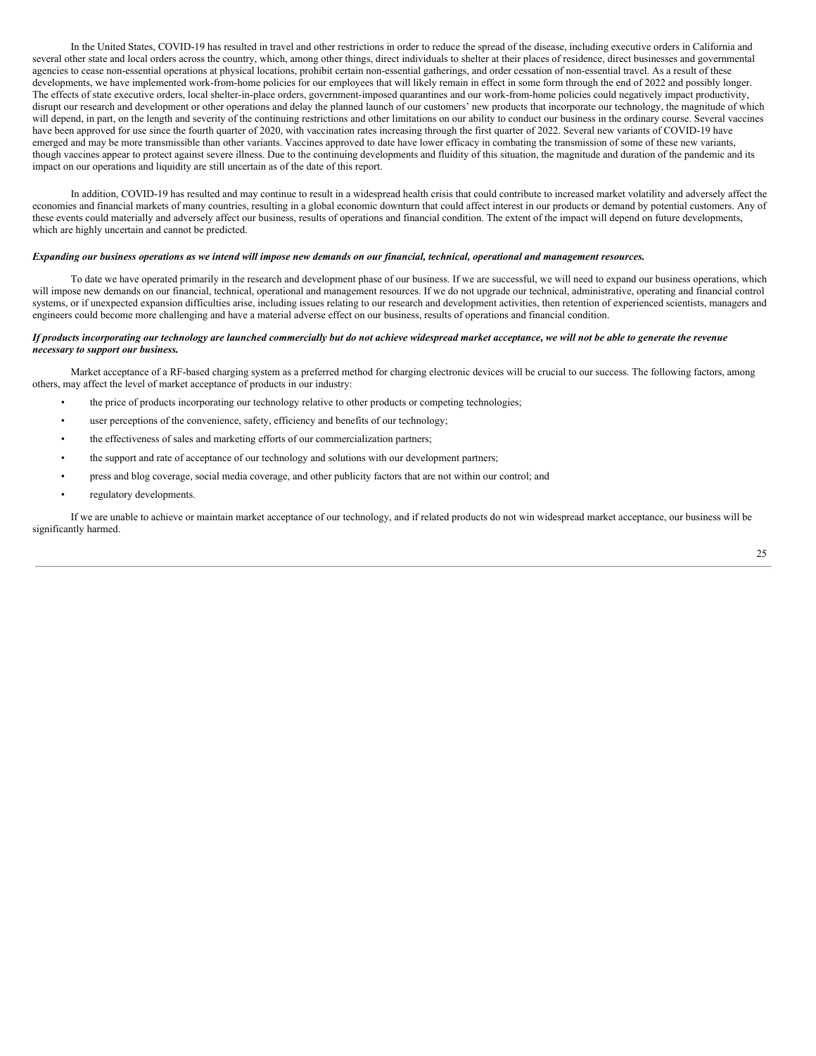In the United States, COVID-19 has resulted in travel and other restrictions in order to reduce the spread of the disease, including executive orders in California and several other state and local orders across the country, which, among other things, direct individuals to shelter at their places of residence, direct businesses and governmental agencies to cease non-essential operations at physical locations, prohibit certain non-essential gatherings, and order cessation of non-essential travel. As a result of these developments, we have implemented work-from-home policies for our employees that will likely remain in effect in some form through the end of 2022 and possibly longer. The effects of state executive orders, local shelter-in-place orders, government-imposed quarantines and our work-from-home policies could negatively impact productivity, disrupt our research and development or other operations and delay the planned launch of our customers' new products that incorporate our technology, the magnitude of which will depend, in part, on the length and severity of the continuing restrictions and other limitations on our ability to conduct our business in the ordinary course. Several vaccines have been approved for use since the fourth quarter of 2020, with vaccination rates increasing through the first quarter of 2022. Several new variants of COVID-19 have emerged and may be more transmissible than other variants. Vaccines approved to date have lower efficacy in combating the transmission of some of these new variants, though vaccines appear to protect against severe illness. Due to the continuing developments and fluidity of this situation, the magnitude and duration of the pandemic and its impact on our operations and liquidity are still uncertain as of the date of this report.

In addition, COVID-19 has resulted and may continue to result in a widespread health crisis that could contribute to increased market volatility and adversely affect the economies and financial markets of many countries, resulting in a global economic downturn that could affect interest in our products or demand by potential customers. Any of these events could materially and adversely affect our business, results of operations and financial condition. The extent of the impact will depend on future developments, which are highly uncertain and cannot be predicted.

***Expanding our business operations as we intend will impose new demands on our financial, technical, operational and management resources.***

To date we have operated primarily in the research and development phase of our business. If we are successful, we will need to expand our business operations, which will impose new demands on our financial, technical, operational and management resources. If we do not upgrade our technical, administrative, operating and financial control systems, or if unexpected expansion difficulties arise, including issues relating to our research and development activities, then retention of experienced scientists, managers and engineers could become more challenging and have a material adverse effect on our business, results of operations and financial condition.

***If products incorporating our technology are launched commercially but do not achieve widespread market acceptance, we will not be able to generate the revenue necessary to support our business.***

Market acceptance of a RF-based charging system as a preferred method for charging electronic devices will be crucial to our success. The following factors, among others, may affect the level of market acceptance of products in our industry:

- the price of products incorporating our technology relative to other products or competing technologies;
- user perceptions of the convenience, safety, efficiency and benefits of our technology;
- the effectiveness of sales and marketing efforts of our commercialization partners;
- the support and rate of acceptance of our technology and solutions with our development partners;
- press and blog coverage, social media coverage, and other publicity factors that are not within our control; and
- regulatory developments.

If we are unable to achieve or maintain market acceptance of our technology, and if related products do not win widespread market acceptance, our business will be significantly harmed.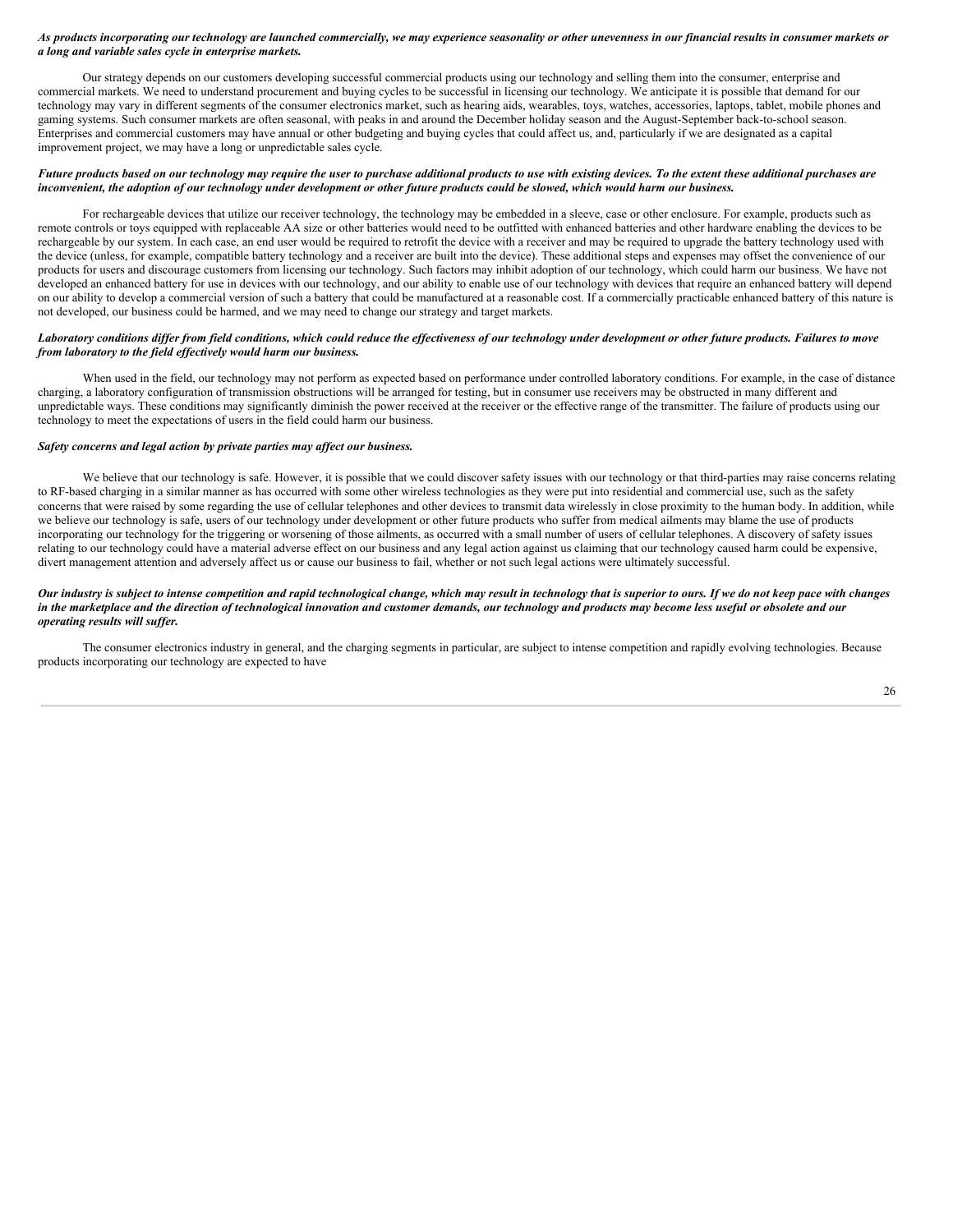***As products incorporating our technology are launched commercially, we may experience seasonality or other unevenness in our financial results in consumer markets or a long and variable sales cycle in enterprise markets.***

Our strategy depends on our customers developing successful commercial products using our technology and selling them into the consumer, enterprise and commercial markets. We need to understand procurement and buying cycles to be successful in licensing our technology. We anticipate it is possible that demand for our technology may vary in different segments of the consumer electronics market, such as hearing aids, wearables, toys, watches, accessories, laptops, tablet, mobile phones and gaming systems. Such consumer markets are often seasonal, with peaks in and around the December holiday season and the August-September back-to-school season. Enterprises and commercial customers may have annual or other budgeting and buying cycles that could affect us, and, particularly if we are designated as a capital improvement project, we may have a long or unpredictable sales cycle.

***Future products based on our technology may require the user to purchase additional products to use with existing devices. To the extent these additional purchases are inconvenient, the adoption of our technology under development or other future products could be slowed, which would harm our business.***

For rechargeable devices that utilize our receiver technology, the technology may be embedded in a sleeve, case or other enclosure. For example, products such as remote controls or toys equipped with replaceable AA size or other batteries would need to be outfitted with enhanced batteries and other hardware enabling the devices to be rechargeable by our system. In each case, an end user would be required to retrofit the device with a receiver and may be required to upgrade the battery technology used with the device (unless, for example, compatible battery technology and a receiver are built into the device). These additional steps and expenses may offset the convenience of our products for users and discourage customers from licensing our technology. Such factors may inhibit adoption of our technology, which could harm our business. We have not developed an enhanced battery for use in devices with our technology, and our ability to enable use of our technology with devices that require an enhanced battery will depend on our ability to develop a commercial version of such a battery that could be manufactured at a reasonable cost. If a commercially practicable enhanced battery of this nature is not developed, our business could be harmed, and we may need to change our strategy and target markets.

***Laboratory conditions differ from field conditions, which could reduce the effectiveness of our technology under development or other future products. Failures to move from laboratory to the field effectively would harm our business.***

When used in the field, our technology may not perform as expected based on performance under controlled laboratory conditions. For example, in the case of distance charging, a laboratory configuration of transmission obstructions will be arranged for testing, but in consumer use receivers may be obstructed in many different and unpredictable ways. These conditions may significantly diminish the power received at the receiver or the effective range of the transmitter. The failure of products using our technology to meet the expectations of users in the field could harm our business.

***Safety concerns and legal action by private parties may affect our business.***

We believe that our technology is safe. However, it is possible that we could discover safety issues with our technology or that third-parties may raise concerns relating to RF-based charging in a similar manner as has occurred with some other wireless technologies as they were put into residential and commercial use, such as the safety concerns that were raised by some regarding the use of cellular telephones and other devices to transmit data wirelessly in close proximity to the human body. In addition, while we believe our technology is safe, users of our technology under development or other future products who suffer from medical ailments may blame the use of products incorporating our technology for the triggering or worsening of those ailments, as occurred with a small number of users of cellular telephones. A discovery of safety issues relating to our technology could have a material adverse effect on our business and any legal action against us claiming that our technology caused harm could be expensive, divert management attention and adversely affect us or cause our business to fail, whether or not such legal actions were ultimately successful.

***Our industry is subject to intense competition and rapid technological change, which may result in technology that is superior to ours. If we do not keep pace with changes in the marketplace and the direction of technological innovation and customer demands, our technology and products may become less useful or obsolete and our operating results will suffer.***

The consumer electronics industry in general, and the charging segments in particular, are subject to intense competition and rapidly evolving technologies. Because products incorporating our technology are expected to have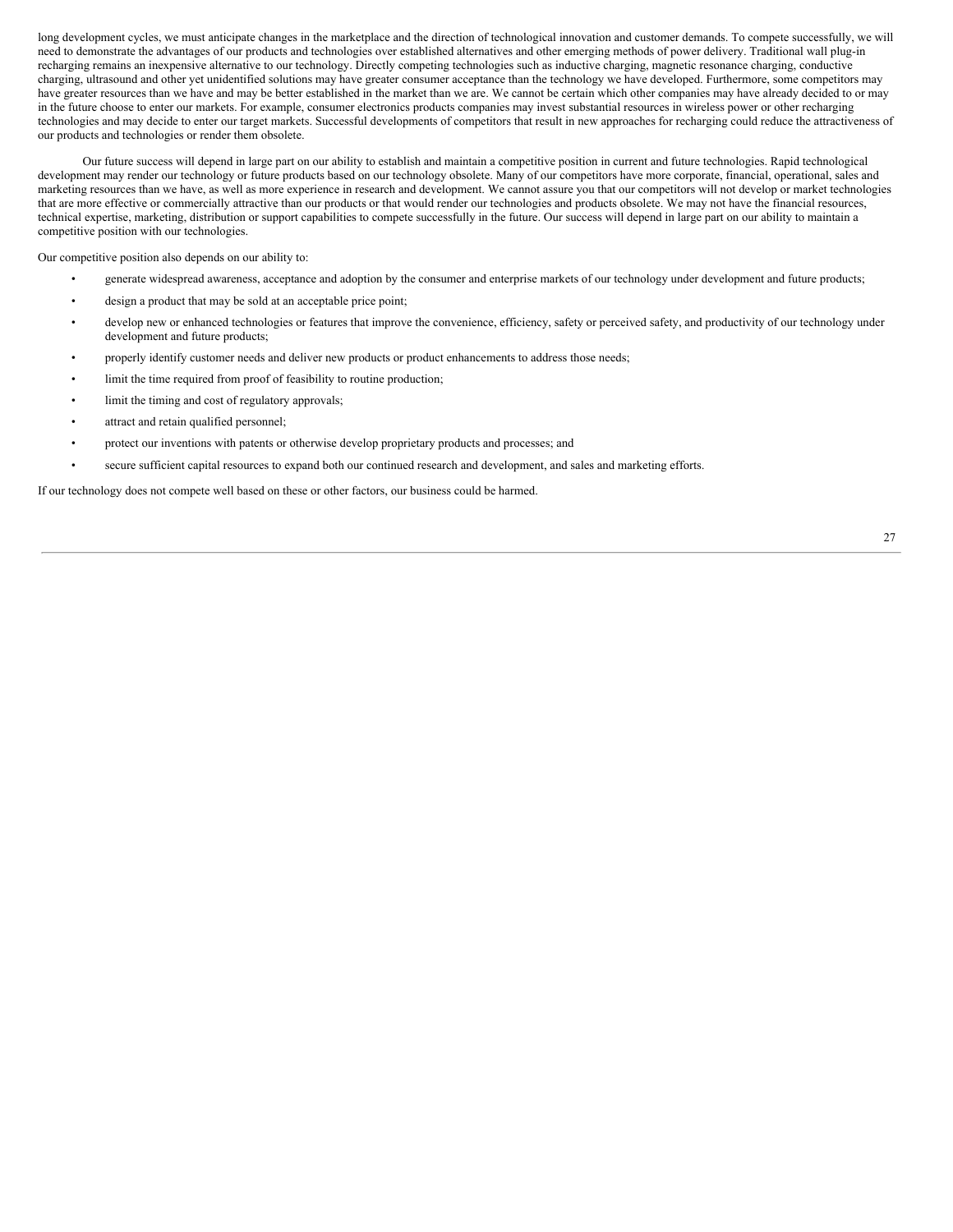long development cycles, we must anticipate changes in the marketplace and the direction of technological innovation and customer demands. To compete successfully, we will need to demonstrate the advantages of our products and technologies over established alternatives and other emerging methods of power delivery. Traditional wall plug-in recharging remains an inexpensive alternative to our technology. Directly competing technologies such as inductive charging, magnetic resonance charging, conductive charging, ultrasound and other yet unidentified solutions may have greater consumer acceptance than the technology we have developed. Furthermore, some competitors may have greater resources than we have and may be better established in the market than we are. We cannot be certain which other companies may have already decided to or may in the future choose to enter our markets. For example, consumer electronics products companies may invest substantial resources in wireless power or other recharging technologies and may decide to enter our target markets. Successful developments of competitors that result in new approaches for recharging could reduce the attractiveness of our products and technologies or render them obsolete.

Our future success will depend in large part on our ability to establish and maintain a competitive position in current and future technologies. Rapid technological development may render our technology or future products based on our technology obsolete. Many of our competitors have more corporate, financial, operational, sales and marketing resources than we have, as well as more experience in research and development. We cannot assure you that our competitors will not develop or market technologies that are more effective or commercially attractive than our products or that would render our technologies and products obsolete. We may not have the financial resources, technical expertise, marketing, distribution or support capabilities to compete successfully in the future. Our success will depend in large part on our ability to maintain a competitive position with our technologies.

Our competitive position also depends on our ability to:

- generate widespread awareness, acceptance and adoption by the consumer and enterprise markets of our technology under development and future products;
- design a product that may be sold at an acceptable price point;
- develop new or enhanced technologies or features that improve the convenience, efficiency, safety or perceived safety, and productivity of our technology under development and future products;
- properly identify customer needs and deliver new products or product enhancements to address those needs;
- limit the time required from proof of feasibility to routine production;
- limit the timing and cost of regulatory approvals;
- attract and retain qualified personnel;
- protect our inventions with patents or otherwise develop proprietary products and processes; and
- secure sufficient capital resources to expand both our continued research and development, and sales and marketing efforts.

If our technology does not compete well based on these or other factors, our business could be harmed.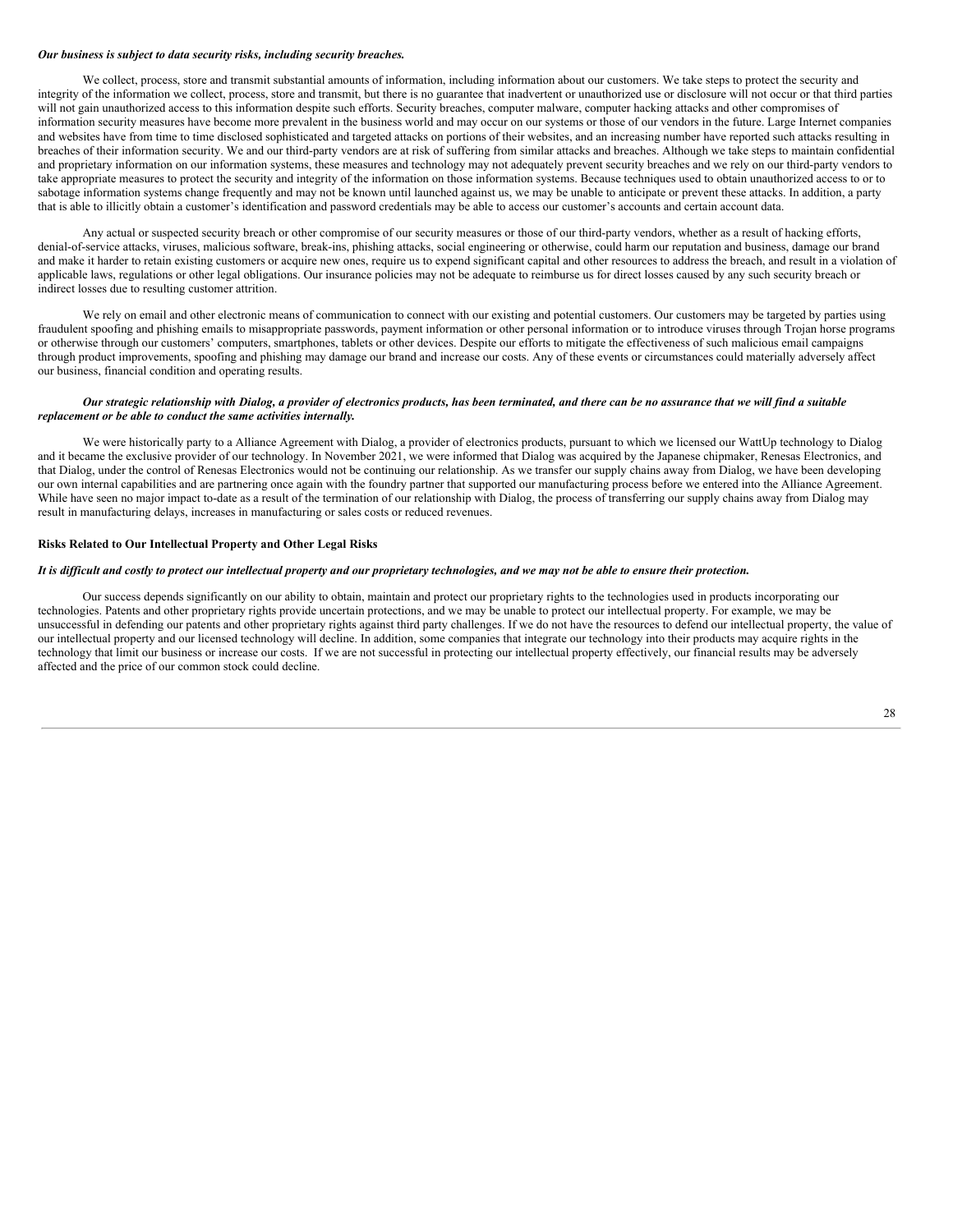***Our business is subject to data security risks, including security breaches.***

We collect, process, store and transmit substantial amounts of information, including information about our customers. We take steps to protect the security and integrity of the information we collect, process, store and transmit, but there is no guarantee that inadvertent or unauthorized use or disclosure will not occur or that third parties will not gain unauthorized access to this information despite such efforts. Security breaches, computer malware, computer hacking attacks and other compromises of information security measures have become more prevalent in the business world and may occur on our systems or those of our vendors in the future. Large Internet companies and websites have from time to time disclosed sophisticated and targeted attacks on portions of their websites, and an increasing number have reported such attacks resulting in breaches of their information security. We and our third-party vendors are at risk of suffering from similar attacks and breaches. Although we take steps to maintain confidential and proprietary information on our information systems, these measures and technology may not adequately prevent security breaches and we rely on our third-party vendors to take appropriate measures to protect the security and integrity of the information on those information systems. Because techniques used to obtain unauthorized access to or to sabotage information systems change frequently and may not be known until launched against us, we may be unable to anticipate or prevent these attacks. In addition, a party that is able to illicitly obtain a customer's identification and password credentials may be able to access our customer's accounts and certain account data.

Any actual or suspected security breach or other compromise of our security measures or those of our third-party vendors, whether as a result of hacking efforts, denial-of-service attacks, viruses, malicious software, break-ins, phishing attacks, social engineering or otherwise, could harm our reputation and business, damage our brand and make it harder to retain existing customers or acquire new ones, require us to expend significant capital and other resources to address the breach, and result in a violation of applicable laws, regulations or other legal obligations. Our insurance policies may not be adequate to reimburse us for direct losses caused by any such security breach or indirect losses due to resulting customer attrition.

We rely on email and other electronic means of communication to connect with our existing and potential customers. Our customers may be targeted by parties using fraudulent spoofing and phishing emails to misappropriate passwords, payment information or other personal information or to introduce viruses through Trojan horse programs or otherwise through our customers' computers, smartphones, tablets or other devices. Despite our efforts to mitigate the effectiveness of such malicious email campaigns through product improvements, spoofing and phishing may damage our brand and increase our costs. Any of these events or circumstances could materially adversely affect our business, financial condition and operating results.

***Our strategic relationship with Dialog, a provider of electronics products, has been terminated, and there can be no assurance that we will find a suitable replacement or be able to conduct the same activities internally.***

We were historically party to a Alliance Agreement with Dialog, a provider of electronics products, pursuant to which we licensed our WattUp technology to Dialog and it became the exclusive provider of our technology. In November 2021, we were informed that Dialog was acquired by the Japanese chipmaker, Renesas Electronics, and that Dialog, under the control of Renesas Electronics would not be continuing our relationship. As we transfer our supply chains away from Dialog, we have been developing our own internal capabilities and are partnering once again with the foundry partner that supported our manufacturing process before we entered into the Alliance Agreement. While have seen no major impact to-date as a result of the termination of our relationship with Dialog, the process of transferring our supply chains away from Dialog may result in manufacturing delays, increases in manufacturing or sales costs or reduced revenues.

**Risks Related to Our Intellectual Property and Other Legal Risks**

***It is difficult and costly to protect our intellectual property and our proprietary technologies, and we may not be able to ensure their protection.***

Our success depends significantly on our ability to obtain, maintain and protect our proprietary rights to the technologies used in products incorporating our technologies. Patents and other proprietary rights provide uncertain protections, and we may be unable to protect our intellectual property. For example, we may be unsuccessful in defending our patents and other proprietary rights against third party challenges. If we do not have the resources to defend our intellectual property, the value of our intellectual property and our licensed technology will decline. In addition, some companies that integrate our technology into their products may acquire rights in the technology that limit our business or increase our costs. If we are not successful in protecting our intellectual property effectively, our financial results may be adversely affected and the price of our common stock could decline.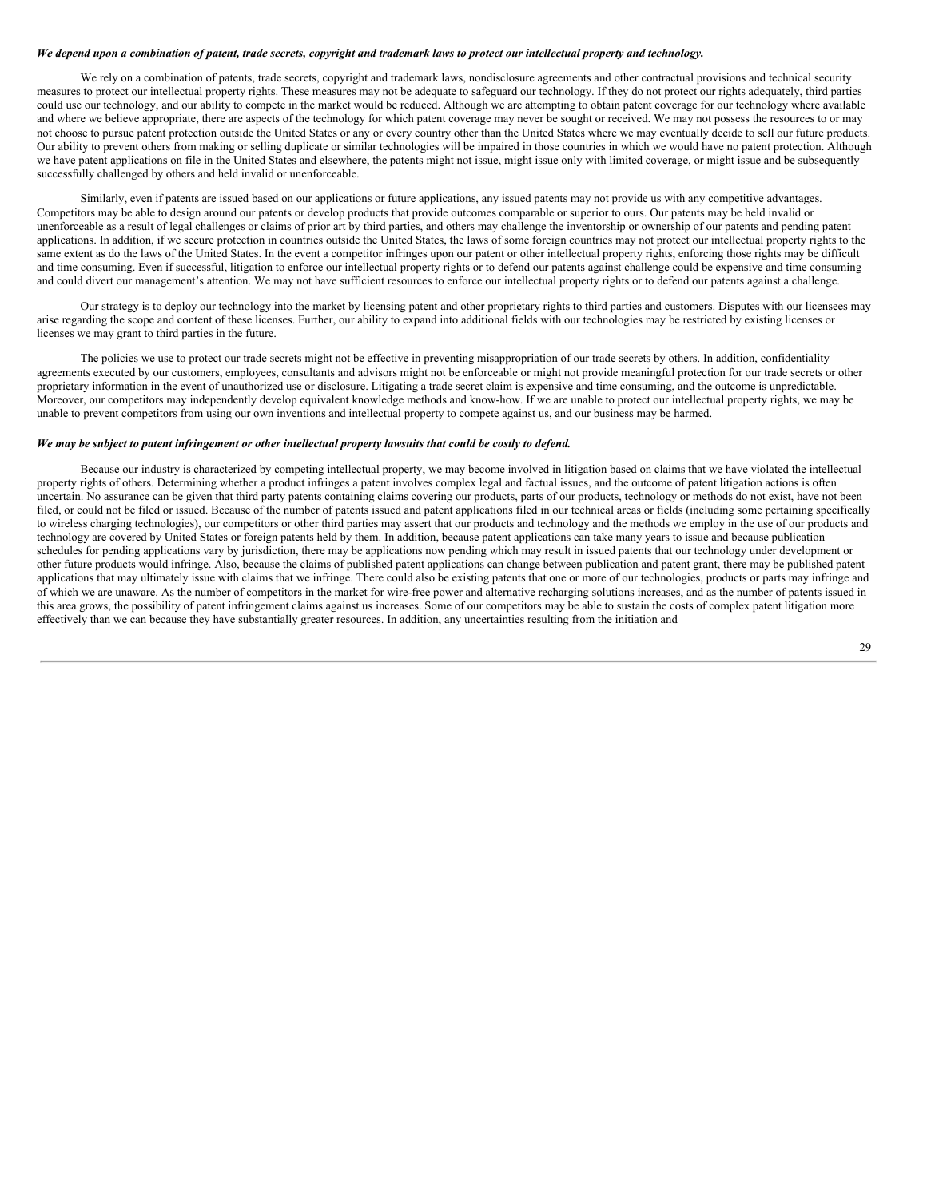***We depend upon a combination of patent, trade secrets, copyright and trademark laws to protect our intellectual property and technology.***

We rely on a combination of patents, trade secrets, copyright and trademark laws, nondisclosure agreements and other contractual provisions and technical security measures to protect our intellectual property rights. These measures may not be adequate to safeguard our technology. If they do not protect our rights adequately, third parties could use our technology, and our ability to compete in the market would be reduced. Although we are attempting to obtain patent coverage for our technology where available and where we believe appropriate, there are aspects of the technology for which patent coverage may never be sought or received. We may not possess the resources to or may not choose to pursue patent protection outside the United States or any or every country other than the United States where we may eventually decide to sell our future products. Our ability to prevent others from making or selling duplicate or similar technologies will be impaired in those countries in which we would have no patent protection. Although we have patent applications on file in the United States and elsewhere, the patents might not issue, might issue only with limited coverage, or might issue and be subsequently successfully challenged by others and held invalid or unenforceable.

Similarly, even if patents are issued based on our applications or future applications, any issued patents may not provide us with any competitive advantages. Competitors may be able to design around our patents or develop products that provide outcomes comparable or superior to ours. Our patents may be held invalid or unenforceable as a result of legal challenges or claims of prior art by third parties, and others may challenge the inventorship or ownership of our patents and pending patent applications. In addition, if we secure protection in countries outside the United States, the laws of some foreign countries may not protect our intellectual property rights to the same extent as do the laws of the United States. In the event a competitor infringes upon our patent or other intellectual property rights, enforcing those rights may be difficult and time consuming. Even if successful, litigation to enforce our intellectual property rights or to defend our patents against challenge could be expensive and time consuming and could divert our management's attention. We may not have sufficient resources to enforce our intellectual property rights or to defend our patents against a challenge.

Our strategy is to deploy our technology into the market by licensing patent and other proprietary rights to third parties and customers. Disputes with our licensees may arise regarding the scope and content of these licenses. Further, our ability to expand into additional fields with our technologies may be restricted by existing licenses or licenses we may grant to third parties in the future.

The policies we use to protect our trade secrets might not be effective in preventing misappropriation of our trade secrets by others. In addition, confidentiality agreements executed by our customers, employees, consultants and advisors might not be enforceable or might not provide meaningful protection for our trade secrets or other proprietary information in the event of unauthorized use or disclosure. Litigating a trade secret claim is expensive and time consuming, and the outcome is unpredictable. Moreover, our competitors may independently develop equivalent knowledge methods and know-how. If we are unable to protect our intellectual property rights, we may be unable to prevent competitors from using our own inventions and intellectual property to compete against us, and our business may be harmed.

***We may be subject to patent infringement or other intellectual property lawsuits that could be costly to defend.***

Because our industry is characterized by competing intellectual property, we may become involved in litigation based on claims that we have violated the intellectual property rights of others. Determining whether a product infringes a patent involves complex legal and factual issues, and the outcome of patent litigation actions is often uncertain. No assurance can be given that third party patents containing claims covering our products, parts of our products, technology or methods do not exist, have not been filed, or could not be filed or issued. Because of the number of patents issued and patent applications filed in our technical areas or fields (including some pertaining specifically to wireless charging technologies), our competitors or other third parties may assert that our products and technology and the methods we employ in the use of our products and technology are covered by United States or foreign patents held by them. In addition, because patent applications can take many years to issue and because publication schedules for pending applications vary by jurisdiction, there may be applications now pending which may result in issued patents that our technology under development or other future products would infringe. Also, because the claims of published patent applications can change between publication and patent grant, there may be published patent applications that may ultimately issue with claims that we infringe. There could also be existing patents that one or more of our technologies, products or parts may infringe and of which we are unaware. As the number of competitors in the market for wire-free power and alternative recharging solutions increases, and as the number of patents issued in this area grows, the possibility of patent infringement claims against us increases. Some of our competitors may be able to sustain the costs of complex patent litigation more effectively than we can because they have substantially greater resources. In addition, any uncertainties resulting from the initiation and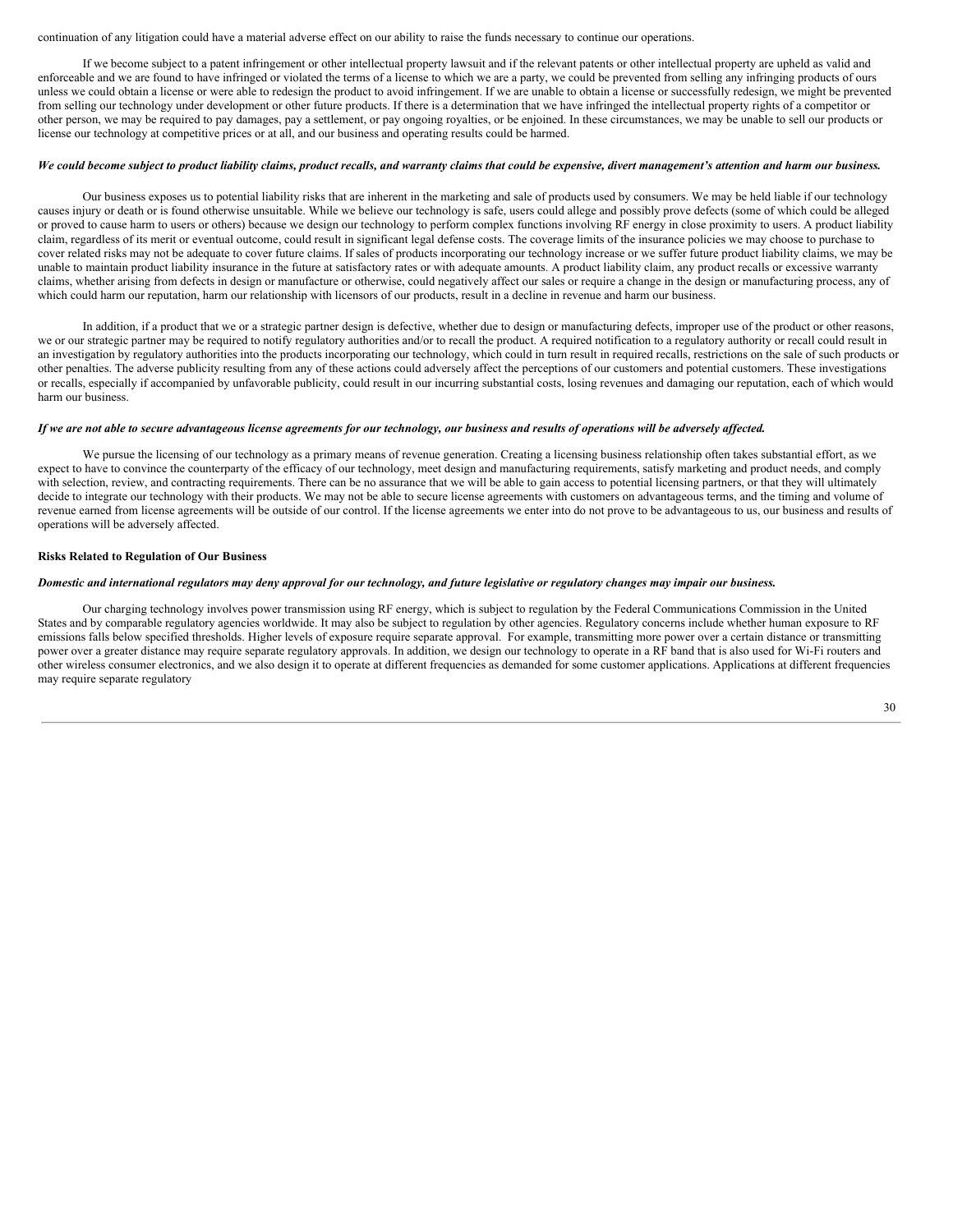continuation of any litigation could have a material adverse effect on our ability to raise the funds necessary to continue our operations.

If we become subject to a patent infringement or other intellectual property lawsuit and if the relevant patents or other intellectual property are upheld as valid and enforceable and we are found to have infringed or violated the terms of a license to which we are a party, we could be prevented from selling any infringing products of ours unless we could obtain a license or were able to redesign the product to avoid infringement. If we are unable to obtain a license or successfully redesign, we might be prevented from selling our technology under development or other future products. If there is a determination that we have infringed the intellectual property rights of a competitor or other person, we may be required to pay damages, pay a settlement, or pay ongoing royalties, or be enjoined. In these circumstances, we may be unable to sell our products or license our technology at competitive prices or at all, and our business and operating results could be harmed.

***We could become subject to product liability claims, product recalls, and warranty claims that could be expensive, divert management's attention and harm our business.***

Our business exposes us to potential liability risks that are inherent in the marketing and sale of products used by consumers. We may be held liable if our technology causes injury or death or is found otherwise unsuitable. While we believe our technology is safe, users could allege and possibly prove defects (some of which could be alleged or proved to cause harm to users or others) because we design our technology to perform complex functions involving RF energy in close proximity to users. A product liability claim, regardless of its merit or eventual outcome, could result in significant legal defense costs. The coverage limits of the insurance policies we may choose to purchase to cover related risks may not be adequate to cover future claims. If sales of products incorporating our technology increase or we suffer future product liability claims, we may be unable to maintain product liability insurance in the future at satisfactory rates or with adequate amounts. A product liability claim, any product recalls or excessive warranty claims, whether arising from defects in design or manufacture or otherwise, could negatively affect our sales or require a change in the design or manufacturing process, any of which could harm our reputation, harm our relationship with licensors of our products, result in a decline in revenue and harm our business.

In addition, if a product that we or a strategic partner design is defective, whether due to design or manufacturing defects, improper use of the product or other reasons, we or our strategic partner may be required to notify regulatory authorities and/or to recall the product. A required notification to a regulatory authority or recall could result in an investigation by regulatory authorities into the products incorporating our technology, which could in turn result in required recalls, restrictions on the sale of such products or other penalties. The adverse publicity resulting from any of these actions could adversely affect the perceptions of our customers and potential customers. These investigations or recalls, especially if accompanied by unfavorable publicity, could result in our incurring substantial costs, losing revenues and damaging our reputation, each of which would harm our business.

***If we are not able to secure advantageous license agreements for our technology, our business and results of operations will be adversely affected.***

We pursue the licensing of our technology as a primary means of revenue generation. Creating a licensing business relationship often takes substantial effort, as we expect to have to convince the counterparty of the efficacy of our technology, meet design and manufacturing requirements, satisfy marketing and product needs, and comply with selection, review, and contracting requirements. There can be no assurance that we will be able to gain access to potential licensing partners, or that they will ultimately decide to integrate our technology with their products. We may not be able to secure license agreements with customers on advantageous terms, and the timing and volume of revenue earned from license agreements will be outside of our control. If the license agreements we enter into do not prove to be advantageous to us, our business and results of operations will be adversely affected.

**Risks Related to Regulation of Our Business**

***Domestic and international regulators may deny approval for our technology, and future legislative or regulatory changes may impair our business.***

Our charging technology involves power transmission using RF energy, which is subject to regulation by the Federal Communications Commission in the United States and by comparable regulatory agencies worldwide. It may also be subject to regulation by other agencies. Regulatory concerns include whether human exposure to RF emissions falls below specified thresholds. Higher levels of exposure require separate approval. For example, transmitting more power over a certain distance or transmitting power over a greater distance may require separate regulatory approvals. In addition, we design our technology to operate in a RF band that is also used for Wi-Fi routers and other wireless consumer electronics, and we also design it to operate at different frequencies as demanded for some customer applications. Applications at different frequencies may require separate regulatory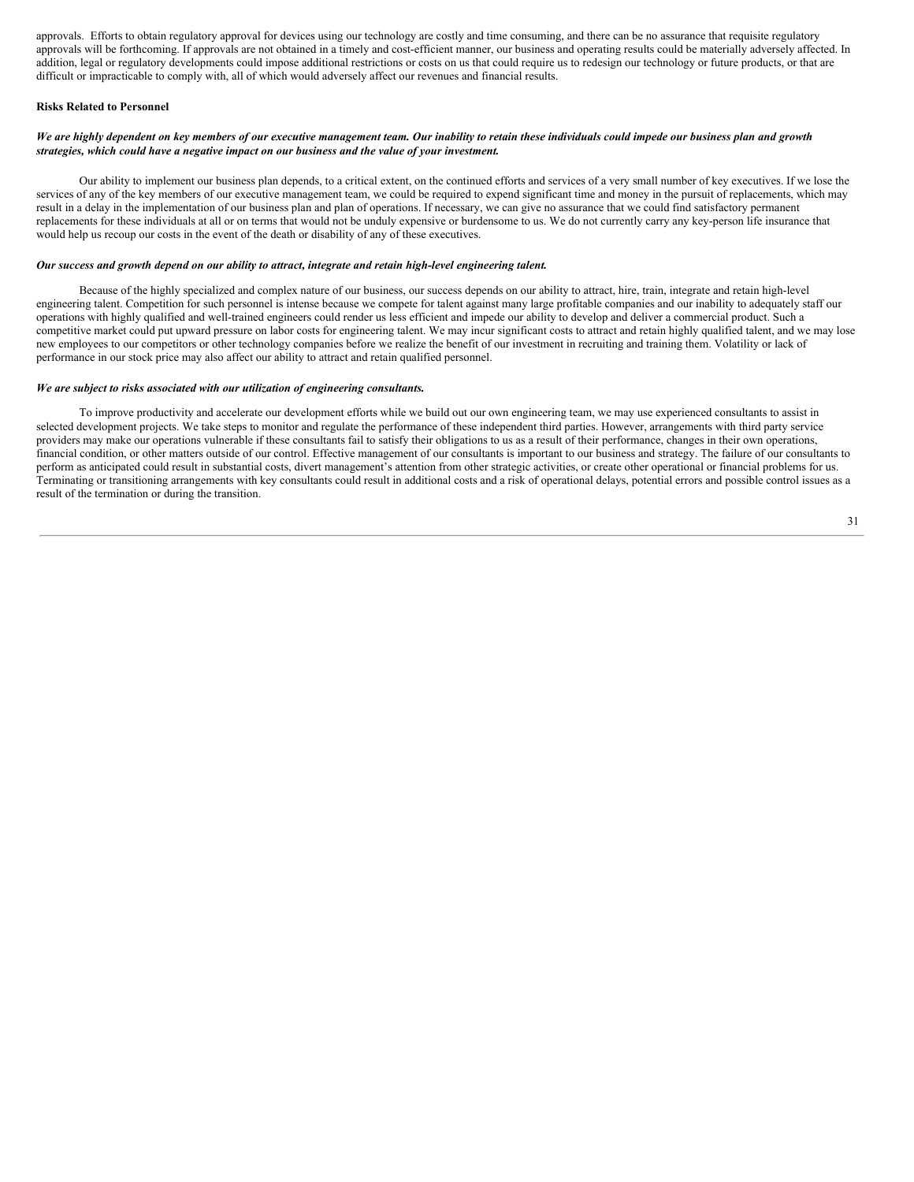approvals.  Efforts to obtain regulatory approval for devices using our technology are costly and time consuming, and there can be no assurance that requisite regulatory approvals will be forthcoming. If approvals are not obtained in a timely and cost-efficient manner, our business and operating results could be materially adversely affected. In addition, legal or regulatory developments could impose additional restrictions or costs on us that could require us to redesign our technology or future products, or that are difficult or impracticable to comply with, all of which would adversely affect our revenues and financial results.

**Risks Related to Personnel**

***We are highly dependent on key members of our executive management team. Our inability to retain these individuals could impede our business plan and growth strategies, which could have a negative impact on our business and the value of your investment.***

Our ability to implement our business plan depends, to a critical extent, on the continued efforts and services of a very small number of key executives. If we lose the services of any of the key members of our executive management team, we could be required to expend significant time and money in the pursuit of replacements, which may result in a delay in the implementation of our business plan and plan of operations. If necessary, we can give no assurance that we could find satisfactory permanent replacements for these individuals at all or on terms that would not be unduly expensive or burdensome to us. We do not currently carry any key-person life insurance that would help us recoup our costs in the event of the death or disability of any of these executives.

***Our success and growth depend on our ability to attract, integrate and retain high-level engineering talent.***

Because of the highly specialized and complex nature of our business, our success depends on our ability to attract, hire, train, integrate and retain high-level engineering talent. Competition for such personnel is intense because we compete for talent against many large profitable companies and our inability to adequately staff our operations with highly qualified and well-trained engineers could render us less efficient and impede our ability to develop and deliver a commercial product. Such a competitive market could put upward pressure on labor costs for engineering talent. We may incur significant costs to attract and retain highly qualified talent, and we may lose new employees to our competitors or other technology companies before we realize the benefit of our investment in recruiting and training them. Volatility or lack of performance in our stock price may also affect our ability to attract and retain qualified personnel.

***We are subject to risks associated with our utilization of engineering consultants.***

To improve productivity and accelerate our development efforts while we build out our own engineering team, we may use experienced consultants to assist in selected development projects. We take steps to monitor and regulate the performance of these independent third parties. However, arrangements with third party service providers may make our operations vulnerable if these consultants fail to satisfy their obligations to us as a result of their performance, changes in their own operations, financial condition, or other matters outside of our control. Effective management of our consultants is important to our business and strategy. The failure of our consultants to perform as anticipated could result in substantial costs, divert management's attention from other strategic activities, or create other operational or financial problems for us. Terminating or transitioning arrangements with key consultants could result in additional costs and a risk of operational delays, potential errors and possible control issues as a result of the termination or during the transition.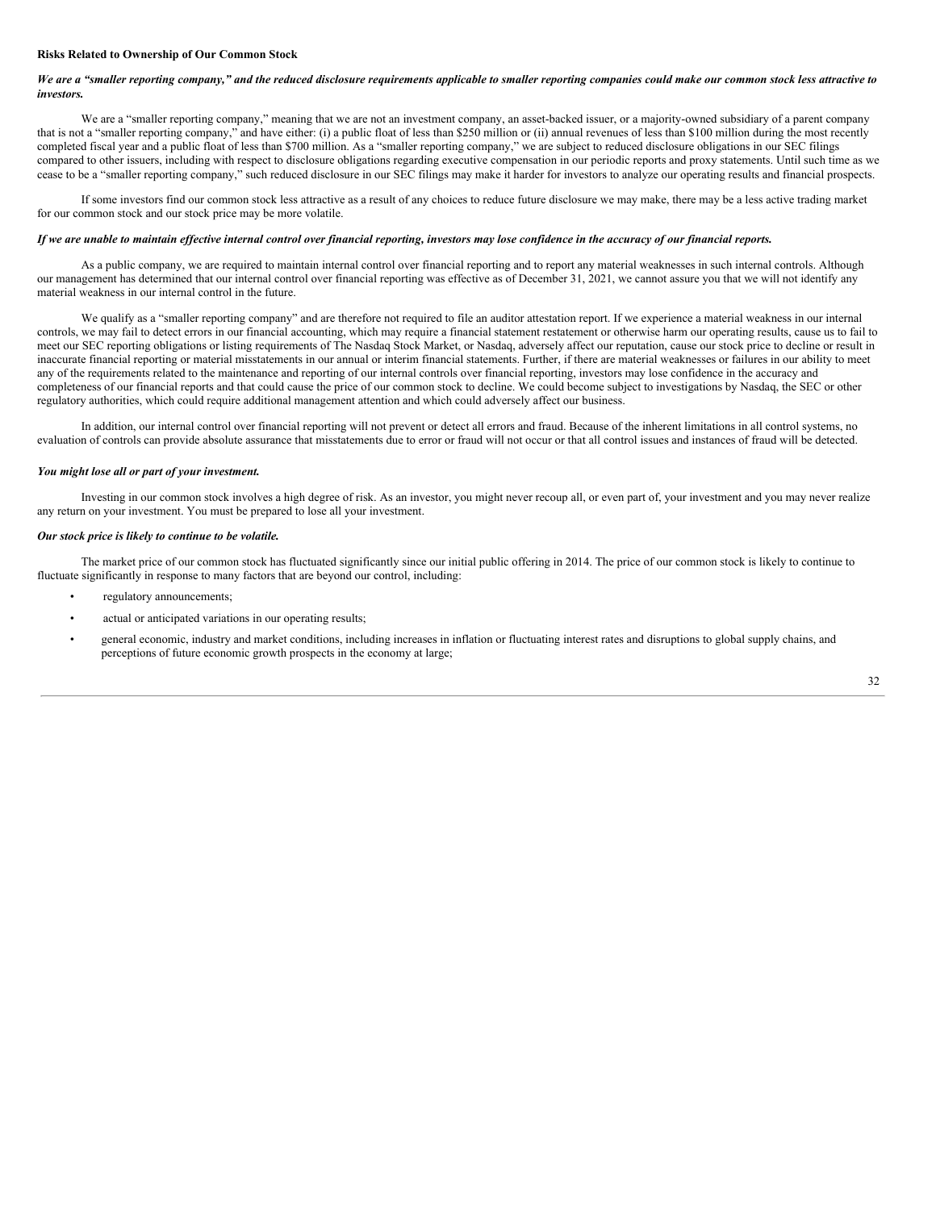**Risks Related to Ownership of Our Common Stock**

***We are a "smaller reporting company," and the reduced disclosure requirements applicable to smaller reporting companies could make our common stock less attractive to investors.***

We are a "smaller reporting company," meaning that we are not an investment company, an asset-backed issuer, or a majority-owned subsidiary of a parent company that is not a "smaller reporting company," and have either: (i) a public float of less than $250 million or (ii) annual revenues of less than $100 million during the most recently completed fiscal year and a public float of less than $700 million. As a "smaller reporting company," we are subject to reduced disclosure obligations in our SEC filings compared to other issuers, including with respect to disclosure obligations regarding executive compensation in our periodic reports and proxy statements. Until such time as we cease to be a "smaller reporting company," such reduced disclosure in our SEC filings may make it harder for investors to analyze our operating results and financial prospects.

If some investors find our common stock less attractive as a result of any choices to reduce future disclosure we may make, there may be a less active trading market for our common stock and our stock price may be more volatile.

***If we are unable to maintain effective internal control over financial reporting, investors may lose confidence in the accuracy of our financial reports.***

As a public company, we are required to maintain internal control over financial reporting and to report any material weaknesses in such internal controls. Although our management has determined that our internal control over financial reporting was effective as of December 31, 2021, we cannot assure you that we will not identify any material weakness in our internal control in the future.

We qualify as a "smaller reporting company" and are therefore not required to file an auditor attestation report. If we experience a material weakness in our internal controls, we may fail to detect errors in our financial accounting, which may require a financial statement restatement or otherwise harm our operating results, cause us to fail to meet our SEC reporting obligations or listing requirements of The Nasdaq Stock Market, or Nasdaq, adversely affect our reputation, cause our stock price to decline or result in inaccurate financial reporting or material misstatements in our annual or interim financial statements. Further, if there are material weaknesses or failures in our ability to meet any of the requirements related to the maintenance and reporting of our internal controls over financial reporting, investors may lose confidence in the accuracy and completeness of our financial reports and that could cause the price of our common stock to decline. We could become subject to investigations by Nasdaq, the SEC or other regulatory authorities, which could require additional management attention and which could adversely affect our business.

In addition, our internal control over financial reporting will not prevent or detect all errors and fraud. Because of the inherent limitations in all control systems, no evaluation of controls can provide absolute assurance that misstatements due to error or fraud will not occur or that all control issues and instances of fraud will be detected.

***You might lose all or part of your investment.***

Investing in our common stock involves a high degree of risk. As an investor, you might never recoup all, or even part of, your investment and you may never realize any return on your investment. You must be prepared to lose all your investment.

***Our stock price is likely to continue to be volatile.***

The market price of our common stock has fluctuated significantly since our initial public offering in 2014. The price of our common stock is likely to continue to fluctuate significantly in response to many factors that are beyond our control, including:

- regulatory announcements;
- actual or anticipated variations in our operating results;
- general economic, industry and market conditions, including increases in inflation or fluctuating interest rates and disruptions to global supply chains, and perceptions of future economic growth prospects in the economy at large;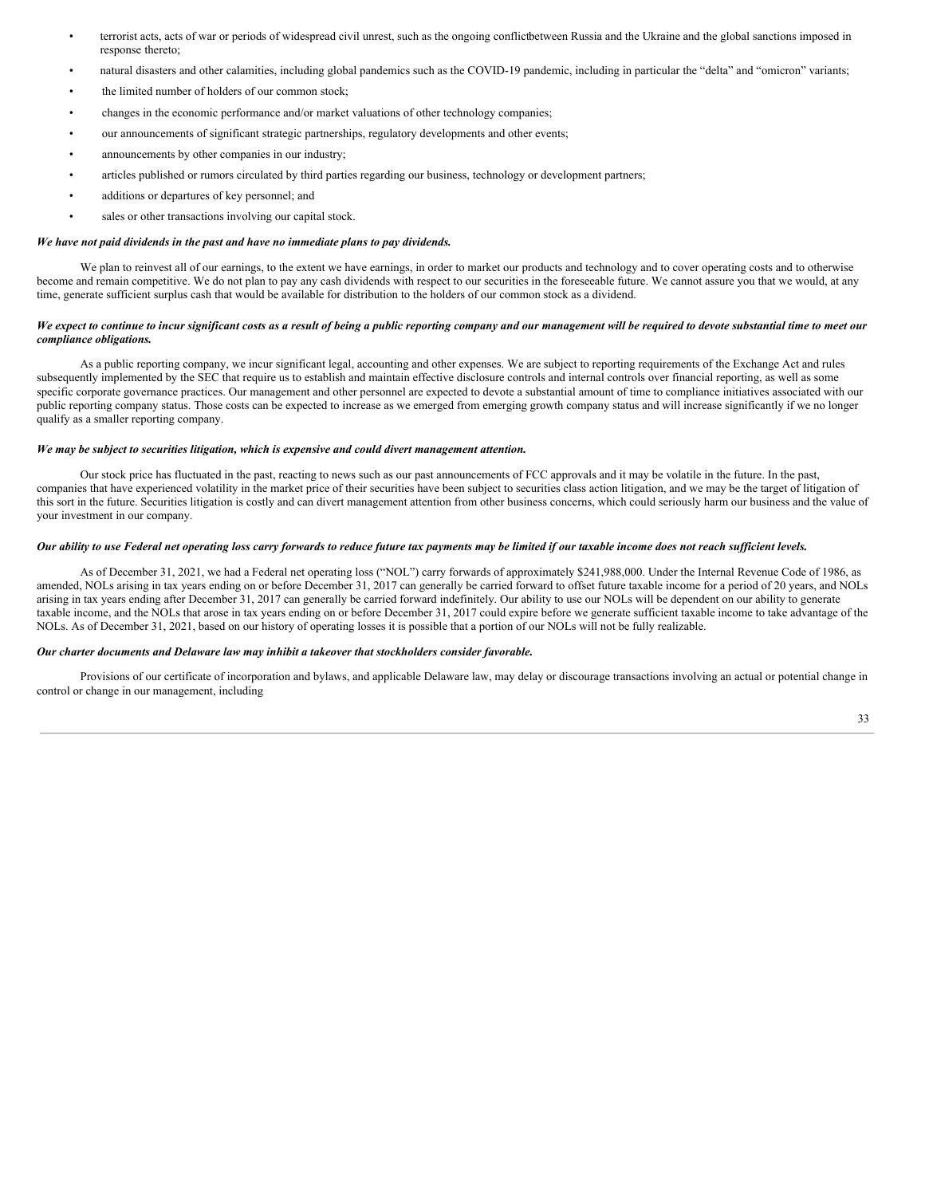- terrorist acts, acts of war or periods of widespread civil unrest, such as the ongoing conflictbetween Russia and the Ukraine and the global sanctions imposed in response thereto;
- natural disasters and other calamities, including global pandemics such as the COVID-19 pandemic, including in particular the "delta" and "omicron" variants;
- the limited number of holders of our common stock;
- changes in the economic performance and/or market valuations of other technology companies;
- our announcements of significant strategic partnerships, regulatory developments and other events;
- announcements by other companies in our industry;
- articles published or rumors circulated by third parties regarding our business, technology or development partners;
- additions or departures of key personnel; and
- sales or other transactions involving our capital stock.

***We have not paid dividends in the past and have no immediate plans to pay dividends.***

We plan to reinvest all of our earnings, to the extent we have earnings, in order to market our products and technology and to cover operating costs and to otherwise become and remain competitive. We do not plan to pay any cash dividends with respect to our securities in the foreseeable future. We cannot assure you that we would, at any time, generate sufficient surplus cash that would be available for distribution to the holders of our common stock as a dividend.

***We expect to continue to incur significant costs as a result of being a public reporting company and our management will be required to devote substantial time to meet our compliance obligations.***

As a public reporting company, we incur significant legal, accounting and other expenses. We are subject to reporting requirements of the Exchange Act and rules subsequently implemented by the SEC that require us to establish and maintain effective disclosure controls and internal controls over financial reporting, as well as some specific corporate governance practices. Our management and other personnel are expected to devote a substantial amount of time to compliance initiatives associated with our public reporting company status. Those costs can be expected to increase as we emerged from emerging growth company status and will increase significantly if we no longer qualify as a smaller reporting company.

***We may be subject to securities litigation, which is expensive and could divert management attention.***

Our stock price has fluctuated in the past, reacting to news such as our past announcements of FCC approvals and it may be volatile in the future. In the past, companies that have experienced volatility in the market price of their securities have been subject to securities class action litigation, and we may be the target of litigation of this sort in the future. Securities litigation is costly and can divert management attention from other business concerns, which could seriously harm our business and the value of your investment in our company.

***Our ability to use Federal net operating loss carry forwards to reduce future tax payments may be limited if our taxable income does not reach sufficient levels.***

As of December 31, 2021, we had a Federal net operating loss ("NOL") carry forwards of approximately $241,988,000. Under the Internal Revenue Code of 1986, as amended, NOLs arising in tax years ending on or before December 31, 2017 can generally be carried forward to offset future taxable income for a period of 20 years, and NOLs arising in tax years ending after December 31, 2017 can generally be carried forward indefinitely. Our ability to use our NOLs will be dependent on our ability to generate taxable income, and the NOLs that arose in tax years ending on or before December 31, 2017 could expire before we generate sufficient taxable income to take advantage of the NOLs. As of December 31, 2021, based on our history of operating losses it is possible that a portion of our NOLs will not be fully realizable.

***Our charter documents and Delaware law may inhibit a takeover that stockholders consider favorable.***

Provisions of our certificate of incorporation and bylaws, and applicable Delaware law, may delay or discourage transactions involving an actual or potential change in control or change in our management, including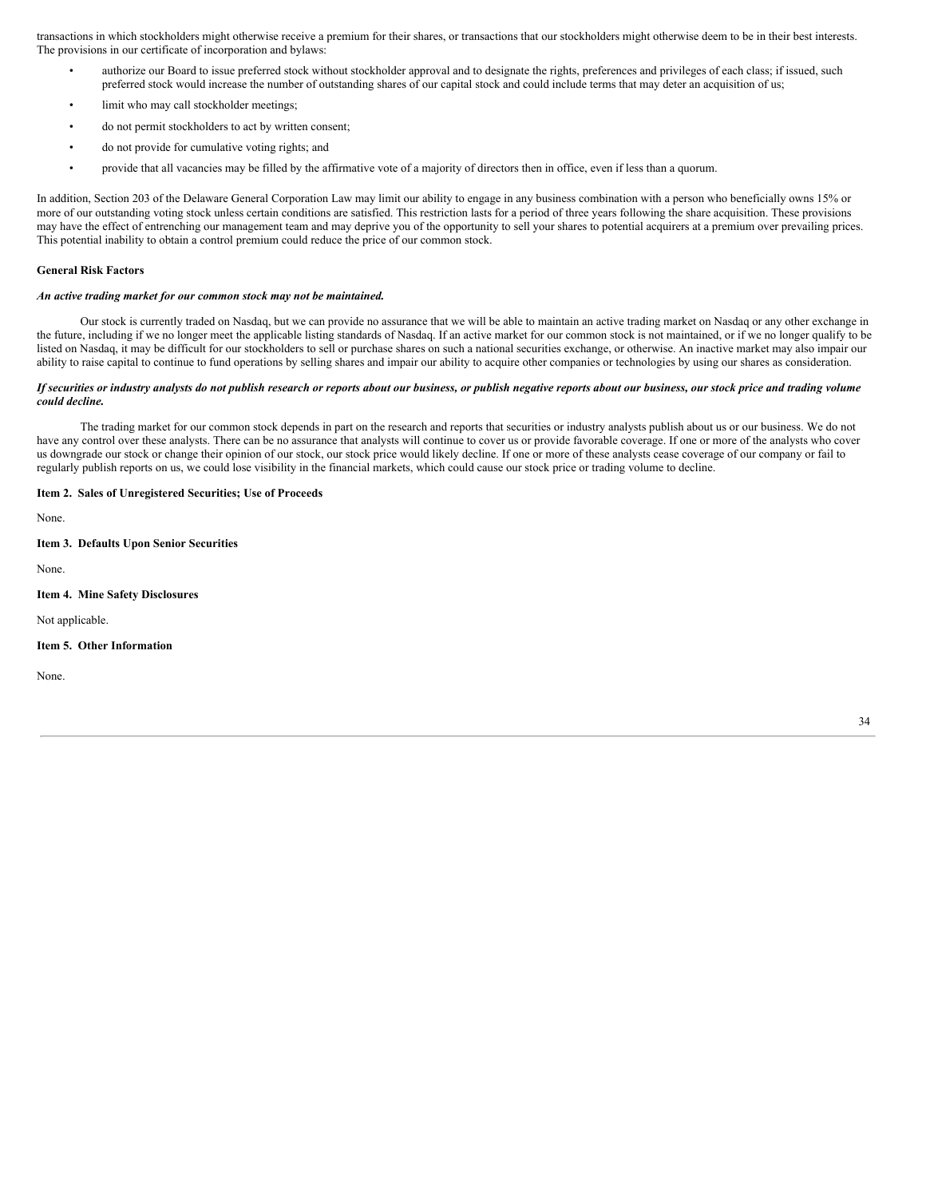transactions in which stockholders might otherwise receive a premium for their shares, or transactions that our stockholders might otherwise deem to be in their best interests. The provisions in our certificate of incorporation and bylaws:

- authorize our Board to issue preferred stock without stockholder approval and to designate the rights, preferences and privileges of each class; if issued, such preferred stock would increase the number of outstanding shares of our capital stock and could include terms that may deter an acquisition of us;
- limit who may call stockholder meetings;
- do not permit stockholders to act by written consent;
- do not provide for cumulative voting rights; and
- provide that all vacancies may be filled by the affirmative vote of a majority of directors then in office, even if less than a quorum.

In addition, Section 203 of the Delaware General Corporation Law may limit our ability to engage in any business combination with a person who beneficially owns 15% or more of our outstanding voting stock unless certain conditions are satisfied. This restriction lasts for a period of three years following the share acquisition. These provisions may have the effect of entrenching our management team and may deprive you of the opportunity to sell your shares to potential acquirers at a premium over prevailing prices. This potential inability to obtain a control premium could reduce the price of our common stock.

**General Risk Factors**

***An active trading market for our common stock may not be maintained.***

Our stock is currently traded on Nasdaq, but we can provide no assurance that we will be able to maintain an active trading market on Nasdaq or any other exchange in the future, including if we no longer meet the applicable listing standards of Nasdaq. If an active market for our common stock is not maintained, or if we no longer qualify to be listed on Nasdaq, it may be difficult for our stockholders to sell or purchase shares on such a national securities exchange, or otherwise. An inactive market may also impair our ability to raise capital to continue to fund operations by selling shares and impair our ability to acquire other companies or technologies by using our shares as consideration.

***If securities or industry analysts do not publish research or reports about our business, or publish negative reports about our business, our stock price and trading volume could decline.***

The trading market for our common stock depends in part on the research and reports that securities or industry analysts publish about us or our business. We do not have any control over these analysts. There can be no assurance that analysts will continue to cover us or provide favorable coverage. If one or more of the analysts who cover us downgrade our stock or change their opinion of our stock, our stock price would likely decline. If one or more of these analysts cease coverage of our company or fail to regularly publish reports on us, we could lose visibility in the financial markets, which could cause our stock price or trading volume to decline.

**Item 2. Sales of Unregistered Securities; Use of Proceeds**

None.

**Item 3. Defaults Upon Senior Securities**

None.

**Item 4. Mine Safety Disclosures**

Not applicable.

**Item 5. Other Information**

None.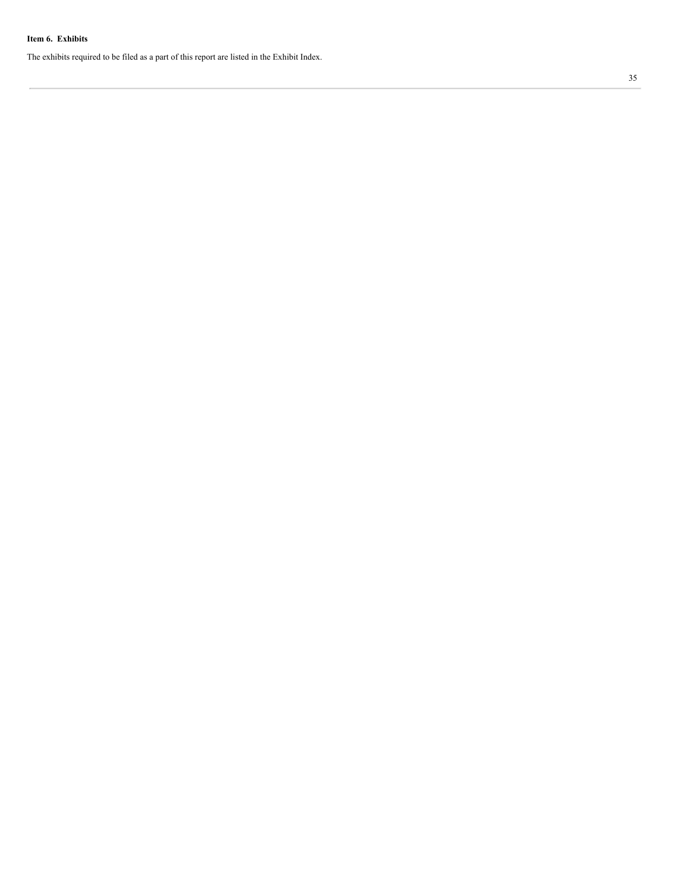**Item 6. Exhibits**

The exhibits required to be filed as a part of this report are listed in the Exhibit Index.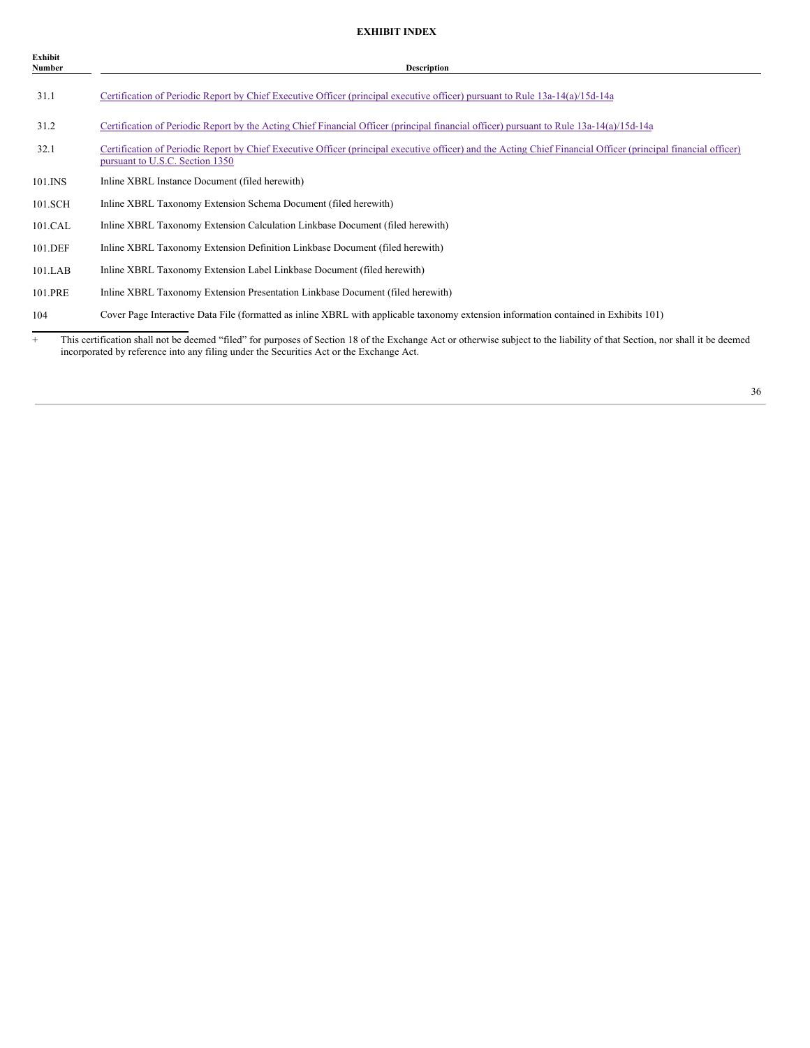**EXHIBIT INDEX**

| Exhibit Number | Description |
|---|---|
| 31.1 | Certification of Periodic Report by Chief Executive Officer (principal executive officer) pursuant to Rule 13a-14(a)/15d-14a |
| 31.2 | Certification of Periodic Report by the Acting Chief Financial Officer (principal financial officer) pursuant to Rule 13a-14(a)/15d-14a |
| 32.1 | Certification of Periodic Report by Chief Executive Officer (principal executive officer) and the Acting Chief Financial Officer (principal financial officer) pursuant to U.S.C. Section 1350 |
| 101.INS | Inline XBRL Instance Document (filed herewith) |
| 101.SCH | Inline XBRL Taxonomy Extension Schema Document (filed herewith) |
| 101.CAL | Inline XBRL Taxonomy Extension Calculation Linkbase Document (filed herewith) |
| 101.DEF | Inline XBRL Taxonomy Extension Definition Linkbase Document (filed herewith) |
| 101.LAB | Inline XBRL Taxonomy Extension Label Linkbase Document (filed herewith) |
| 101.PRE | Inline XBRL Taxonomy Extension Presentation Linkbase Document (filed herewith) |
| 104 | Cover Page Interactive Data File (formatted as inline XBRL with applicable taxonomy extension information contained in Exhibits 101) |

\+ This certification shall not be deemed "filed" for purposes of Section 18 of the Exchange Act or otherwise subject to the liability of that Section, nor shall it be deemed incorporated by reference into any filing under the Securities Act or the Exchange Act.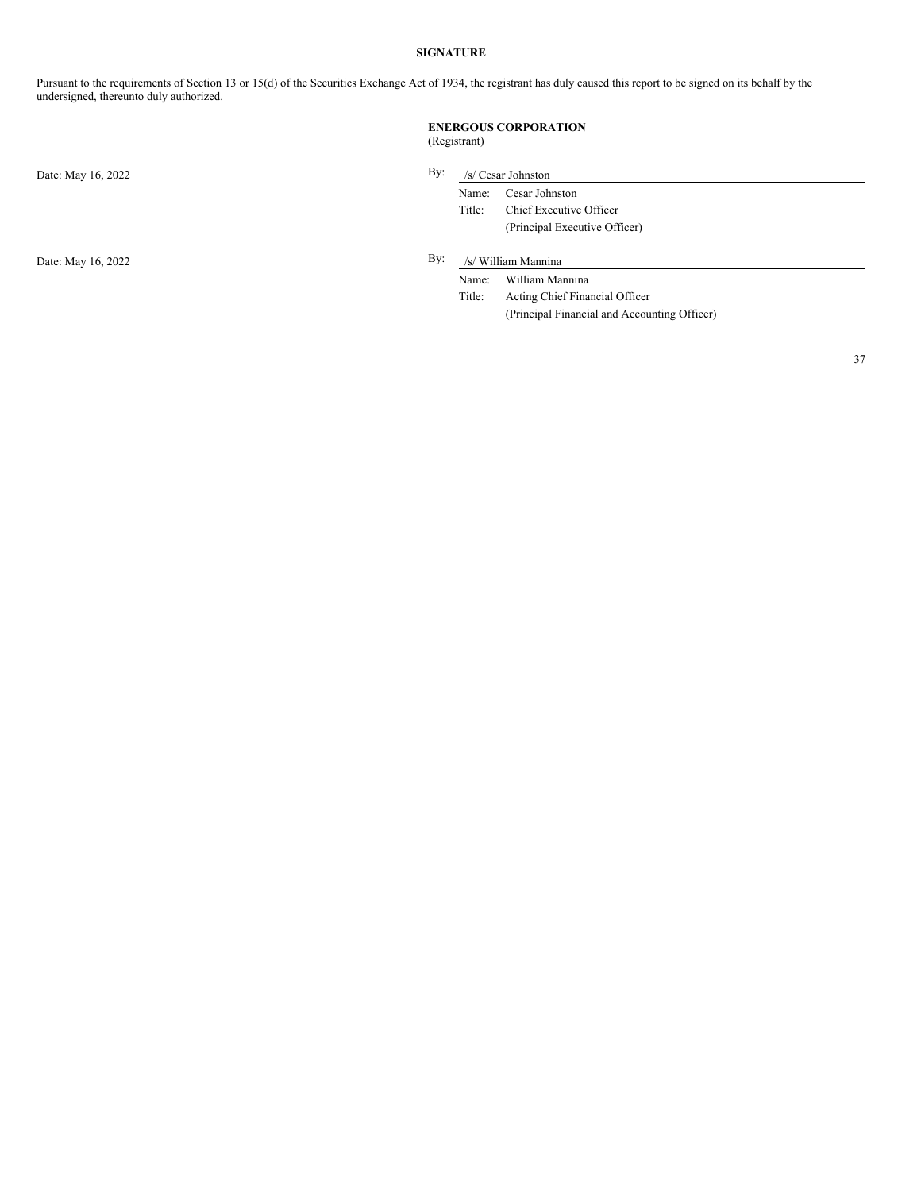## SIGNATURE

Pursuant to the requirements of Section 13 or 15(d) of the Securities Exchange Act of 1934, the registrant has duly caused this report to be signed on its behalf by the undersigned, thereunto duly authorized.

**ENERGOUS CORPORATION**
(Registrant)

Date: May 16, 2022

By: /s/ Cesar Johnston
Name: Cesar Johnston
Title: Chief Executive Officer
(Principal Executive Officer)

Date: May 16, 2022

By: /s/ William Mannina
Name: William Mannina
Title: Acting Chief Financial Officer
(Principal Financial and Accounting Officer)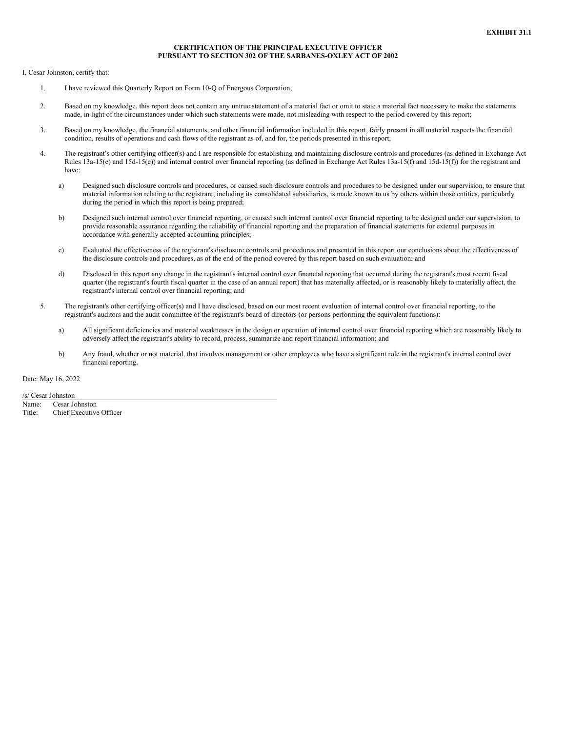**EXHIBIT 31.1**

**CERTIFICATION OF THE PRINCIPAL EXECUTIVE OFFICER PURSUANT TO SECTION 302 OF THE SARBANES-OXLEY ACT OF 2002**

I, Cesar Johnston, certify that:

1. I have reviewed this Quarterly Report on Form 10-Q of Energous Corporation;

2. Based on my knowledge, this report does not contain any untrue statement of a material fact or omit to state a material fact necessary to make the statements made, in light of the circumstances under which such statements were made, not misleading with respect to the period covered by this report;

3. Based on my knowledge, the financial statements, and other financial information included in this report, fairly present in all material respects the financial condition, results of operations and cash flows of the registrant as of, and for, the periods presented in this report;

4. The registrant's other certifying officer(s) and I are responsible for establishing and maintaining disclosure controls and procedures (as defined in Exchange Act Rules 13a-15(e) and 15d-15(e)) and internal control over financial reporting (as defined in Exchange Act Rules 13a-15(f) and 15d-15(f)) for the registrant and have:

    a) Designed such disclosure controls and procedures, or caused such disclosure controls and procedures to be designed under our supervision, to ensure that material information relating to the registrant, including its consolidated subsidiaries, is made known to us by others within those entities, particularly during the period in which this report is being prepared;

    b) Designed such internal control over financial reporting, or caused such internal control over financial reporting to be designed under our supervision, to provide reasonable assurance regarding the reliability of financial reporting and the preparation of financial statements for external purposes in accordance with generally accepted accounting principles;

    c) Evaluated the effectiveness of the registrant's disclosure controls and procedures and presented in this report our conclusions about the effectiveness of the disclosure controls and procedures, as of the end of the period covered by this report based on such evaluation; and

    d) Disclosed in this report any change in the registrant's internal control over financial reporting that occurred during the registrant's most recent fiscal quarter (the registrant's fourth fiscal quarter in the case of an annual report) that has materially affected, or is reasonably likely to materially affect, the registrant's internal control over financial reporting; and

5. The registrant's other certifying officer(s) and I have disclosed, based on our most recent evaluation of internal control over financial reporting, to the registrant's auditors and the audit committee of the registrant's board of directors (or persons performing the equivalent functions):

    a) All significant deficiencies and material weaknesses in the design or operation of internal control over financial reporting which are reasonably likely to adversely affect the registrant's ability to record, process, summarize and report financial information; and

    b) Any fraud, whether or not material, that involves management or other employees who have a significant role in the registrant's internal control over financial reporting.

Date: May 16, 2022

/s/ Cesar Johnston

Name: Cesar Johnston
Title: Chief Executive Officer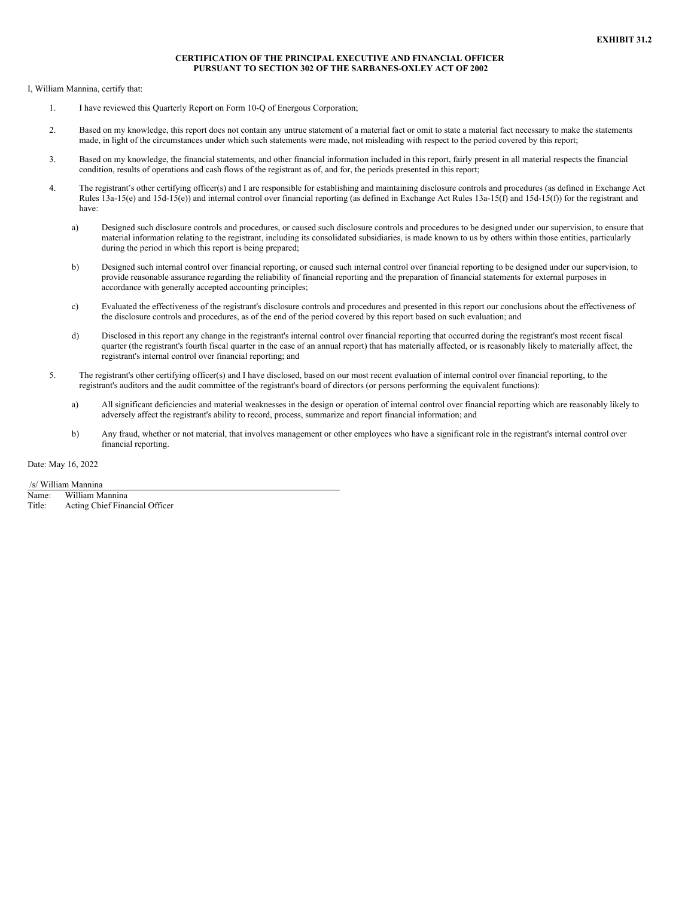**EXHIBIT 31.2**

**CERTIFICATION OF THE PRINCIPAL EXECUTIVE AND FINANCIAL OFFICER PURSUANT TO SECTION 302 OF THE SARBANES-OXLEY ACT OF 2002**

I, William Mannina, certify that:

1. I have reviewed this Quarterly Report on Form 10-Q of Energous Corporation;

2. Based on my knowledge, this report does not contain any untrue statement of a material fact or omit to state a material fact necessary to make the statements made, in light of the circumstances under which such statements were made, not misleading with respect to the period covered by this report;

3. Based on my knowledge, the financial statements, and other financial information included in this report, fairly present in all material respects the financial condition, results of operations and cash flows of the registrant as of, and for, the periods presented in this report;

4. The registrant's other certifying officer(s) and I are responsible for establishing and maintaining disclosure controls and procedures (as defined in Exchange Act Rules 13a-15(e) and 15d-15(e)) and internal control over financial reporting (as defined in Exchange Act Rules 13a-15(f) and 15d-15(f)) for the registrant and have:

   a) Designed such disclosure controls and procedures, or caused such disclosure controls and procedures to be designed under our supervision, to ensure that material information relating to the registrant, including its consolidated subsidiaries, is made known to us by others within those entities, particularly during the period in which this report is being prepared;

   b) Designed such internal control over financial reporting, or caused such internal control over financial reporting to be designed under our supervision, to provide reasonable assurance regarding the reliability of financial reporting and the preparation of financial statements for external purposes in accordance with generally accepted accounting principles;

   c) Evaluated the effectiveness of the registrant's disclosure controls and procedures and presented in this report our conclusions about the effectiveness of the disclosure controls and procedures, as of the end of the period covered by this report based on such evaluation; and

   d) Disclosed in this report any change in the registrant's internal control over financial reporting that occurred during the registrant's most recent fiscal quarter (the registrant's fourth fiscal quarter in the case of an annual report) that has materially affected, or is reasonably likely to materially affect, the registrant's internal control over financial reporting; and

5. The registrant's other certifying officer(s) and I have disclosed, based on our most recent evaluation of internal control over financial reporting, to the registrant's auditors and the audit committee of the registrant's board of directors (or persons performing the equivalent functions):

   a) All significant deficiencies and material weaknesses in the design or operation of internal control over financial reporting which are reasonably likely to adversely affect the registrant's ability to record, process, summarize and report financial information; and

   b) Any fraud, whether or not material, that involves management or other employees who have a significant role in the registrant's internal control over financial reporting.

Date: May 16, 2022

/s/ William Mannina

Name: William Mannina
Title: Acting Chief Financial Officer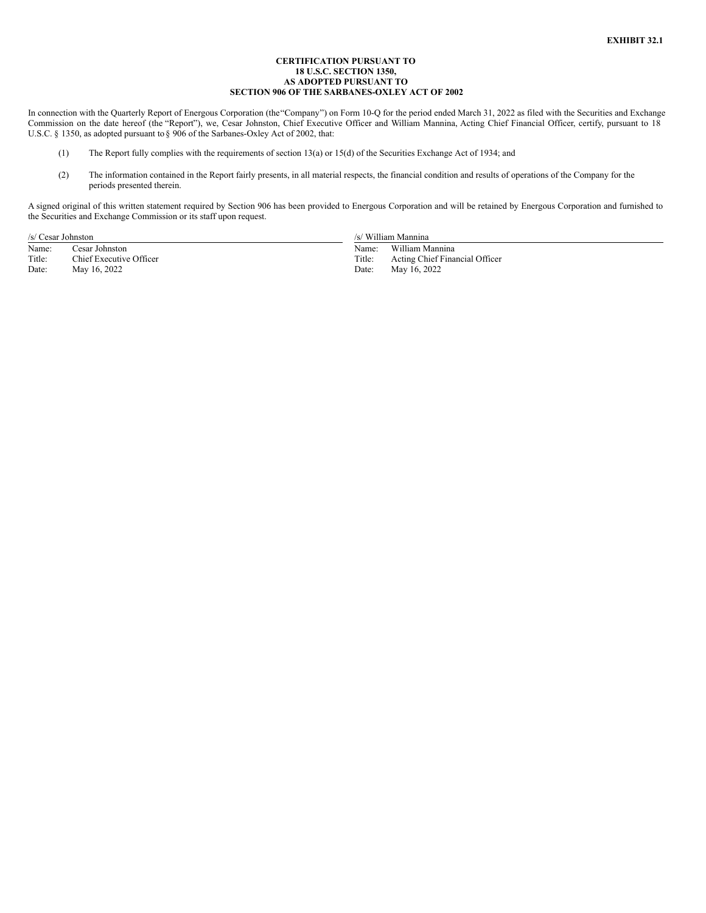**EXHIBIT 32.1**

**CERTIFICATION PURSUANT TO**
**18 U.S.C. SECTION 1350,**
**AS ADOPTED PURSUANT TO**
**SECTION 906 OF THE SARBANES-OXLEY ACT OF 2002**

In connection with the Quarterly Report of Energous Corporation (the "Company") on Form 10-Q for the period ended March 31, 2022 as filed with the Securities and Exchange Commission on the date hereof (the "Report"), we, Cesar Johnston, Chief Executive Officer and William Mannina, Acting Chief Financial Officer, certify, pursuant to 18 U.S.C. § 1350, as adopted pursuant to § 906 of the Sarbanes-Oxley Act of 2002, that:

(1) The Report fully complies with the requirements of section 13(a) or 15(d) of the Securities Exchange Act of 1934; and

(2) The information contained in the Report fairly presents, in all material respects, the financial condition and results of operations of the Company for the periods presented therein.

A signed original of this written statement required by Section 906 has been provided to Energous Corporation and will be retained by Energous Corporation and furnished to the Securities and Exchange Commission or its staff upon request.

/s/ Cesar Johnston
Name: Cesar Johnston
Title: Chief Executive Officer
Date: May 16, 2022

/s/ William Mannina
Name: William Mannina
Title: Acting Chief Financial Officer
Date: May 16, 2022